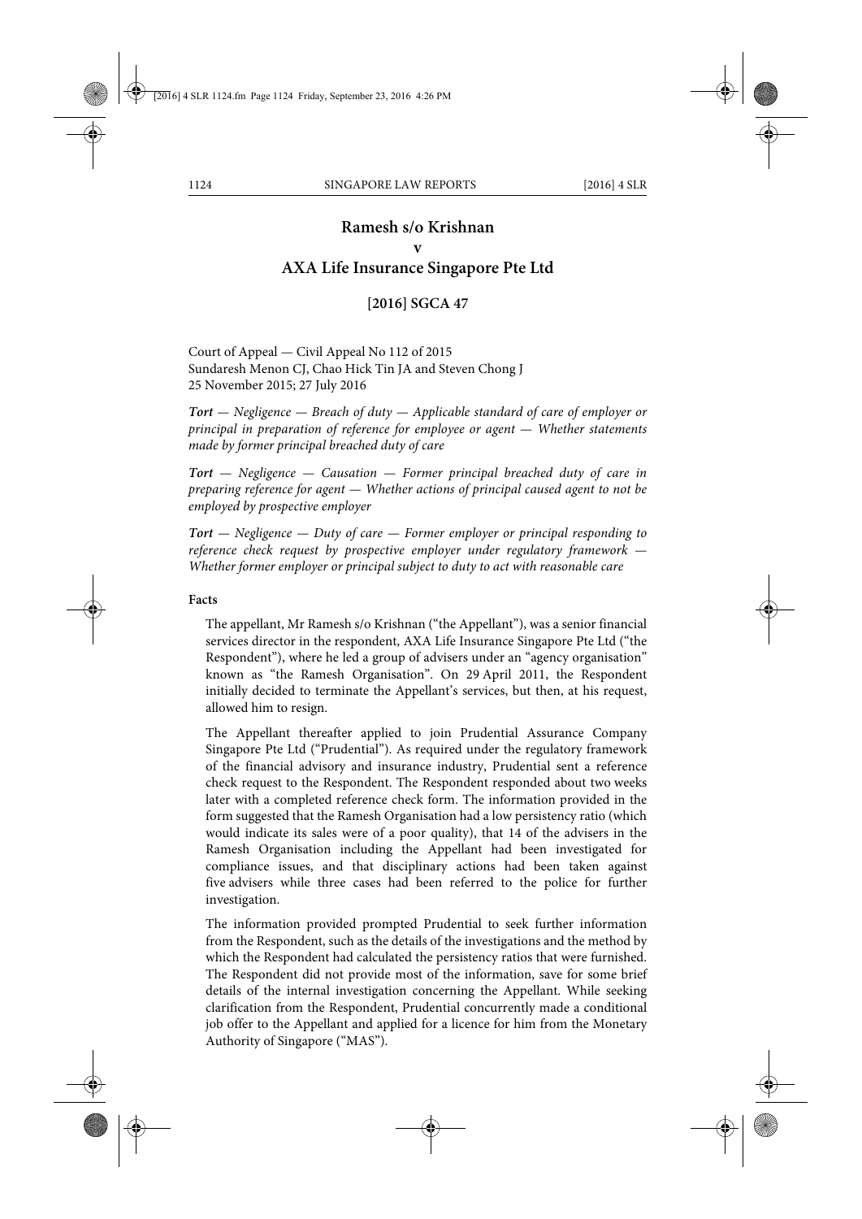# Ramesh s/o Krishnan
# v
# AXA Life Insurance Singapore Pte Ltd

## [2016] SGCA 47

Court of Appeal — Civil Appeal No 112 of 2015
Sundaresh Menon CJ, Chao Hick Tin JA and Steven Chong J
25 November 2015; 27 July 2016

***Tort** — Negligence — Breach of duty — Applicable standard of care of employer or principal in preparation of reference for employee or agent — Whether statements made by former principal breached duty of care*

***Tort** — Negligence — Causation — Former principal breached duty of care in preparing reference for agent — Whether actions of principal caused agent to not be employed by prospective employer*

***Tort** — Negligence — Duty of care — Former employer or principal responding to reference check request by prospective employer under regulatory framework — Whether former employer or principal subject to duty to act with reasonable care*

**Facts**

The appellant, Mr Ramesh s/o Krishnan ("the Appellant"), was a senior financial services director in the respondent, AXA Life Insurance Singapore Pte Ltd ("the Respondent"), where he led a group of advisers under an "agency organisation" known as "the Ramesh Organisation". On 29 April 2011, the Respondent initially decided to terminate the Appellant's services, but then, at his request, allowed him to resign.

The Appellant thereafter applied to join Prudential Assurance Company Singapore Pte Ltd ("Prudential"). As required under the regulatory framework of the financial advisory and insurance industry, Prudential sent a reference check request to the Respondent. The Respondent responded about two weeks later with a completed reference check form. The information provided in the form suggested that the Ramesh Organisation had a low persistency ratio (which would indicate its sales were of a poor quality), that 14 of the advisers in the Ramesh Organisation including the Appellant had been investigated for compliance issues, and that disciplinary actions had been taken against five advisers while three cases had been referred to the police for further investigation.

The information provided prompted Prudential to seek further information from the Respondent, such as the details of the investigations and the method by which the Respondent had calculated the persistency ratios that were furnished. The Respondent did not provide most of the information, save for some brief details of the internal investigation concerning the Appellant. While seeking clarification from the Respondent, Prudential concurrently made a conditional job offer to the Appellant and applied for a licence for him from the Monetary Authority of Singapore ("MAS").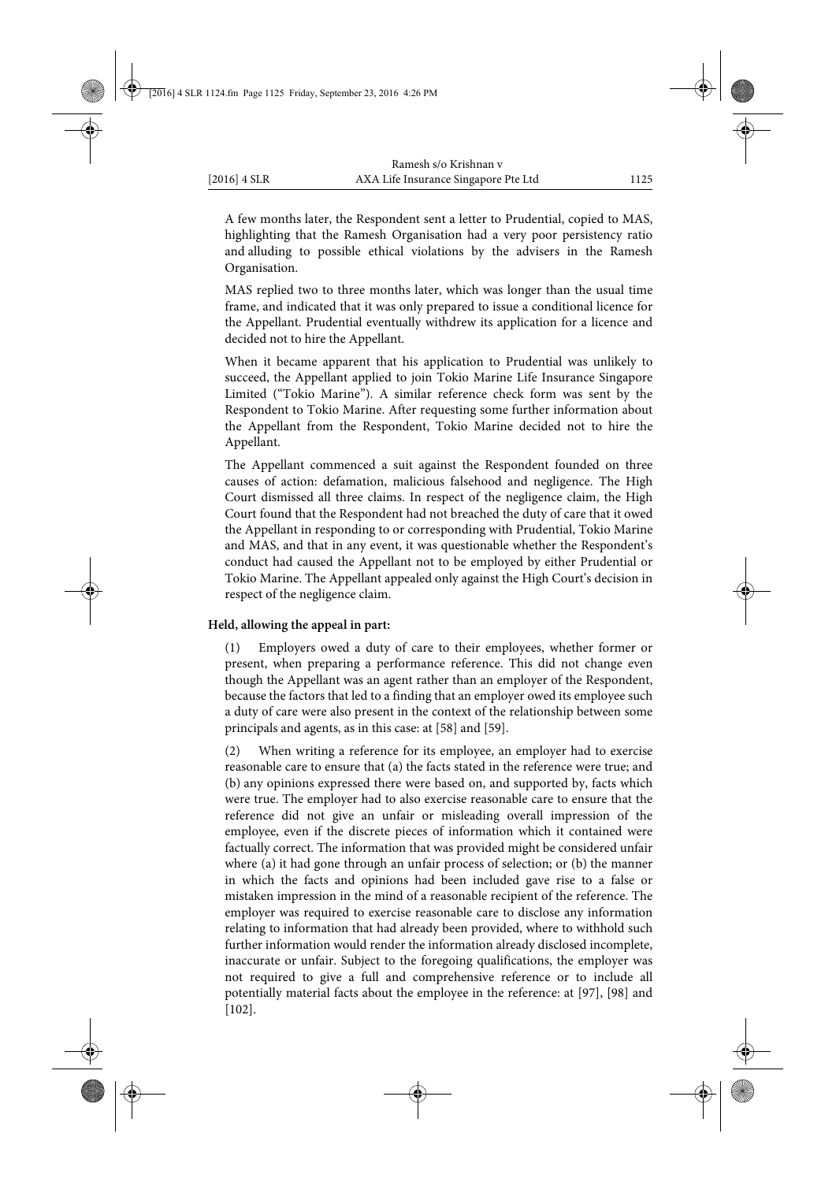A few months later, the Respondent sent a letter to Prudential, copied to MAS, highlighting that the Ramesh Organisation had a very poor persistency ratio and alluding to possible ethical violations by the advisers in the Ramesh Organisation.

MAS replied two to three months later, which was longer than the usual time frame, and indicated that it was only prepared to issue a conditional licence for the Appellant. Prudential eventually withdrew its application for a licence and decided not to hire the Appellant.

When it became apparent that his application to Prudential was unlikely to succeed, the Appellant applied to join Tokio Marine Life Insurance Singapore Limited ("Tokio Marine"). A similar reference check form was sent by the Respondent to Tokio Marine. After requesting some further information about the Appellant from the Respondent, Tokio Marine decided not to hire the Appellant.

The Appellant commenced a suit against the Respondent founded on three causes of action: defamation, malicious falsehood and negligence. The High Court dismissed all three claims. In respect of the negligence claim, the High Court found that the Respondent had not breached the duty of care that it owed the Appellant in responding to or corresponding with Prudential, Tokio Marine and MAS, and that in any event, it was questionable whether the Respondent's conduct had caused the Appellant not to be employed by either Prudential or Tokio Marine. The Appellant appealed only against the High Court's decision in respect of the negligence claim.

**Held, allowing the appeal in part:**

(1) Employers owed a duty of care to their employees, whether former or present, when preparing a performance reference. This did not change even though the Appellant was an agent rather than an employer of the Respondent, because the factors that led to a finding that an employer owed its employee such a duty of care were also present in the context of the relationship between some principals and agents, as in this case: at [58] and [59].

(2) When writing a reference for its employee, an employer had to exercise reasonable care to ensure that (a) the facts stated in the reference were true; and (b) any opinions expressed there were based on, and supported by, facts which were true. The employer had to also exercise reasonable care to ensure that the reference did not give an unfair or misleading overall impression of the employee, even if the discrete pieces of information which it contained were factually correct. The information that was provided might be considered unfair where (a) it had gone through an unfair process of selection; or (b) the manner in which the facts and opinions had been included gave rise to a false or mistaken impression in the mind of a reasonable recipient of the reference. The employer was required to exercise reasonable care to disclose any information relating to information that had already been provided, where to withhold such further information would render the information already disclosed incomplete, inaccurate or unfair. Subject to the foregoing qualifications, the employer was not required to give a full and comprehensive reference or to include all potentially material facts about the employee in the reference: at [97], [98] and [102].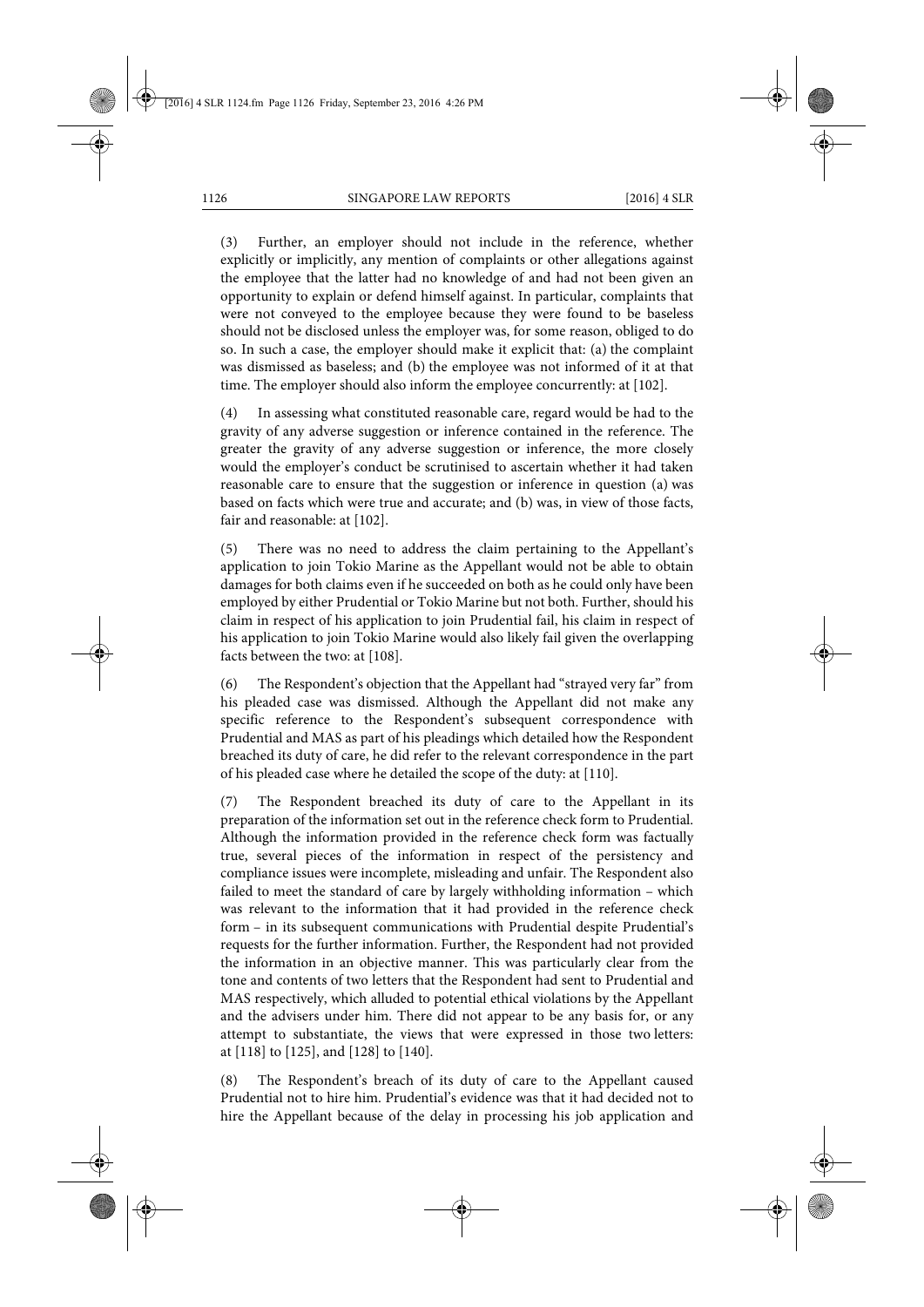(3) Further, an employer should not include in the reference, whether explicitly or implicitly, any mention of complaints or other allegations against the employee that the latter had no knowledge of and had not been given an opportunity to explain or defend himself against. In particular, complaints that were not conveyed to the employee because they were found to be baseless should not be disclosed unless the employer was, for some reason, obliged to do so. In such a case, the employer should make it explicit that: (a) the complaint was dismissed as baseless; and (b) the employee was not informed of it at that time. The employer should also inform the employee concurrently: at [102].

(4) In assessing what constituted reasonable care, regard would be had to the gravity of any adverse suggestion or inference contained in the reference. The greater the gravity of any adverse suggestion or inference, the more closely would the employer's conduct be scrutinised to ascertain whether it had taken reasonable care to ensure that the suggestion or inference in question (a) was based on facts which were true and accurate; and (b) was, in view of those facts, fair and reasonable: at [102].

(5) There was no need to address the claim pertaining to the Appellant's application to join Tokio Marine as the Appellant would not be able to obtain damages for both claims even if he succeeded on both as he could only have been employed by either Prudential or Tokio Marine but not both. Further, should his claim in respect of his application to join Prudential fail, his claim in respect of his application to join Tokio Marine would also likely fail given the overlapping facts between the two: at [108].

(6) The Respondent's objection that the Appellant had "strayed very far" from his pleaded case was dismissed. Although the Appellant did not make any specific reference to the Respondent's subsequent correspondence with Prudential and MAS as part of his pleadings which detailed how the Respondent breached its duty of care, he did refer to the relevant correspondence in the part of his pleaded case where he detailed the scope of the duty: at [110].

(7) The Respondent breached its duty of care to the Appellant in its preparation of the information set out in the reference check form to Prudential. Although the information provided in the reference check form was factually true, several pieces of the information in respect of the persistency and compliance issues were incomplete, misleading and unfair. The Respondent also failed to meet the standard of care by largely withholding information – which was relevant to the information that it had provided in the reference check form – in its subsequent communications with Prudential despite Prudential's requests for the further information. Further, the Respondent had not provided the information in an objective manner. This was particularly clear from the tone and contents of two letters that the Respondent had sent to Prudential and MAS respectively, which alluded to potential ethical violations by the Appellant and the advisers under him. There did not appear to be any basis for, or any attempt to substantiate, the views that were expressed in those two letters: at [118] to [125], and [128] to [140].

(8) The Respondent's breach of its duty of care to the Appellant caused Prudential not to hire him. Prudential's evidence was that it had decided not to hire the Appellant because of the delay in processing his job application and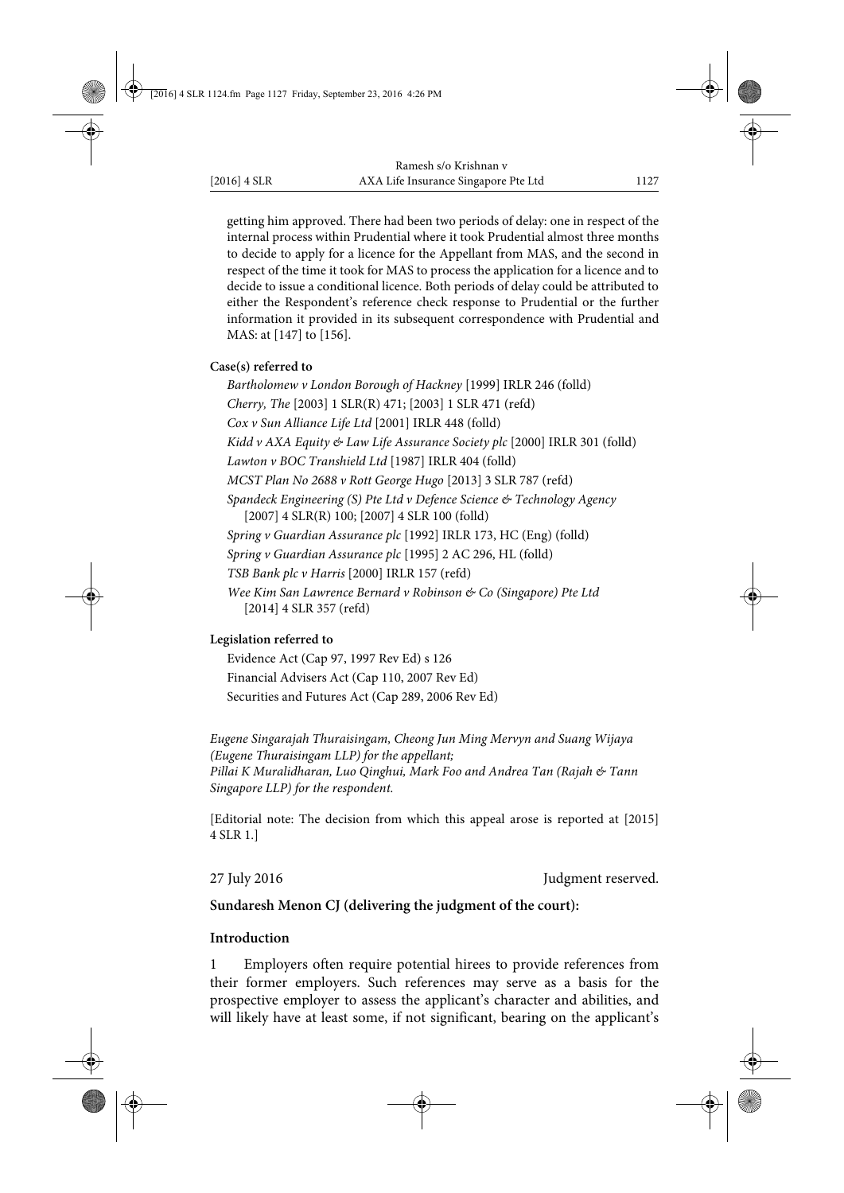getting him approved. There had been two periods of delay: one in respect of the internal process within Prudential where it took Prudential almost three months to decide to apply for a licence for the Appellant from MAS, and the second in respect of the time it took for MAS to process the application for a licence and to decide to issue a conditional licence. Both periods of delay could be attributed to either the Respondent's reference check response to Prudential or the further information it provided in its subsequent correspondence with Prudential and MAS: at [147] to [156].

**Case(s) referred to**

*Bartholomew v London Borough of Hackney* [1999] IRLR 246 (folld)

*Cherry, The* [2003] 1 SLR(R) 471; [2003] 1 SLR 471 (refd)

*Cox v Sun Alliance Life Ltd* [2001] IRLR 448 (folld)

*Kidd v AXA Equity & Law Life Assurance Society plc* [2000] IRLR 301 (folld)

*Lawton v BOC Transhield Ltd* [1987] IRLR 404 (folld)

*MCST Plan No 2688 v Rott George Hugo* [2013] 3 SLR 787 (refd)

*Spandeck Engineering (S) Pte Ltd v Defence Science & Technology Agency* [2007] 4 SLR(R) 100; [2007] 4 SLR 100 (folld)

*Spring v Guardian Assurance plc* [1992] IRLR 173, HC (Eng) (folld)

*Spring v Guardian Assurance plc* [1995] 2 AC 296, HL (folld)

*TSB Bank plc v Harris* [2000] IRLR 157 (refd)

*Wee Kim San Lawrence Bernard v Robinson & Co (Singapore) Pte Ltd* [2014] 4 SLR 357 (refd)

**Legislation referred to**

Evidence Act (Cap 97, 1997 Rev Ed) s 126

Financial Advisers Act (Cap 110, 2007 Rev Ed)

Securities and Futures Act (Cap 289, 2006 Rev Ed)

*Eugene Singarajah Thuraisingam, Cheong Jun Ming Mervyn and Suang Wijaya (Eugene Thuraisingam LLP) for the appellant;*
*Pillai K Muralidharan, Luo Qinghui, Mark Foo and Andrea Tan (Rajah & Tann Singapore LLP) for the respondent.*

[Editorial note: The decision from which this appeal arose is reported at [2015] 4 SLR 1.]

27 July 2016 Judgment reserved.

**Sundaresh Menon CJ (delivering the judgment of the court):**

**Introduction**

1 Employers often require potential hirees to provide references from their former employers. Such references may serve as a basis for the prospective employer to assess the applicant's character and abilities, and will likely have at least some, if not significant, bearing on the applicant's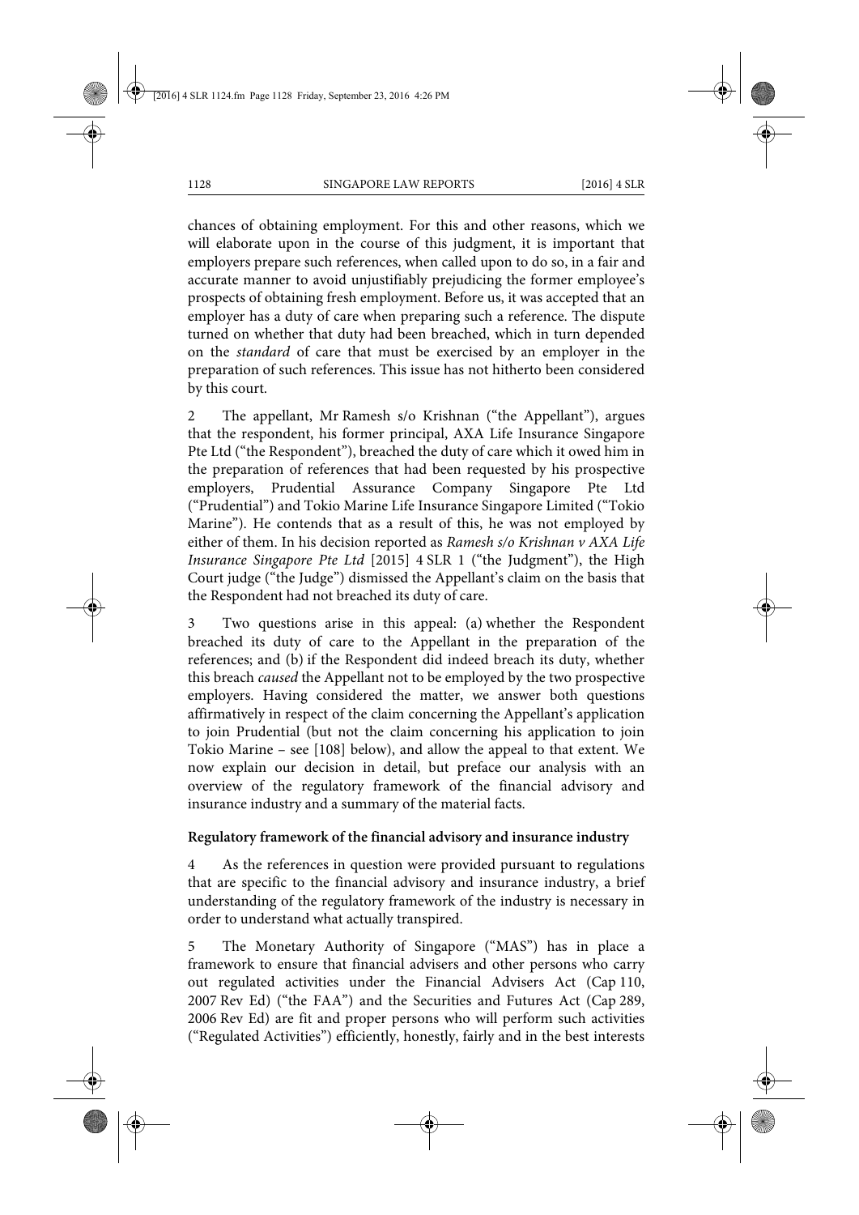chances of obtaining employment. For this and other reasons, which we will elaborate upon in the course of this judgment, it is important that employers prepare such references, when called upon to do so, in a fair and accurate manner to avoid unjustifiably prejudicing the former employee's prospects of obtaining fresh employment. Before us, it was accepted that an employer has a duty of care when preparing such a reference. The dispute turned on whether that duty had been breached, which in turn depended on the *standard* of care that must be exercised by an employer in the preparation of such references. This issue has not hitherto been considered by this court.

2 The appellant, Mr Ramesh s/o Krishnan ("the Appellant"), argues that the respondent, his former principal, AXA Life Insurance Singapore Pte Ltd ("the Respondent"), breached the duty of care which it owed him in the preparation of references that had been requested by his prospective employers, Prudential Assurance Company Singapore Pte Ltd ("Prudential") and Tokio Marine Life Insurance Singapore Limited ("Tokio Marine"). He contends that as a result of this, he was not employed by either of them. In his decision reported as *Ramesh s/o Krishnan v AXA Life Insurance Singapore Pte Ltd* [2015] 4 SLR 1 ("the Judgment"), the High Court judge ("the Judge") dismissed the Appellant's claim on the basis that the Respondent had not breached its duty of care.

3 Two questions arise in this appeal: (a) whether the Respondent breached its duty of care to the Appellant in the preparation of the references; and (b) if the Respondent did indeed breach its duty, whether this breach *caused* the Appellant not to be employed by the two prospective employers. Having considered the matter, we answer both questions affirmatively in respect of the claim concerning the Appellant's application to join Prudential (but not the claim concerning his application to join Tokio Marine – see [108] below), and allow the appeal to that extent. We now explain our decision in detail, but preface our analysis with an overview of the regulatory framework of the financial advisory and insurance industry and a summary of the material facts.

**Regulatory framework of the financial advisory and insurance industry**

4 As the references in question were provided pursuant to regulations that are specific to the financial advisory and insurance industry, a brief understanding of the regulatory framework of the industry is necessary in order to understand what actually transpired.

5 The Monetary Authority of Singapore ("MAS") has in place a framework to ensure that financial advisers and other persons who carry out regulated activities under the Financial Advisers Act (Cap 110, 2007 Rev Ed) ("the FAA") and the Securities and Futures Act (Cap 289, 2006 Rev Ed) are fit and proper persons who will perform such activities ("Regulated Activities") efficiently, honestly, fairly and in the best interests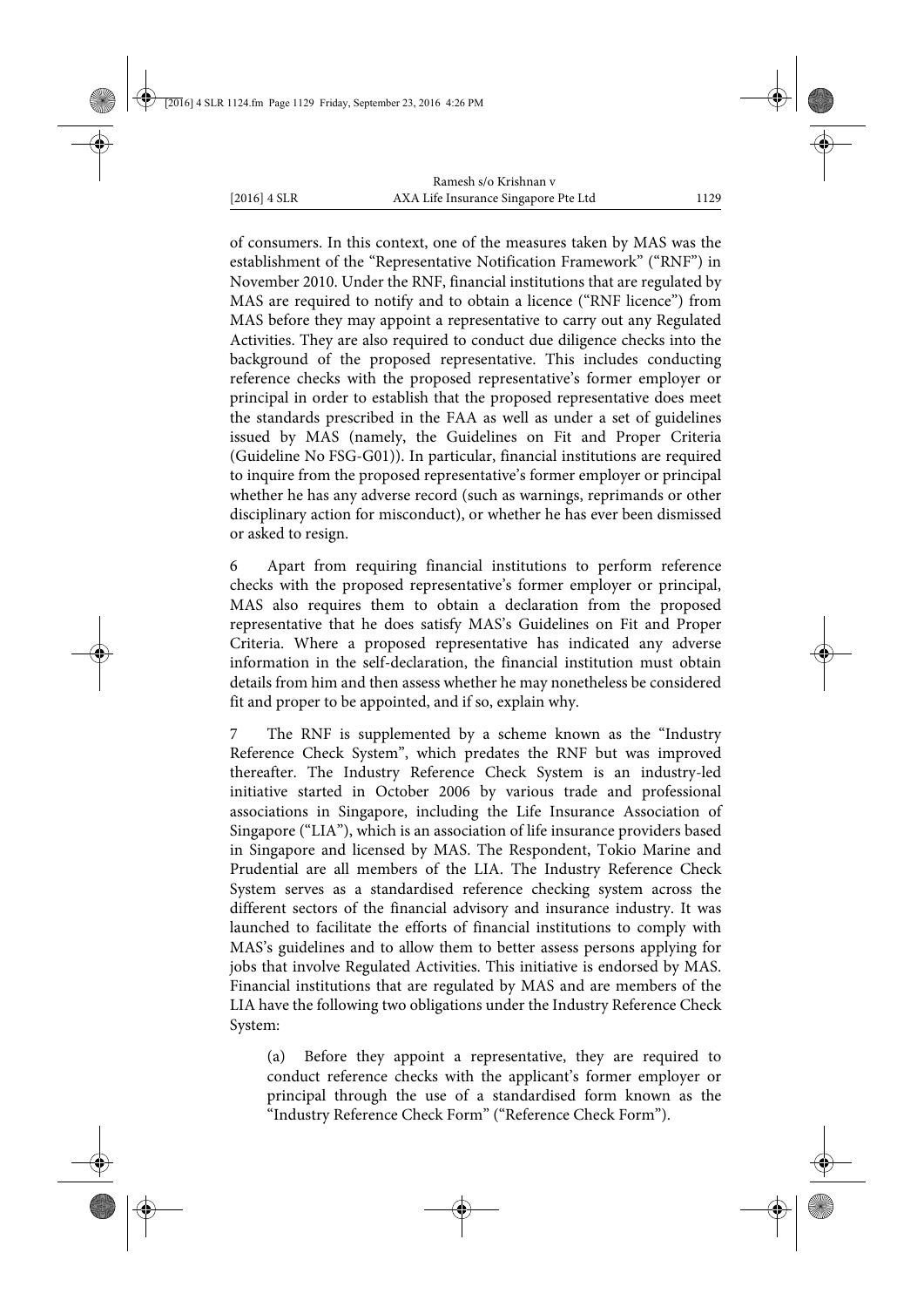of consumers. In this context, one of the measures taken by MAS was the establishment of the "Representative Notification Framework" ("RNF") in November 2010. Under the RNF, financial institutions that are regulated by MAS are required to notify and to obtain a licence ("RNF licence") from MAS before they may appoint a representative to carry out any Regulated Activities. They are also required to conduct due diligence checks into the background of the proposed representative. This includes conducting reference checks with the proposed representative's former employer or principal in order to establish that the proposed representative does meet the standards prescribed in the FAA as well as under a set of guidelines issued by MAS (namely, the Guidelines on Fit and Proper Criteria (Guideline No FSG-G01)). In particular, financial institutions are required to inquire from the proposed representative's former employer or principal whether he has any adverse record (such as warnings, reprimands or other disciplinary action for misconduct), or whether he has ever been dismissed or asked to resign.

6 Apart from requiring financial institutions to perform reference checks with the proposed representative's former employer or principal, MAS also requires them to obtain a declaration from the proposed representative that he does satisfy MAS's Guidelines on Fit and Proper Criteria. Where a proposed representative has indicated any adverse information in the self-declaration, the financial institution must obtain details from him and then assess whether he may nonetheless be considered fit and proper to be appointed, and if so, explain why.

7 The RNF is supplemented by a scheme known as the "Industry Reference Check System", which predates the RNF but was improved thereafter. The Industry Reference Check System is an industry-led initiative started in October 2006 by various trade and professional associations in Singapore, including the Life Insurance Association of Singapore ("LIA"), which is an association of life insurance providers based in Singapore and licensed by MAS. The Respondent, Tokio Marine and Prudential are all members of the LIA. The Industry Reference Check System serves as a standardised reference checking system across the different sectors of the financial advisory and insurance industry. It was launched to facilitate the efforts of financial institutions to comply with MAS's guidelines and to allow them to better assess persons applying for jobs that involve Regulated Activities. This initiative is endorsed by MAS. Financial institutions that are regulated by MAS and are members of the LIA have the following two obligations under the Industry Reference Check System:

(a) Before they appoint a representative, they are required to conduct reference checks with the applicant's former employer or principal through the use of a standardised form known as the "Industry Reference Check Form" ("Reference Check Form").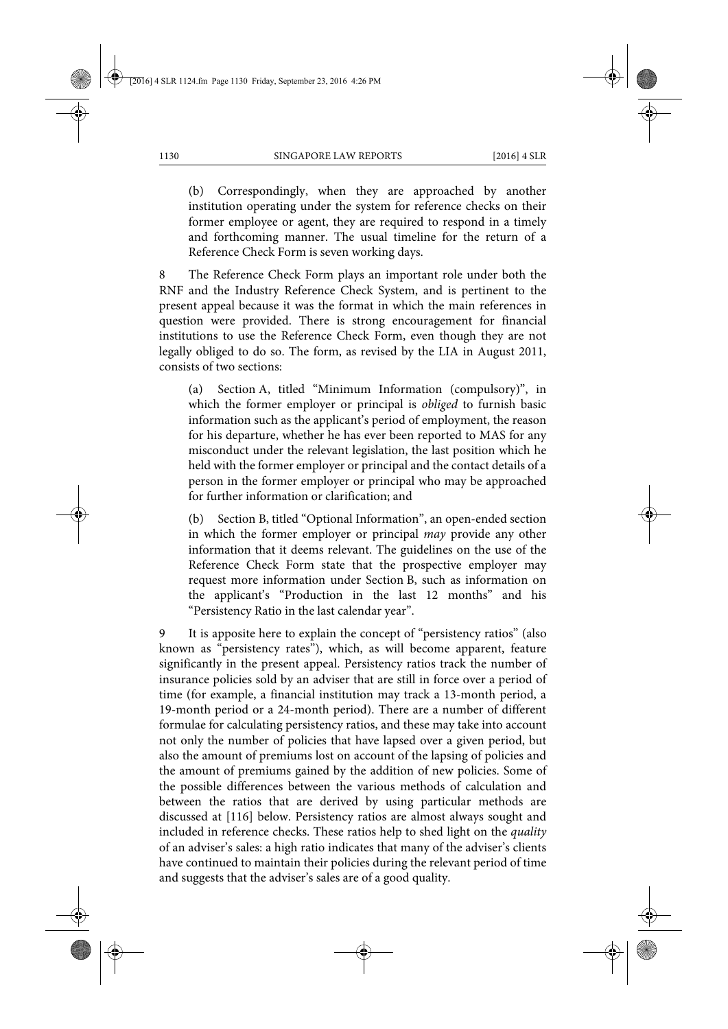(b) Correspondingly, when they are approached by another institution operating under the system for reference checks on their former employee or agent, they are required to respond in a timely and forthcoming manner. The usual timeline for the return of a Reference Check Form is seven working days.

8 The Reference Check Form plays an important role under both the RNF and the Industry Reference Check System, and is pertinent to the present appeal because it was the format in which the main references in question were provided. There is strong encouragement for financial institutions to use the Reference Check Form, even though they are not legally obliged to do so. The form, as revised by the LIA in August 2011, consists of two sections:

(a) Section A, titled "Minimum Information (compulsory)", in which the former employer or principal is *obliged* to furnish basic information such as the applicant's period of employment, the reason for his departure, whether he has ever been reported to MAS for any misconduct under the relevant legislation, the last position which he held with the former employer or principal and the contact details of a person in the former employer or principal who may be approached for further information or clarification; and

(b) Section B, titled "Optional Information", an open-ended section in which the former employer or principal *may* provide any other information that it deems relevant. The guidelines on the use of the Reference Check Form state that the prospective employer may request more information under Section B, such as information on the applicant's "Production in the last 12 months" and his "Persistency Ratio in the last calendar year".

9 It is apposite here to explain the concept of "persistency ratios" (also known as "persistency rates"), which, as will become apparent, feature significantly in the present appeal. Persistency ratios track the number of insurance policies sold by an adviser that are still in force over a period of time (for example, a financial institution may track a 13-month period, a 19-month period or a 24-month period). There are a number of different formulae for calculating persistency ratios, and these may take into account not only the number of policies that have lapsed over a given period, but also the amount of premiums lost on account of the lapsing of policies and the amount of premiums gained by the addition of new policies. Some of the possible differences between the various methods of calculation and between the ratios that are derived by using particular methods are discussed at [116] below. Persistency ratios are almost always sought and included in reference checks. These ratios help to shed light on the *quality* of an adviser's sales: a high ratio indicates that many of the adviser's clients have continued to maintain their policies during the relevant period of time and suggests that the adviser's sales are of a good quality.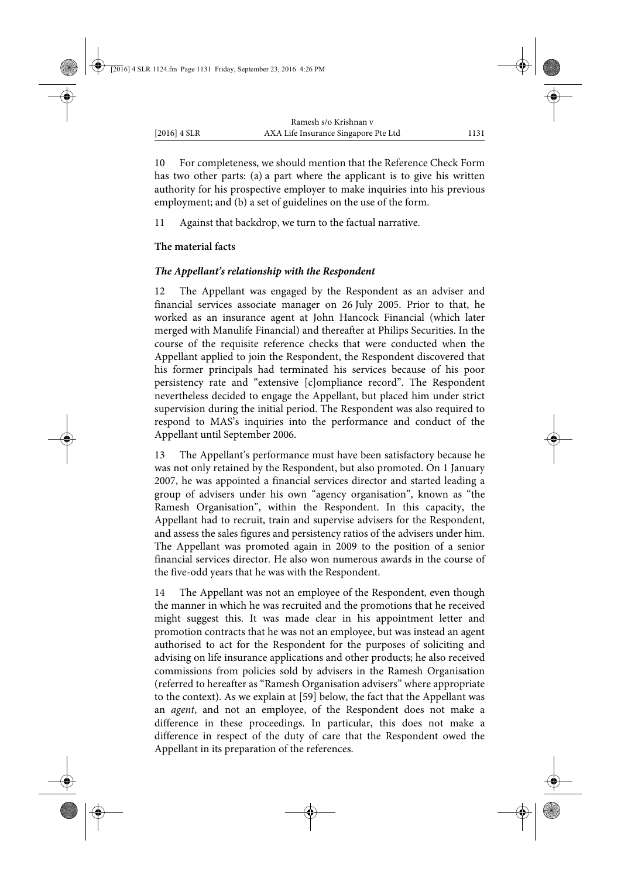10 For completeness, we should mention that the Reference Check Form has two other parts: (a) a part where the applicant is to give his written authority for his prospective employer to make inquiries into his previous employment; and (b) a set of guidelines on the use of the form.

11 Against that backdrop, we turn to the factual narrative.

## The material facts

### *The Appellant's relationship with the Respondent*

12 The Appellant was engaged by the Respondent as an adviser and financial services associate manager on 26 July 2005. Prior to that, he worked as an insurance agent at John Hancock Financial (which later merged with Manulife Financial) and thereafter at Philips Securities. In the course of the requisite reference checks that were conducted when the Appellant applied to join the Respondent, the Respondent discovered that his former principals had terminated his services because of his poor persistency rate and "extensive [c]ompliance record". The Respondent nevertheless decided to engage the Appellant, but placed him under strict supervision during the initial period. The Respondent was also required to respond to MAS's inquiries into the performance and conduct of the Appellant until September 2006.

13 The Appellant's performance must have been satisfactory because he was not only retained by the Respondent, but also promoted. On 1 January 2007, he was appointed a financial services director and started leading a group of advisers under his own "agency organisation", known as "the Ramesh Organisation", within the Respondent. In this capacity, the Appellant had to recruit, train and supervise advisers for the Respondent, and assess the sales figures and persistency ratios of the advisers under him. The Appellant was promoted again in 2009 to the position of a senior financial services director. He also won numerous awards in the course of the five-odd years that he was with the Respondent.

14 The Appellant was not an employee of the Respondent, even though the manner in which he was recruited and the promotions that he received might suggest this. It was made clear in his appointment letter and promotion contracts that he was not an employee, but was instead an agent authorised to act for the Respondent for the purposes of soliciting and advising on life insurance applications and other products; he also received commissions from policies sold by advisers in the Ramesh Organisation (referred to hereafter as "Ramesh Organisation advisers" where appropriate to the context). As we explain at [59] below, the fact that the Appellant was an *agent*, and not an employee, of the Respondent does not make a difference in these proceedings. In particular, this does not make a difference in respect of the duty of care that the Respondent owed the Appellant in its preparation of the references.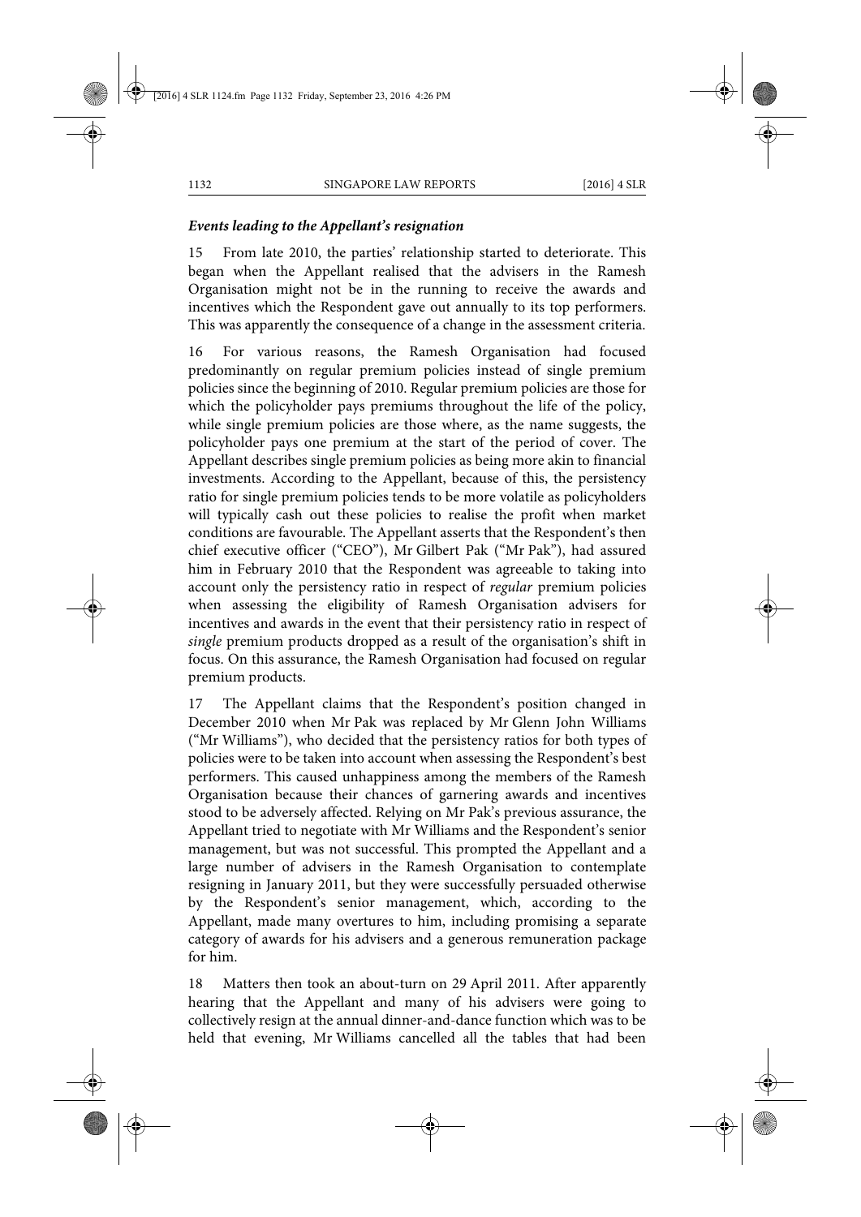### *Events leading to the Appellant's resignation*

15 From late 2010, the parties' relationship started to deteriorate. This began when the Appellant realised that the advisers in the Ramesh Organisation might not be in the running to receive the awards and incentives which the Respondent gave out annually to its top performers. This was apparently the consequence of a change in the assessment criteria.

16 For various reasons, the Ramesh Organisation had focused predominantly on regular premium policies instead of single premium policies since the beginning of 2010. Regular premium policies are those for which the policyholder pays premiums throughout the life of the policy, while single premium policies are those where, as the name suggests, the policyholder pays one premium at the start of the period of cover. The Appellant describes single premium policies as being more akin to financial investments. According to the Appellant, because of this, the persistency ratio for single premium policies tends to be more volatile as policyholders will typically cash out these policies to realise the profit when market conditions are favourable. The Appellant asserts that the Respondent's then chief executive officer ("CEO"), Mr Gilbert Pak ("Mr Pak"), had assured him in February 2010 that the Respondent was agreeable to taking into account only the persistency ratio in respect of *regular* premium policies when assessing the eligibility of Ramesh Organisation advisers for incentives and awards in the event that their persistency ratio in respect of *single* premium products dropped as a result of the organisation's shift in focus. On this assurance, the Ramesh Organisation had focused on regular premium products.

17 The Appellant claims that the Respondent's position changed in December 2010 when Mr Pak was replaced by Mr Glenn John Williams ("Mr Williams"), who decided that the persistency ratios for both types of policies were to be taken into account when assessing the Respondent's best performers. This caused unhappiness among the members of the Ramesh Organisation because their chances of garnering awards and incentives stood to be adversely affected. Relying on Mr Pak's previous assurance, the Appellant tried to negotiate with Mr Williams and the Respondent's senior management, but was not successful. This prompted the Appellant and a large number of advisers in the Ramesh Organisation to contemplate resigning in January 2011, but they were successfully persuaded otherwise by the Respondent's senior management, which, according to the Appellant, made many overtures to him, including promising a separate category of awards for his advisers and a generous remuneration package for him.

18 Matters then took an about-turn on 29 April 2011. After apparently hearing that the Appellant and many of his advisers were going to collectively resign at the annual dinner-and-dance function which was to be held that evening, Mr Williams cancelled all the tables that had been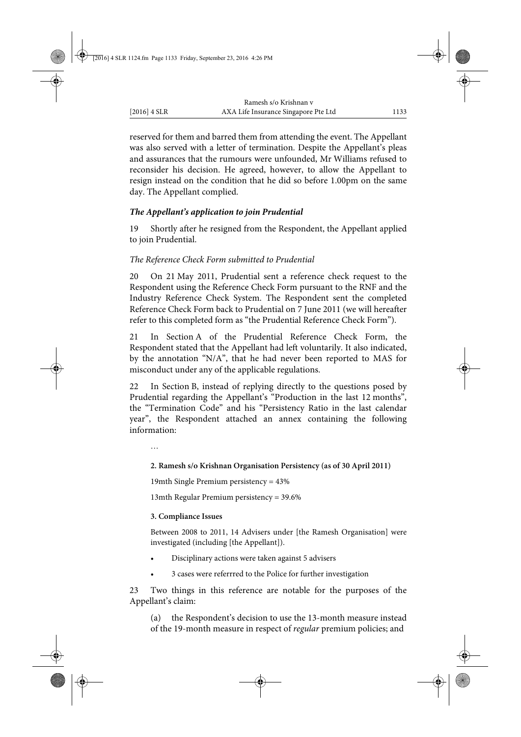reserved for them and barred them from attending the event. The Appellant was also served with a letter of termination. Despite the Appellant's pleas and assurances that the rumours were unfounded, Mr Williams refused to reconsider his decision. He agreed, however, to allow the Appellant to resign instead on the condition that he did so before 1.00pm on the same day. The Appellant complied.

### ***The Appellant's application to join Prudential***

19 Shortly after he resigned from the Respondent, the Appellant applied to join Prudential.

#### *The Reference Check Form submitted to Prudential*

20 On 21 May 2011, Prudential sent a reference check request to the Respondent using the Reference Check Form pursuant to the RNF and the Industry Reference Check System. The Respondent sent the completed Reference Check Form back to Prudential on 7 June 2011 (we will hereafter refer to this completed form as "the Prudential Reference Check Form").

21 In Section A of the Prudential Reference Check Form, the Respondent stated that the Appellant had left voluntarily. It also indicated, by the annotation "N/A", that he had never been reported to MAS for misconduct under any of the applicable regulations.

22 In Section B, instead of replying directly to the questions posed by Prudential regarding the Appellant's "Production in the last 12 months", the "Termination Code" and his "Persistency Ratio in the last calendar year", the Respondent attached an annex containing the following information:

> …
>
> **2. Ramesh s/o Krishnan Organisation Persistency (as of 30 April 2011)**
>
> 19mth Single Premium persistency = 43%
>
> 13mth Regular Premium persistency = 39.6%
>
> **3. Compliance Issues**
>
> Between 2008 to 2011, 14 Advisers under [the Ramesh Organisation] were investigated (including [the Appellant]).
>
> - Disciplinary actions were taken against 5 advisers
> - 3 cases were referrred to the Police for further investigation

23 Two things in this reference are notable for the purposes of the Appellant's claim:

> (a) the Respondent's decision to use the 13-month measure instead of the 19-month measure in respect of *regular* premium policies; and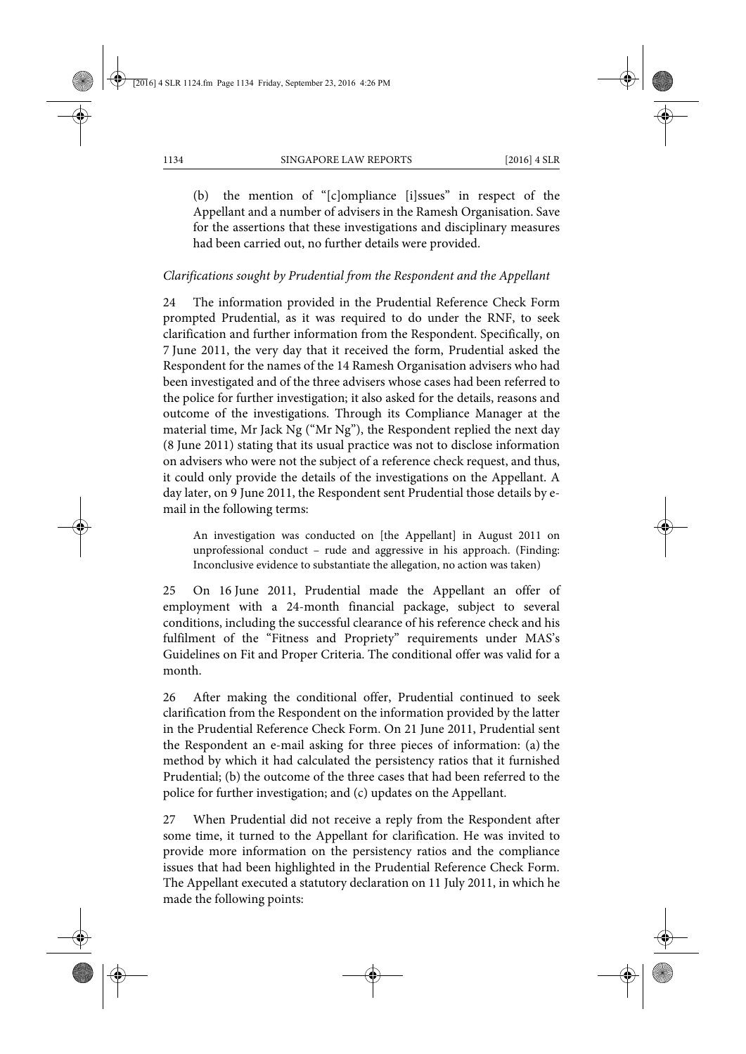(b) the mention of "[c]ompliance [i]ssues" in respect of the Appellant and a number of advisers in the Ramesh Organisation. Save for the assertions that these investigations and disciplinary measures had been carried out, no further details were provided.

*Clarifications sought by Prudential from the Respondent and the Appellant*

24 The information provided in the Prudential Reference Check Form prompted Prudential, as it was required to do under the RNF, to seek clarification and further information from the Respondent. Specifically, on 7 June 2011, the very day that it received the form, Prudential asked the Respondent for the names of the 14 Ramesh Organisation advisers who had been investigated and of the three advisers whose cases had been referred to the police for further investigation; it also asked for the details, reasons and outcome of the investigations. Through its Compliance Manager at the material time, Mr Jack Ng ("Mr Ng"), the Respondent replied the next day (8 June 2011) stating that its usual practice was not to disclose information on advisers who were not the subject of a reference check request, and thus, it could only provide the details of the investigations on the Appellant. A day later, on 9 June 2011, the Respondent sent Prudential those details by e-mail in the following terms:

> An investigation was conducted on [the Appellant] in August 2011 on unprofessional conduct – rude and aggressive in his approach. (Finding: Inconclusive evidence to substantiate the allegation, no action was taken)

25 On 16 June 2011, Prudential made the Appellant an offer of employment with a 24-month financial package, subject to several conditions, including the successful clearance of his reference check and his fulfilment of the "Fitness and Propriety" requirements under MAS's Guidelines on Fit and Proper Criteria. The conditional offer was valid for a month.

26 After making the conditional offer, Prudential continued to seek clarification from the Respondent on the information provided by the latter in the Prudential Reference Check Form. On 21 June 2011, Prudential sent the Respondent an e-mail asking for three pieces of information: (a) the method by which it had calculated the persistency ratios that it furnished Prudential; (b) the outcome of the three cases that had been referred to the police for further investigation; and (c) updates on the Appellant.

27 When Prudential did not receive a reply from the Respondent after some time, it turned to the Appellant for clarification. He was invited to provide more information on the persistency ratios and the compliance issues that had been highlighted in the Prudential Reference Check Form. The Appellant executed a statutory declaration on 11 July 2011, in which he made the following points: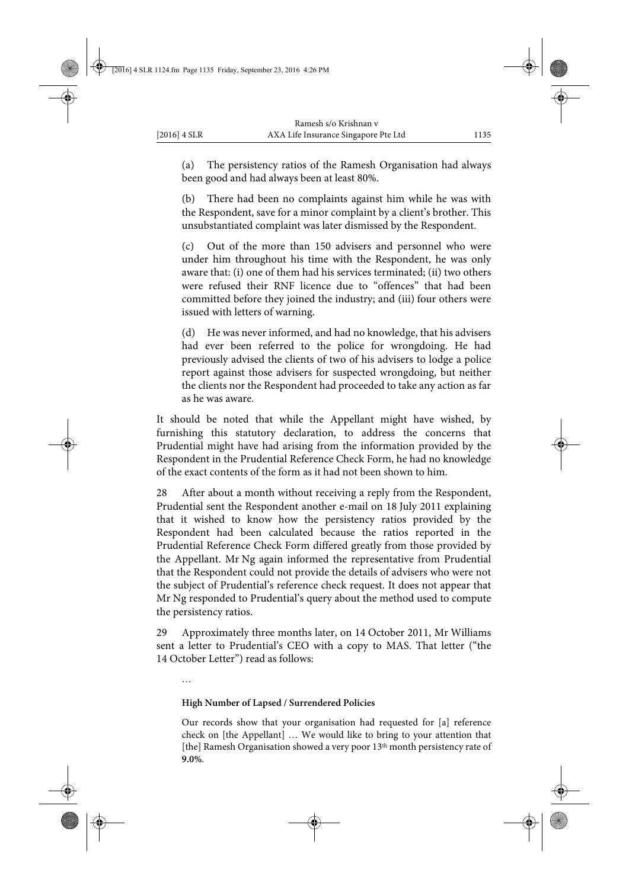(a) The persistency ratios of the Ramesh Organisation had always been good and had always been at least 80%.

(b) There had been no complaints against him while he was with the Respondent, save for a minor complaint by a client's brother. This unsubstantiated complaint was later dismissed by the Respondent.

(c) Out of the more than 150 advisers and personnel who were under him throughout his time with the Respondent, he was only aware that: (i) one of them had his services terminated; (ii) two others were refused their RNF licence due to "offences" that had been committed before they joined the industry; and (iii) four others were issued with letters of warning.

(d) He was never informed, and had no knowledge, that his advisers had ever been referred to the police for wrongdoing. He had previously advised the clients of two of his advisers to lodge a police report against those advisers for suspected wrongdoing, but neither the clients nor the Respondent had proceeded to take any action as far as he was aware.

It should be noted that while the Appellant might have wished, by furnishing this statutory declaration, to address the concerns that Prudential might have had arising from the information provided by the Respondent in the Prudential Reference Check Form, he had no knowledge of the exact contents of the form as it had not been shown to him.

28 After about a month without receiving a reply from the Respondent, Prudential sent the Respondent another e-mail on 18 July 2011 explaining that it wished to know how the persistency ratios provided by the Respondent had been calculated because the ratios reported in the Prudential Reference Check Form differed greatly from those provided by the Appellant. Mr Ng again informed the representative from Prudential that the Respondent could not provide the details of advisers who were not the subject of Prudential's reference check request. It does not appear that Mr Ng responded to Prudential's query about the method used to compute the persistency ratios.

29 Approximately three months later, on 14 October 2011, Mr Williams sent a letter to Prudential's CEO with a copy to MAS. That letter ("the 14 October Letter") read as follows:

> …
>
> **High Number of Lapsed / Surrendered Policies**
>
> Our records show that your organisation had requested for [a] reference check on [the Appellant] … We would like to bring to your attention that [the] Ramesh Organisation showed a very poor 13th month persistency rate of **9.0%**.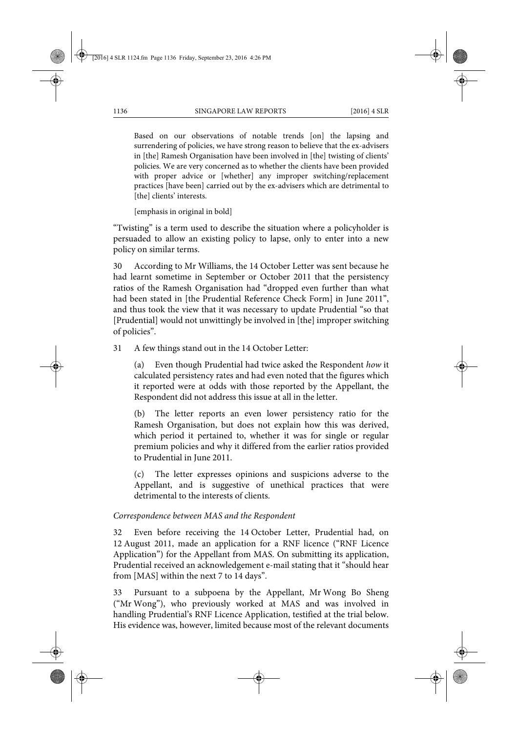> Based on our observations of notable trends [on] the lapsing and surrendering of policies, we have strong reason to believe that the ex-advisers in [the] Ramesh Organisation have been involved in [the] twisting of clients' policies. We are very concerned as to whether the clients have been provided with proper advice or [whether] any improper switching/replacement practices [have been] carried out by the ex-advisers which are detrimental to [the] clients' interests.
>
> [emphasis in original in bold]

"Twisting" is a term used to describe the situation where a policyholder is persuaded to allow an existing policy to lapse, only to enter into a new policy on similar terms.

30 According to Mr Williams, the 14 October Letter was sent because he had learnt sometime in September or October 2011 that the persistency ratios of the Ramesh Organisation had "dropped even further than what had been stated in [the Prudential Reference Check Form] in June 2011", and thus took the view that it was necessary to update Prudential "so that [Prudential] would not unwittingly be involved in [the] improper switching of policies".

31 A few things stand out in the 14 October Letter:

(a) Even though Prudential had twice asked the Respondent *how* it calculated persistency rates and had even noted that the figures which it reported were at odds with those reported by the Appellant, the Respondent did not address this issue at all in the letter.

(b) The letter reports an even lower persistency ratio for the Ramesh Organisation, but does not explain how this was derived, which period it pertained to, whether it was for single or regular premium policies and why it differed from the earlier ratios provided to Prudential in June 2011.

(c) The letter expresses opinions and suspicions adverse to the Appellant, and is suggestive of unethical practices that were detrimental to the interests of clients.

*Correspondence between MAS and the Respondent*

32 Even before receiving the 14 October Letter, Prudential had, on 12 August 2011, made an application for a RNF licence ("RNF Licence Application") for the Appellant from MAS. On submitting its application, Prudential received an acknowledgement e-mail stating that it "should hear from [MAS] within the next 7 to 14 days".

33 Pursuant to a subpoena by the Appellant, Mr Wong Bo Sheng ("Mr Wong"), who previously worked at MAS and was involved in handling Prudential's RNF Licence Application, testified at the trial below. His evidence was, however, limited because most of the relevant documents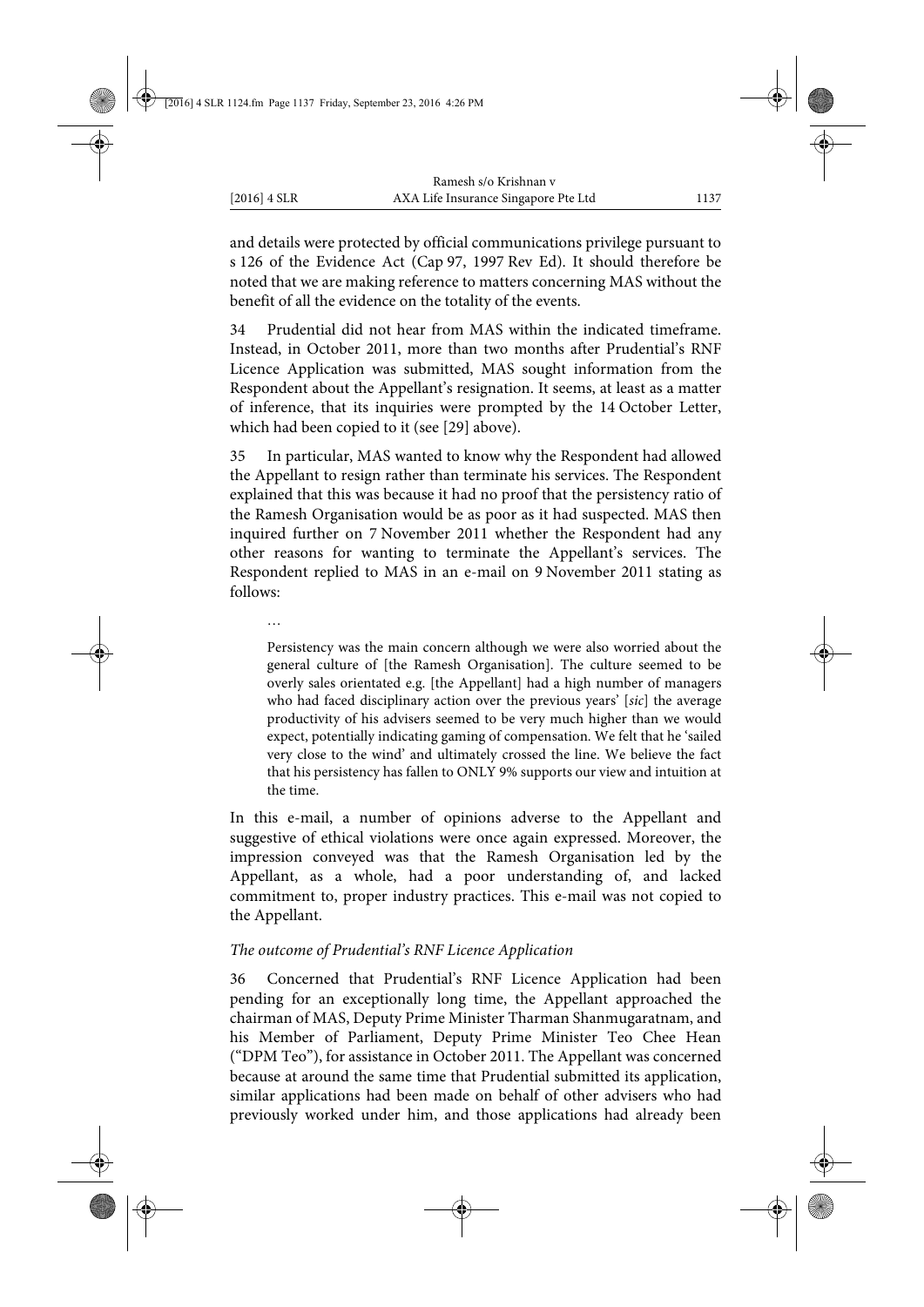and details were protected by official communications privilege pursuant to s 126 of the Evidence Act (Cap 97, 1997 Rev Ed). It should therefore be noted that we are making reference to matters concerning MAS without the benefit of all the evidence on the totality of the events.

34 Prudential did not hear from MAS within the indicated timeframe. Instead, in October 2011, more than two months after Prudential's RNF Licence Application was submitted, MAS sought information from the Respondent about the Appellant's resignation. It seems, at least as a matter of inference, that its inquiries were prompted by the 14 October Letter, which had been copied to it (see [29] above).

35 In particular, MAS wanted to know why the Respondent had allowed the Appellant to resign rather than terminate his services. The Respondent explained that this was because it had no proof that the persistency ratio of the Ramesh Organisation would be as poor as it had suspected. MAS then inquired further on 7 November 2011 whether the Respondent had any other reasons for wanting to terminate the Appellant's services. The Respondent replied to MAS in an e-mail on 9 November 2011 stating as follows:

> …
>
> Persistency was the main concern although we were also worried about the general culture of [the Ramesh Organisation]. The culture seemed to be overly sales orientated e.g. [the Appellant] had a high number of managers who had faced disciplinary action over the previous years' [*sic*] the average productivity of his advisers seemed to be very much higher than we would expect, potentially indicating gaming of compensation. We felt that he 'sailed very close to the wind' and ultimately crossed the line. We believe the fact that his persistency has fallen to ONLY 9% supports our view and intuition at the time.

In this e-mail, a number of opinions adverse to the Appellant and suggestive of ethical violations were once again expressed. Moreover, the impression conveyed was that the Ramesh Organisation led by the Appellant, as a whole, had a poor understanding of, and lacked commitment to, proper industry practices. This e-mail was not copied to the Appellant.

*The outcome of Prudential's RNF Licence Application*

36 Concerned that Prudential's RNF Licence Application had been pending for an exceptionally long time, the Appellant approached the chairman of MAS, Deputy Prime Minister Tharman Shanmugaratnam, and his Member of Parliament, Deputy Prime Minister Teo Chee Hean ("DPM Teo"), for assistance in October 2011. The Appellant was concerned because at around the same time that Prudential submitted its application, similar applications had been made on behalf of other advisers who had previously worked under him, and those applications had already been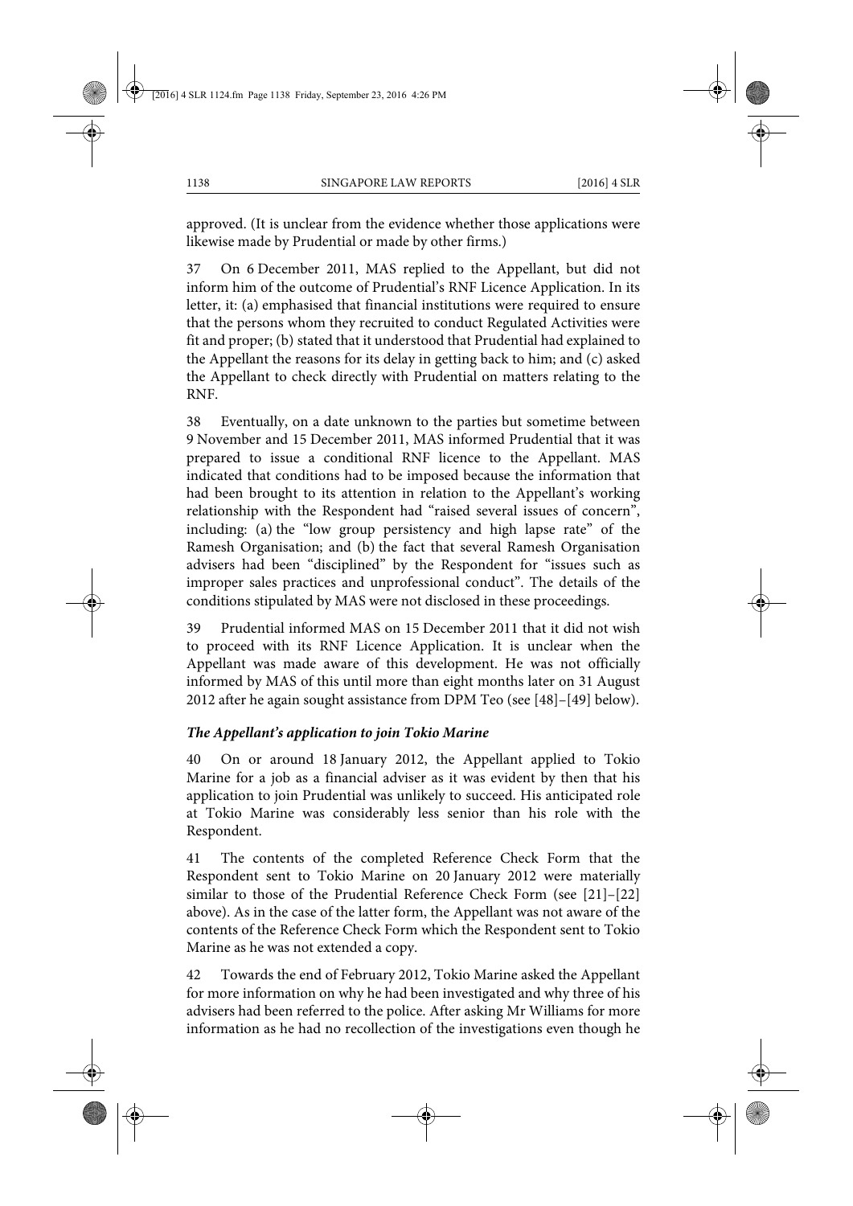approved. (It is unclear from the evidence whether those applications were likewise made by Prudential or made by other firms.)

37 On 6 December 2011, MAS replied to the Appellant, but did not inform him of the outcome of Prudential's RNF Licence Application. In its letter, it: (a) emphasised that financial institutions were required to ensure that the persons whom they recruited to conduct Regulated Activities were fit and proper; (b) stated that it understood that Prudential had explained to the Appellant the reasons for its delay in getting back to him; and (c) asked the Appellant to check directly with Prudential on matters relating to the RNF.

38 Eventually, on a date unknown to the parties but sometime between 9 November and 15 December 2011, MAS informed Prudential that it was prepared to issue a conditional RNF licence to the Appellant. MAS indicated that conditions had to be imposed because the information that had been brought to its attention in relation to the Appellant's working relationship with the Respondent had "raised several issues of concern", including: (a) the "low group persistency and high lapse rate" of the Ramesh Organisation; and (b) the fact that several Ramesh Organisation advisers had been "disciplined" by the Respondent for "issues such as improper sales practices and unprofessional conduct". The details of the conditions stipulated by MAS were not disclosed in these proceedings.

39 Prudential informed MAS on 15 December 2011 that it did not wish to proceed with its RNF Licence Application. It is unclear when the Appellant was made aware of this development. He was not officially informed by MAS of this until more than eight months later on 31 August 2012 after he again sought assistance from DPM Teo (see [48]–[49] below).

### *The Appellant's application to join Tokio Marine*

40 On or around 18 January 2012, the Appellant applied to Tokio Marine for a job as a financial adviser as it was evident by then that his application to join Prudential was unlikely to succeed. His anticipated role at Tokio Marine was considerably less senior than his role with the Respondent.

41 The contents of the completed Reference Check Form that the Respondent sent to Tokio Marine on 20 January 2012 were materially similar to those of the Prudential Reference Check Form (see [21]–[22] above). As in the case of the latter form, the Appellant was not aware of the contents of the Reference Check Form which the Respondent sent to Tokio Marine as he was not extended a copy.

42 Towards the end of February 2012, Tokio Marine asked the Appellant for more information on why he had been investigated and why three of his advisers had been referred to the police. After asking Mr Williams for more information as he had no recollection of the investigations even though he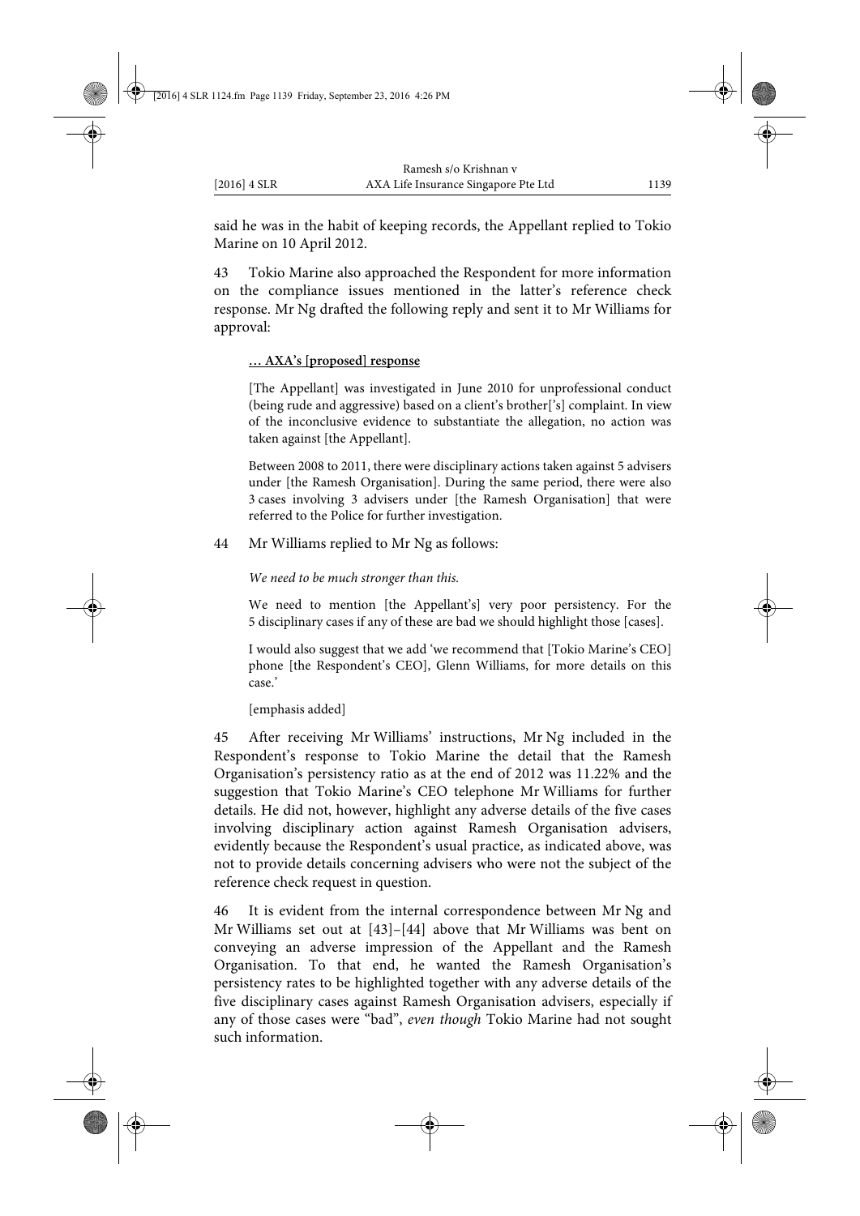said he was in the habit of keeping records, the Appellant replied to Tokio Marine on 10 April 2012.

43 Tokio Marine also approached the Respondent for more information on the compliance issues mentioned in the latter's reference check response. Mr Ng drafted the following reply and sent it to Mr Williams for approval:

> **… AXA's [proposed] response**
>
> [The Appellant] was investigated in June 2010 for unprofessional conduct (being rude and aggressive) based on a client's brother['s] complaint. In view of the inconclusive evidence to substantiate the allegation, no action was taken against [the Appellant].
>
> Between 2008 to 2011, there were disciplinary actions taken against 5 advisers under [the Ramesh Organisation]. During the same period, there were also 3 cases involving 3 advisers under [the Ramesh Organisation] that were referred to the Police for further investigation.

44 Mr Williams replied to Mr Ng as follows:

> *We need to be much stronger than this.*
>
> We need to mention [the Appellant's] very poor persistency. For the 5 disciplinary cases if any of these are bad we should highlight those [cases].
>
> I would also suggest that we add 'we recommend that [Tokio Marine's CEO] phone [the Respondent's CEO], Glenn Williams, for more details on this case.'
>
> [emphasis added]

45 After receiving Mr Williams' instructions, Mr Ng included in the Respondent's response to Tokio Marine the detail that the Ramesh Organisation's persistency ratio as at the end of 2012 was 11.22% and the suggestion that Tokio Marine's CEO telephone Mr Williams for further details. He did not, however, highlight any adverse details of the five cases involving disciplinary action against Ramesh Organisation advisers, evidently because the Respondent's usual practice, as indicated above, was not to provide details concerning advisers who were not the subject of the reference check request in question.

46 It is evident from the internal correspondence between Mr Ng and Mr Williams set out at [43]–[44] above that Mr Williams was bent on conveying an adverse impression of the Appellant and the Ramesh Organisation. To that end, he wanted the Ramesh Organisation's persistency rates to be highlighted together with any adverse details of the five disciplinary cases against Ramesh Organisation advisers, especially if any of those cases were "bad", *even though* Tokio Marine had not sought such information.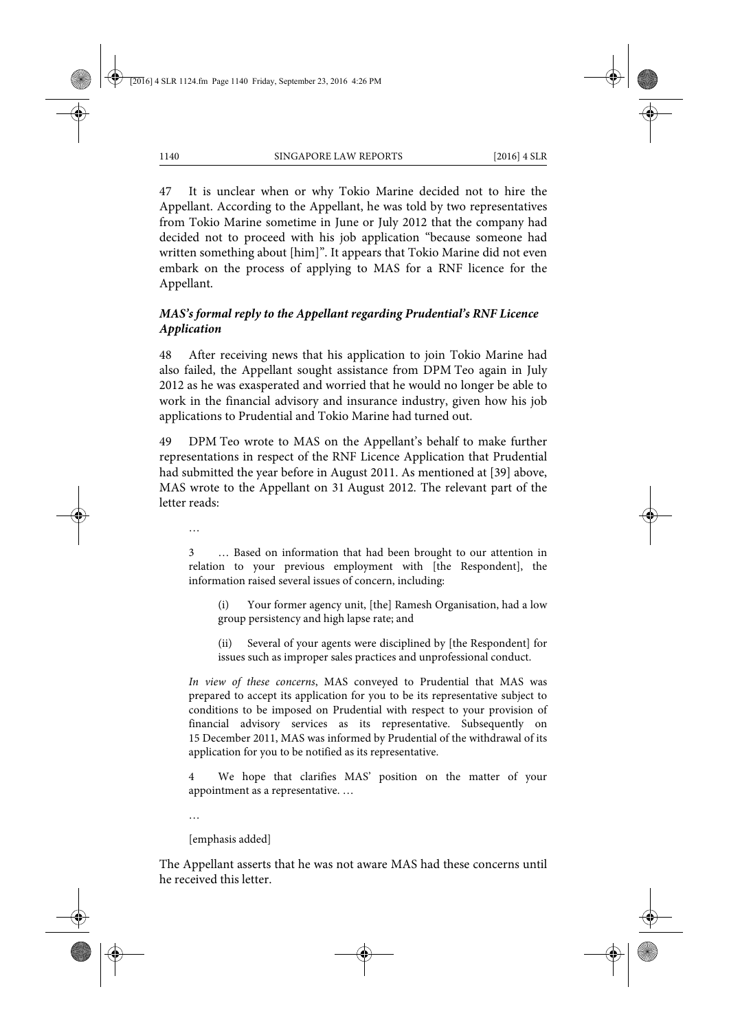47 It is unclear when or why Tokio Marine decided not to hire the Appellant. According to the Appellant, he was told by two representatives from Tokio Marine sometime in June or July 2012 that the company had decided not to proceed with his job application "because someone had written something about [him]". It appears that Tokio Marine did not even embark on the process of applying to MAS for a RNF licence for the Appellant.

### *MAS's formal reply to the Appellant regarding Prudential's RNF Licence Application*

48 After receiving news that his application to join Tokio Marine had also failed, the Appellant sought assistance from DPM Teo again in July 2012 as he was exasperated and worried that he would no longer be able to work in the financial advisory and insurance industry, given how his job applications to Prudential and Tokio Marine had turned out.

49 DPM Teo wrote to MAS on the Appellant's behalf to make further representations in respect of the RNF Licence Application that Prudential had submitted the year before in August 2011. As mentioned at [39] above, MAS wrote to the Appellant on 31 August 2012. The relevant part of the letter reads:

> …
>
> 3 … Based on information that had been brought to our attention in relation to your previous employment with [the Respondent], the information raised several issues of concern, including:
>
> > (i) Your former agency unit, [the] Ramesh Organisation, had a low group persistency and high lapse rate; and
> >
> > (ii) Several of your agents were disciplined by [the Respondent] for issues such as improper sales practices and unprofessional conduct.
>
> *In view of these concerns*, MAS conveyed to Prudential that MAS was prepared to accept its application for you to be its representative subject to conditions to be imposed on Prudential with respect to your provision of financial advisory services as its representative. Subsequently on 15 December 2011, MAS was informed by Prudential of the withdrawal of its application for you to be notified as its representative.
>
> 4 We hope that clarifies MAS' position on the matter of your appointment as a representative. …
>
> …
>
> [emphasis added]

The Appellant asserts that he was not aware MAS had these concerns until he received this letter.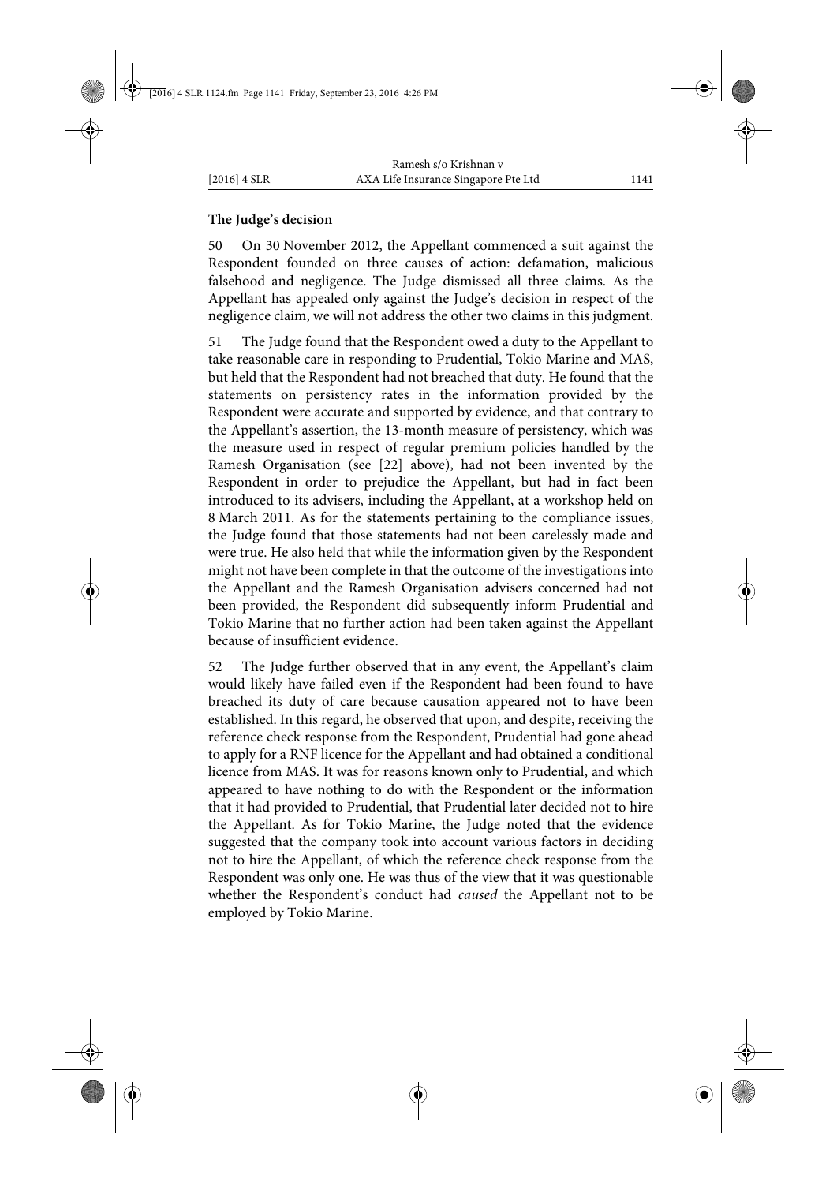**The Judge's decision**

50 On 30 November 2012, the Appellant commenced a suit against the Respondent founded on three causes of action: defamation, malicious falsehood and negligence. The Judge dismissed all three claims. As the Appellant has appealed only against the Judge's decision in respect of the negligence claim, we will not address the other two claims in this judgment.

51 The Judge found that the Respondent owed a duty to the Appellant to take reasonable care in responding to Prudential, Tokio Marine and MAS, but held that the Respondent had not breached that duty. He found that the statements on persistency rates in the information provided by the Respondent were accurate and supported by evidence, and that contrary to the Appellant's assertion, the 13-month measure of persistency, which was the measure used in respect of regular premium policies handled by the Ramesh Organisation (see [22] above), had not been invented by the Respondent in order to prejudice the Appellant, but had in fact been introduced to its advisers, including the Appellant, at a workshop held on 8 March 2011. As for the statements pertaining to the compliance issues, the Judge found that those statements had not been carelessly made and were true. He also held that while the information given by the Respondent might not have been complete in that the outcome of the investigations into the Appellant and the Ramesh Organisation advisers concerned had not been provided, the Respondent did subsequently inform Prudential and Tokio Marine that no further action had been taken against the Appellant because of insufficient evidence.

52 The Judge further observed that in any event, the Appellant's claim would likely have failed even if the Respondent had been found to have breached its duty of care because causation appeared not to have been established. In this regard, he observed that upon, and despite, receiving the reference check response from the Respondent, Prudential had gone ahead to apply for a RNF licence for the Appellant and had obtained a conditional licence from MAS. It was for reasons known only to Prudential, and which appeared to have nothing to do with the Respondent or the information that it had provided to Prudential, that Prudential later decided not to hire the Appellant. As for Tokio Marine, the Judge noted that the evidence suggested that the company took into account various factors in deciding not to hire the Appellant, of which the reference check response from the Respondent was only one. He was thus of the view that it was questionable whether the Respondent's conduct had *caused* the Appellant not to be employed by Tokio Marine.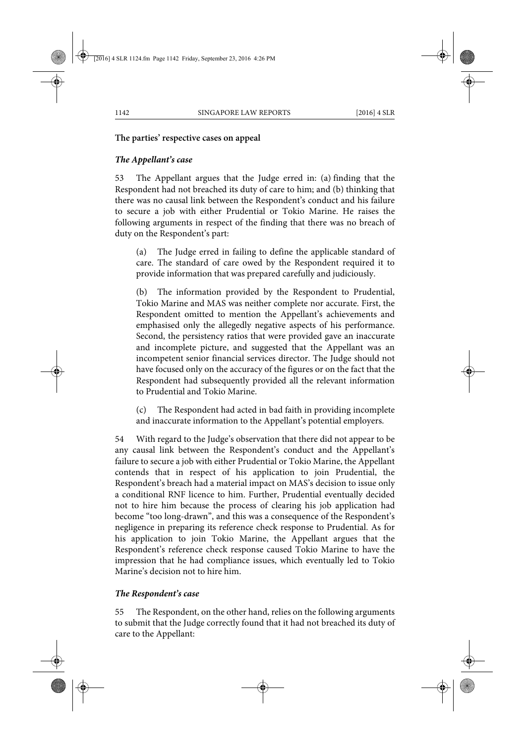**The parties' respective cases on appeal**

***The Appellant's case***

53 The Appellant argues that the Judge erred in: (a) finding that the Respondent had not breached its duty of care to him; and (b) thinking that there was no causal link between the Respondent's conduct and his failure to secure a job with either Prudential or Tokio Marine. He raises the following arguments in respect of the finding that there was no breach of duty on the Respondent's part:

(a) The Judge erred in failing to define the applicable standard of care. The standard of care owed by the Respondent required it to provide information that was prepared carefully and judiciously.

(b) The information provided by the Respondent to Prudential, Tokio Marine and MAS was neither complete nor accurate. First, the Respondent omitted to mention the Appellant's achievements and emphasised only the allegedly negative aspects of his performance. Second, the persistency ratios that were provided gave an inaccurate and incomplete picture, and suggested that the Appellant was an incompetent senior financial services director. The Judge should not have focused only on the accuracy of the figures or on the fact that the Respondent had subsequently provided all the relevant information to Prudential and Tokio Marine.

(c) The Respondent had acted in bad faith in providing incomplete and inaccurate information to the Appellant's potential employers.

54 With regard to the Judge's observation that there did not appear to be any causal link between the Respondent's conduct and the Appellant's failure to secure a job with either Prudential or Tokio Marine, the Appellant contends that in respect of his application to join Prudential, the Respondent's breach had a material impact on MAS's decision to issue only a conditional RNF licence to him. Further, Prudential eventually decided not to hire him because the process of clearing his job application had become "too long-drawn", and this was a consequence of the Respondent's negligence in preparing its reference check response to Prudential. As for his application to join Tokio Marine, the Appellant argues that the Respondent's reference check response caused Tokio Marine to have the impression that he had compliance issues, which eventually led to Tokio Marine's decision not to hire him.

***The Respondent's case***

55 The Respondent, on the other hand, relies on the following arguments to submit that the Judge correctly found that it had not breached its duty of care to the Appellant: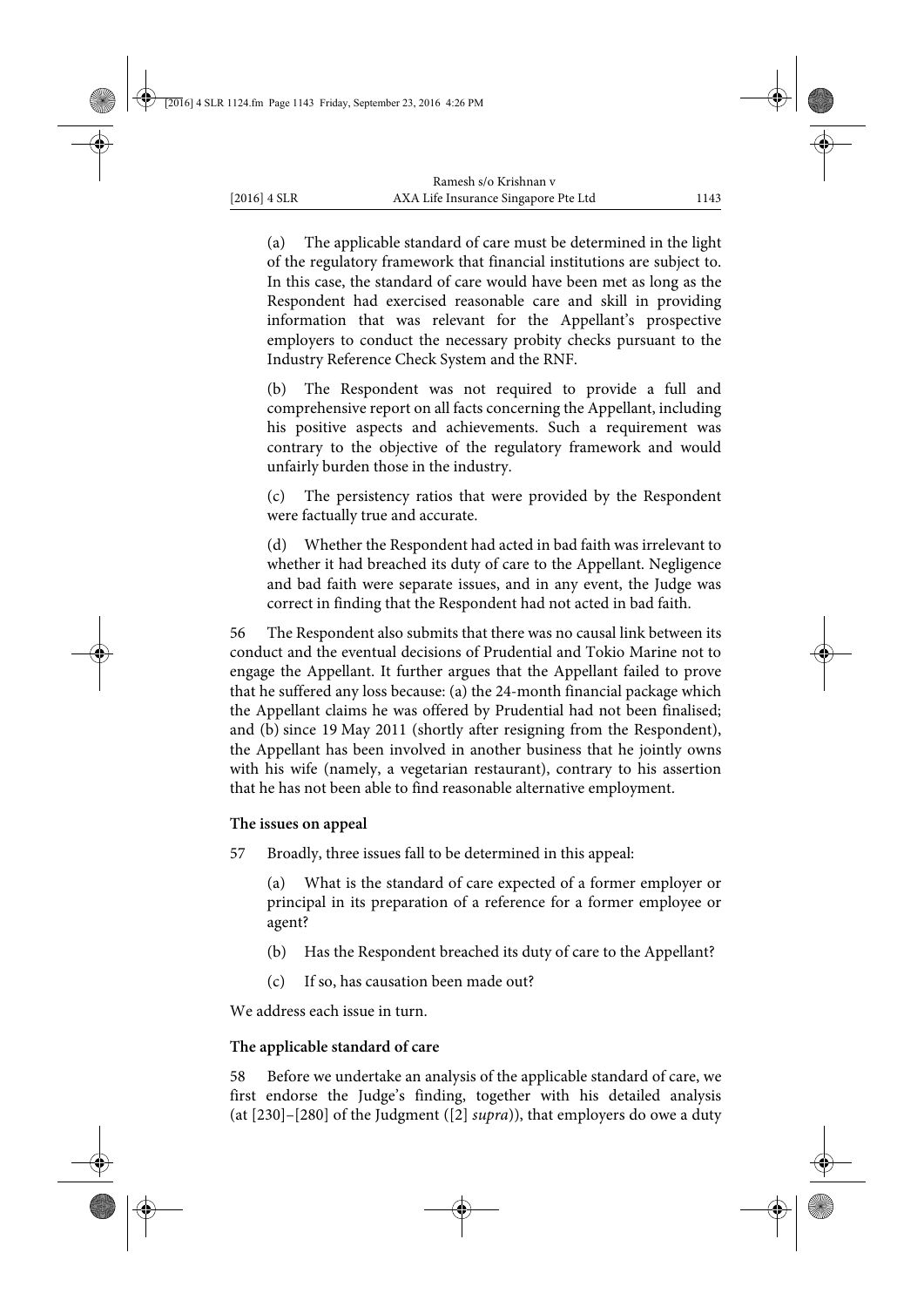(a) The applicable standard of care must be determined in the light of the regulatory framework that financial institutions are subject to. In this case, the standard of care would have been met as long as the Respondent had exercised reasonable care and skill in providing information that was relevant for the Appellant's prospective employers to conduct the necessary probity checks pursuant to the Industry Reference Check System and the RNF.

(b) The Respondent was not required to provide a full and comprehensive report on all facts concerning the Appellant, including his positive aspects and achievements. Such a requirement was contrary to the objective of the regulatory framework and would unfairly burden those in the industry.

(c) The persistency ratios that were provided by the Respondent were factually true and accurate.

(d) Whether the Respondent had acted in bad faith was irrelevant to whether it had breached its duty of care to the Appellant. Negligence and bad faith were separate issues, and in any event, the Judge was correct in finding that the Respondent had not acted in bad faith.

56 The Respondent also submits that there was no causal link between its conduct and the eventual decisions of Prudential and Tokio Marine not to engage the Appellant. It further argues that the Appellant failed to prove that he suffered any loss because: (a) the 24-month financial package which the Appellant claims he was offered by Prudential had not been finalised; and (b) since 19 May 2011 (shortly after resigning from the Respondent), the Appellant has been involved in another business that he jointly owns with his wife (namely, a vegetarian restaurant), contrary to his assertion that he has not been able to find reasonable alternative employment.

**The issues on appeal**

57 Broadly, three issues fall to be determined in this appeal:

(a) What is the standard of care expected of a former employer or principal in its preparation of a reference for a former employee or agent?

(b) Has the Respondent breached its duty of care to the Appellant?

(c) If so, has causation been made out?

We address each issue in turn.

**The applicable standard of care**

58 Before we undertake an analysis of the applicable standard of care, we first endorse the Judge's finding, together with his detailed analysis (at [230]–[280] of the Judgment ([2] *supra*)), that employers do owe a duty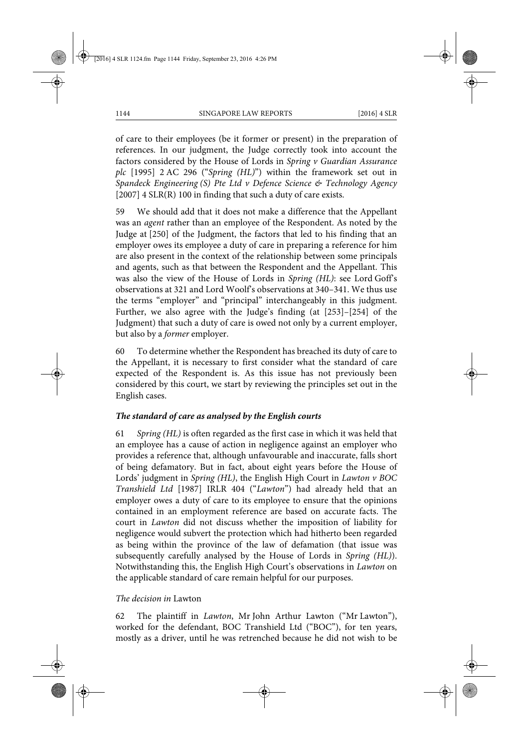of care to their employees (be it former or present) in the preparation of references. In our judgment, the Judge correctly took into account the factors considered by the House of Lords in *Spring v Guardian Assurance plc* [1995] 2 AC 296 ("*Spring (HL)*") within the framework set out in *Spandeck Engineering (S) Pte Ltd v Defence Science & Technology Agency* [2007] 4 SLR(R) 100 in finding that such a duty of care exists.

59 We should add that it does not make a difference that the Appellant was an *agent* rather than an employee of the Respondent. As noted by the Judge at [250] of the Judgment, the factors that led to his finding that an employer owes its employee a duty of care in preparing a reference for him are also present in the context of the relationship between some principals and agents, such as that between the Respondent and the Appellant. This was also the view of the House of Lords in *Spring (HL)*: see Lord Goff's observations at 321 and Lord Woolf's observations at 340–341. We thus use the terms "employer" and "principal" interchangeably in this judgment. Further, we also agree with the Judge's finding (at [253]–[254] of the Judgment) that such a duty of care is owed not only by a current employer, but also by a *former* employer.

60 To determine whether the Respondent has breached its duty of care to the Appellant, it is necessary to first consider what the standard of care expected of the Respondent is. As this issue has not previously been considered by this court, we start by reviewing the principles set out in the English cases.

***The standard of care as analysed by the English courts***

61 *Spring (HL)* is often regarded as the first case in which it was held that an employee has a cause of action in negligence against an employer who provides a reference that, although unfavourable and inaccurate, falls short of being defamatory. But in fact, about eight years before the House of Lords' judgment in *Spring (HL)*, the English High Court in *Lawton v BOC Transhield Ltd* [1987] IRLR 404 ("*Lawton*") had already held that an employer owes a duty of care to its employee to ensure that the opinions contained in an employment reference are based on accurate facts. The court in *Lawton* did not discuss whether the imposition of liability for negligence would subvert the protection which had hitherto been regarded as being within the province of the law of defamation (that issue was subsequently carefully analysed by the House of Lords in *Spring (HL)*). Notwithstanding this, the English High Court's observations in *Lawton* on the applicable standard of care remain helpful for our purposes.

*The decision in* Lawton

62 The plaintiff in *Lawton*, Mr John Arthur Lawton ("Mr Lawton"), worked for the defendant, BOC Transhield Ltd ("BOC"), for ten years, mostly as a driver, until he was retrenched because he did not wish to be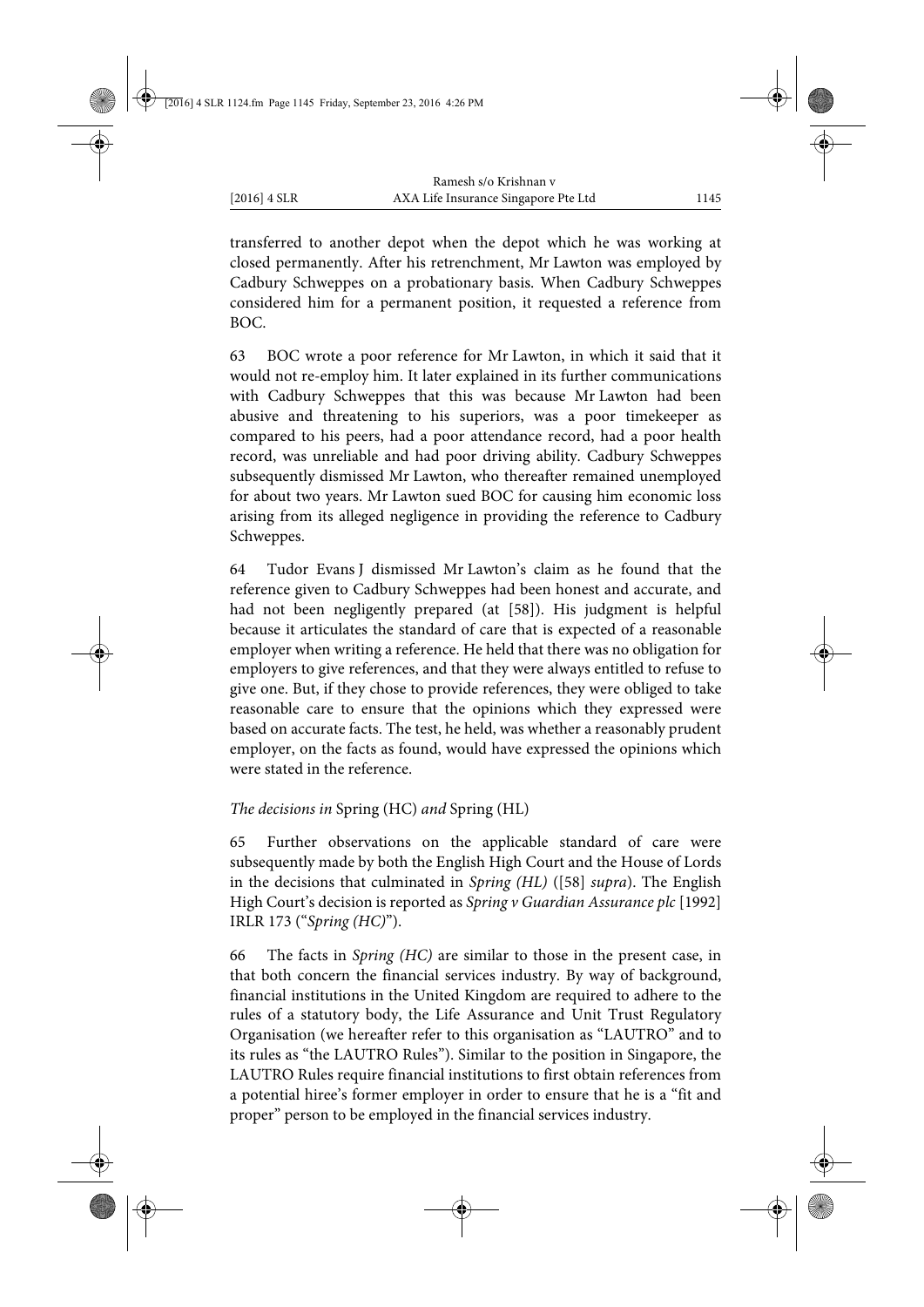transferred to another depot when the depot which he was working at closed permanently. After his retrenchment, Mr Lawton was employed by Cadbury Schweppes on a probationary basis. When Cadbury Schweppes considered him for a permanent position, it requested a reference from BOC.

63 BOC wrote a poor reference for Mr Lawton, in which it said that it would not re-employ him. It later explained in its further communications with Cadbury Schweppes that this was because Mr Lawton had been abusive and threatening to his superiors, was a poor timekeeper as compared to his peers, had a poor attendance record, had a poor health record, was unreliable and had poor driving ability. Cadbury Schweppes subsequently dismissed Mr Lawton, who thereafter remained unemployed for about two years. Mr Lawton sued BOC for causing him economic loss arising from its alleged negligence in providing the reference to Cadbury Schweppes.

64 Tudor Evans J dismissed Mr Lawton's claim as he found that the reference given to Cadbury Schweppes had been honest and accurate, and had not been negligently prepared (at [58]). His judgment is helpful because it articulates the standard of care that is expected of a reasonable employer when writing a reference. He held that there was no obligation for employers to give references, and that they were always entitled to refuse to give one. But, if they chose to provide references, they were obliged to take reasonable care to ensure that the opinions which they expressed were based on accurate facts. The test, he held, was whether a reasonably prudent employer, on the facts as found, would have expressed the opinions which were stated in the reference.

*The decisions in* Spring (HC) *and* Spring (HL)

65 Further observations on the applicable standard of care were subsequently made by both the English High Court and the House of Lords in the decisions that culminated in *Spring (HL)* ([58] *supra*). The English High Court's decision is reported as *Spring v Guardian Assurance plc* [1992] IRLR 173 ("*Spring (HC)*").

66 The facts in *Spring (HC)* are similar to those in the present case, in that both concern the financial services industry. By way of background, financial institutions in the United Kingdom are required to adhere to the rules of a statutory body, the Life Assurance and Unit Trust Regulatory Organisation (we hereafter refer to this organisation as "LAUTRO" and to its rules as "the LAUTRO Rules"). Similar to the position in Singapore, the LAUTRO Rules require financial institutions to first obtain references from a potential hiree's former employer in order to ensure that he is a "fit and proper" person to be employed in the financial services industry.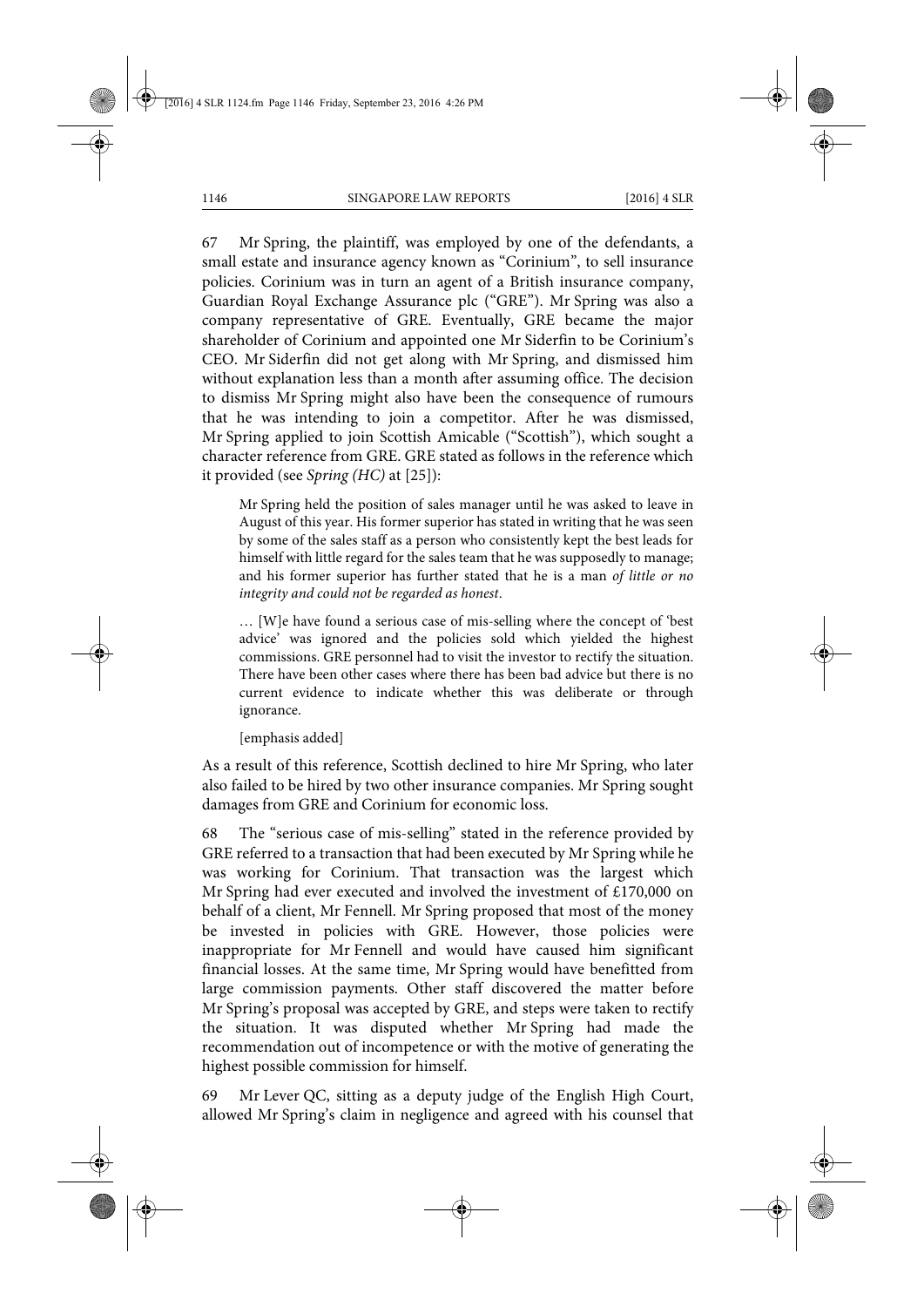67 Mr Spring, the plaintiff, was employed by one of the defendants, a small estate and insurance agency known as "Corinium", to sell insurance policies. Corinium was in turn an agent of a British insurance company, Guardian Royal Exchange Assurance plc ("GRE"). Mr Spring was also a company representative of GRE. Eventually, GRE became the major shareholder of Corinium and appointed one Mr Siderfin to be Corinium's CEO. Mr Siderfin did not get along with Mr Spring, and dismissed him without explanation less than a month after assuming office. The decision to dismiss Mr Spring might also have been the consequence of rumours that he was intending to join a competitor. After he was dismissed, Mr Spring applied to join Scottish Amicable ("Scottish"), which sought a character reference from GRE. GRE stated as follows in the reference which it provided (see *Spring (HC)* at [25]):

> Mr Spring held the position of sales manager until he was asked to leave in August of this year. His former superior has stated in writing that he was seen by some of the sales staff as a person who consistently kept the best leads for himself with little regard for the sales team that he was supposedly to manage; and his former superior has further stated that he is a man *of little or no integrity and could not be regarded as honest*.
>
> … [W]e have found a serious case of mis-selling where the concept of 'best advice' was ignored and the policies sold which yielded the highest commissions. GRE personnel had to visit the investor to rectify the situation. There have been other cases where there has been bad advice but there is no current evidence to indicate whether this was deliberate or through ignorance.
>
> [emphasis added]

As a result of this reference, Scottish declined to hire Mr Spring, who later also failed to be hired by two other insurance companies. Mr Spring sought damages from GRE and Corinium for economic loss.

68 The "serious case of mis-selling" stated in the reference provided by GRE referred to a transaction that had been executed by Mr Spring while he was working for Corinium. That transaction was the largest which Mr Spring had ever executed and involved the investment of £170,000 on behalf of a client, Mr Fennell. Mr Spring proposed that most of the money be invested in policies with GRE. However, those policies were inappropriate for Mr Fennell and would have caused him significant financial losses. At the same time, Mr Spring would have benefitted from large commission payments. Other staff discovered the matter before Mr Spring's proposal was accepted by GRE, and steps were taken to rectify the situation. It was disputed whether Mr Spring had made the recommendation out of incompetence or with the motive of generating the highest possible commission for himself.

69 Mr Lever QC, sitting as a deputy judge of the English High Court, allowed Mr Spring's claim in negligence and agreed with his counsel that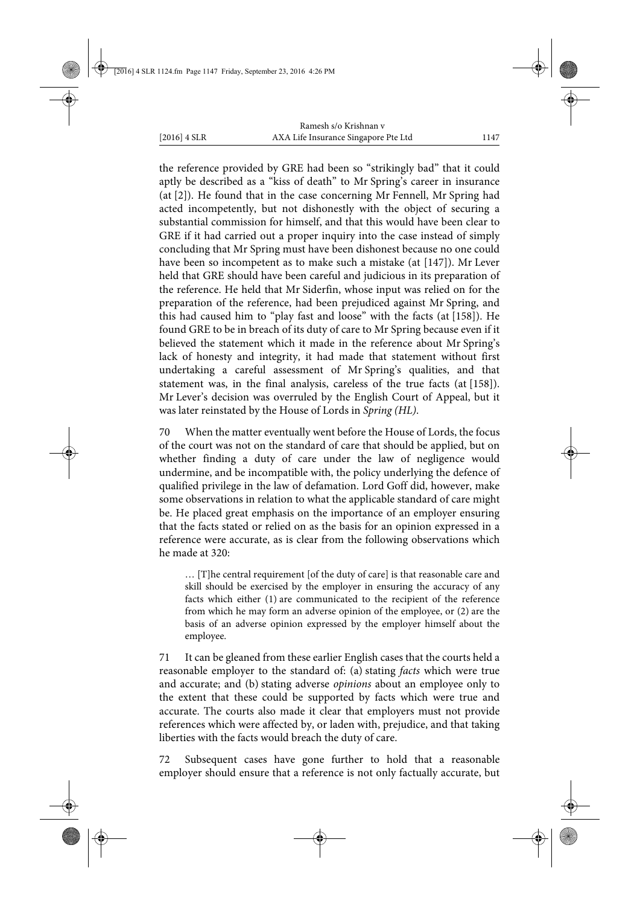the reference provided by GRE had been so "strikingly bad" that it could aptly be described as a "kiss of death" to Mr Spring's career in insurance (at [2]). He found that in the case concerning Mr Fennell, Mr Spring had acted incompetently, but not dishonestly with the object of securing a substantial commission for himself, and that this would have been clear to GRE if it had carried out a proper inquiry into the case instead of simply concluding that Mr Spring must have been dishonest because no one could have been so incompetent as to make such a mistake (at [147]). Mr Lever held that GRE should have been careful and judicious in its preparation of the reference. He held that Mr Siderfin, whose input was relied on for the preparation of the reference, had been prejudiced against Mr Spring, and this had caused him to "play fast and loose" with the facts (at [158]). He found GRE to be in breach of its duty of care to Mr Spring because even if it believed the statement which it made in the reference about Mr Spring's lack of honesty and integrity, it had made that statement without first undertaking a careful assessment of Mr Spring's qualities, and that statement was, in the final analysis, careless of the true facts (at [158]). Mr Lever's decision was overruled by the English Court of Appeal, but it was later reinstated by the House of Lords in *Spring (HL)*.

70 When the matter eventually went before the House of Lords, the focus of the court was not on the standard of care that should be applied, but on whether finding a duty of care under the law of negligence would undermine, and be incompatible with, the policy underlying the defence of qualified privilege in the law of defamation. Lord Goff did, however, make some observations in relation to what the applicable standard of care might be. He placed great emphasis on the importance of an employer ensuring that the facts stated or relied on as the basis for an opinion expressed in a reference were accurate, as is clear from the following observations which he made at 320:

> … [T]he central requirement [of the duty of care] is that reasonable care and skill should be exercised by the employer in ensuring the accuracy of any facts which either (1) are communicated to the recipient of the reference from which he may form an adverse opinion of the employee, or (2) are the basis of an adverse opinion expressed by the employer himself about the employee.

71 It can be gleaned from these earlier English cases that the courts held a reasonable employer to the standard of: (a) stating *facts* which were true and accurate; and (b) stating adverse *opinions* about an employee only to the extent that these could be supported by facts which were true and accurate. The courts also made it clear that employers must not provide references which were affected by, or laden with, prejudice, and that taking liberties with the facts would breach the duty of care.

72 Subsequent cases have gone further to hold that a reasonable employer should ensure that a reference is not only factually accurate, but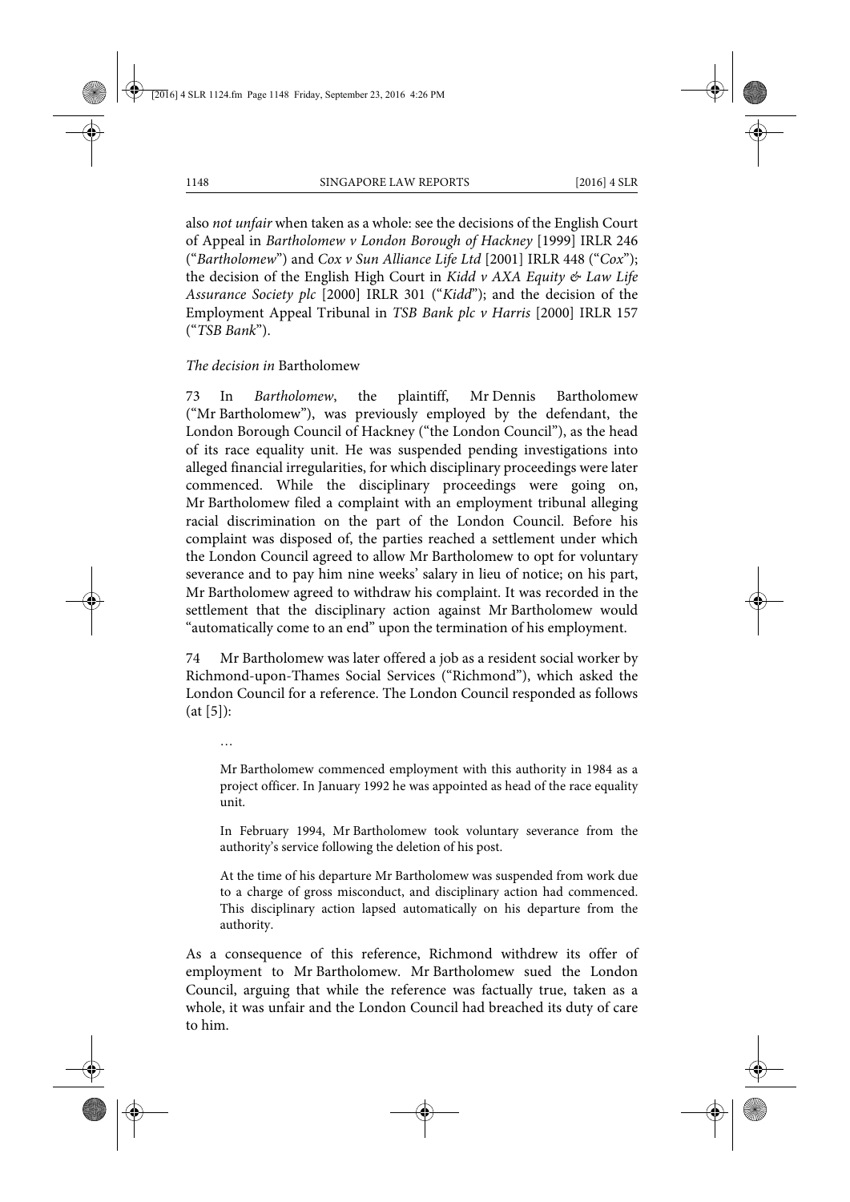also *not unfair* when taken as a whole: see the decisions of the English Court of Appeal in *Bartholomew v London Borough of Hackney* [1999] IRLR 246 ("*Bartholomew*") and *Cox v Sun Alliance Life Ltd* [2001] IRLR 448 ("*Cox*"); the decision of the English High Court in *Kidd v AXA Equity & Law Life Assurance Society plc* [2000] IRLR 301 ("*Kidd*"); and the decision of the Employment Appeal Tribunal in *TSB Bank plc v Harris* [2000] IRLR 157 ("*TSB Bank*").

*The decision in* Bartholomew

73 In *Bartholomew*, the plaintiff, Mr Dennis Bartholomew ("Mr Bartholomew"), was previously employed by the defendant, the London Borough Council of Hackney ("the London Council"), as the head of its race equality unit. He was suspended pending investigations into alleged financial irregularities, for which disciplinary proceedings were later commenced. While the disciplinary proceedings were going on, Mr Bartholomew filed a complaint with an employment tribunal alleging racial discrimination on the part of the London Council. Before his complaint was disposed of, the parties reached a settlement under which the London Council agreed to allow Mr Bartholomew to opt for voluntary severance and to pay him nine weeks' salary in lieu of notice; on his part, Mr Bartholomew agreed to withdraw his complaint. It was recorded in the settlement that the disciplinary action against Mr Bartholomew would "automatically come to an end" upon the termination of his employment.

74 Mr Bartholomew was later offered a job as a resident social worker by Richmond-upon-Thames Social Services ("Richmond"), which asked the London Council for a reference. The London Council responded as follows (at [5]):

> …
>
> Mr Bartholomew commenced employment with this authority in 1984 as a project officer. In January 1992 he was appointed as head of the race equality unit.
>
> In February 1994, Mr Bartholomew took voluntary severance from the authority's service following the deletion of his post.
>
> At the time of his departure Mr Bartholomew was suspended from work due to a charge of gross misconduct, and disciplinary action had commenced. This disciplinary action lapsed automatically on his departure from the authority.

As a consequence of this reference, Richmond withdrew its offer of employment to Mr Bartholomew. Mr Bartholomew sued the London Council, arguing that while the reference was factually true, taken as a whole, it was unfair and the London Council had breached its duty of care to him.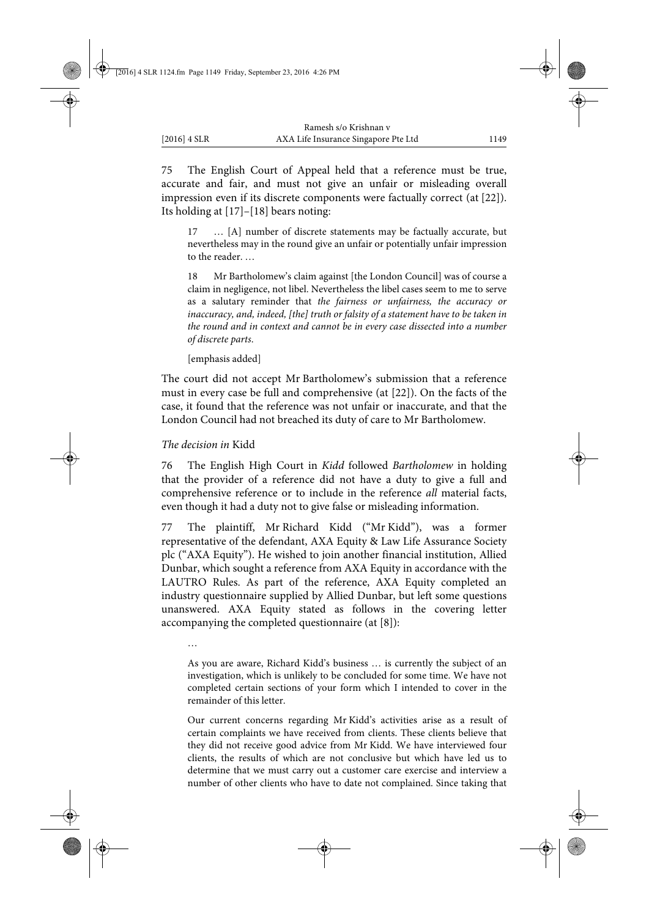75 The English Court of Appeal held that a reference must be true, accurate and fair, and must not give an unfair or misleading overall impression even if its discrete components were factually correct (at [22]). Its holding at [17]–[18] bears noting:

> 17 … [A] number of discrete statements may be factually accurate, but nevertheless may in the round give an unfair or potentially unfair impression to the reader. …
>
> 18 Mr Bartholomew's claim against [the London Council] was of course a claim in negligence, not libel. Nevertheless the libel cases seem to me to serve as a salutary reminder that *the fairness or unfairness, the accuracy or inaccuracy, and, indeed, [the] truth or falsity of a statement have to be taken in the round and in context and cannot be in every case dissected into a number of discrete parts.*
>
> [emphasis added]

The court did not accept Mr Bartholomew's submission that a reference must in every case be full and comprehensive (at [22]). On the facts of the case, it found that the reference was not unfair or inaccurate, and that the London Council had not breached its duty of care to Mr Bartholomew.

*The decision in* Kidd

76 The English High Court in *Kidd* followed *Bartholomew* in holding that the provider of a reference did not have a duty to give a full and comprehensive reference or to include in the reference *all* material facts, even though it had a duty not to give false or misleading information.

77 The plaintiff, Mr Richard Kidd ("Mr Kidd"), was a former representative of the defendant, AXA Equity & Law Life Assurance Society plc ("AXA Equity"). He wished to join another financial institution, Allied Dunbar, which sought a reference from AXA Equity in accordance with the LAUTRO Rules. As part of the reference, AXA Equity completed an industry questionnaire supplied by Allied Dunbar, but left some questions unanswered. AXA Equity stated as follows in the covering letter accompanying the completed questionnaire (at [8]):

> …
>
> As you are aware, Richard Kidd's business … is currently the subject of an investigation, which is unlikely to be concluded for some time. We have not completed certain sections of your form which I intended to cover in the remainder of this letter.
>
> Our current concerns regarding Mr Kidd's activities arise as a result of certain complaints we have received from clients. These clients believe that they did not receive good advice from Mr Kidd. We have interviewed four clients, the results of which are not conclusive but which have led us to determine that we must carry out a customer care exercise and interview a number of other clients who have to date not complained. Since taking that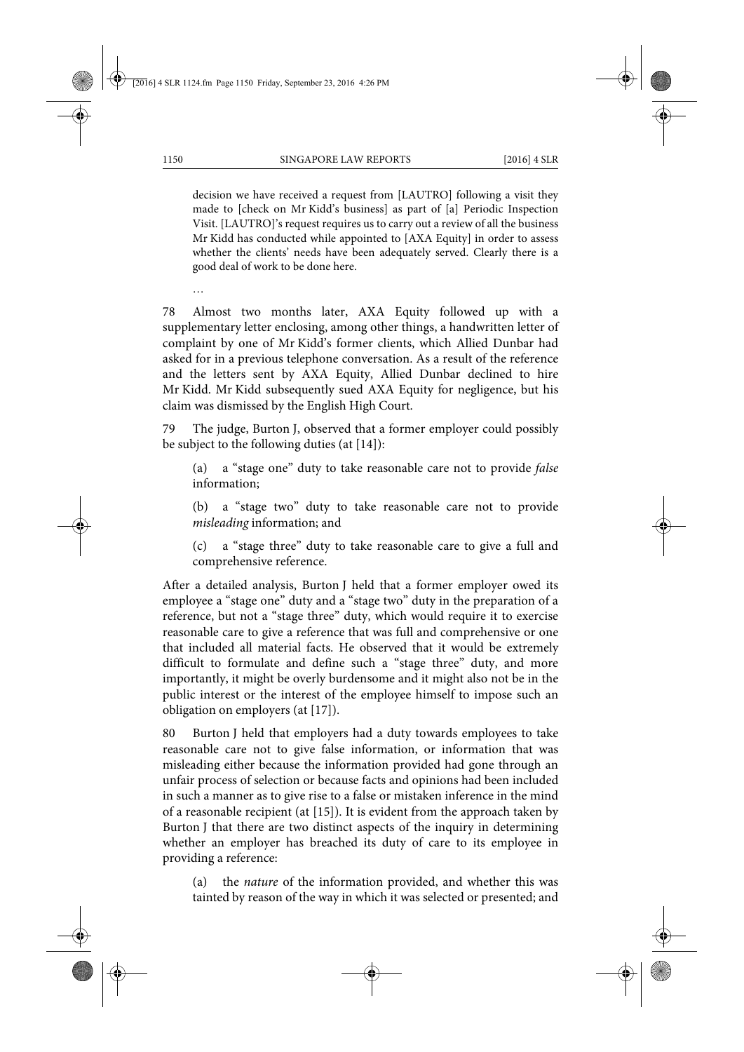> decision we have received a request from [LAUTRO] following a visit they made to [check on Mr Kidd's business] as part of [a] Periodic Inspection Visit. [LAUTRO]'s request requires us to carry out a review of all the business Mr Kidd has conducted while appointed to [AXA Equity] in order to assess whether the clients' needs have been adequately served. Clearly there is a good deal of work to be done here.
>
> …

78 Almost two months later, AXA Equity followed up with a supplementary letter enclosing, among other things, a handwritten letter of complaint by one of Mr Kidd's former clients, which Allied Dunbar had asked for in a previous telephone conversation. As a result of the reference and the letters sent by AXA Equity, Allied Dunbar declined to hire Mr Kidd. Mr Kidd subsequently sued AXA Equity for negligence, but his claim was dismissed by the English High Court.

79 The judge, Burton J, observed that a former employer could possibly be subject to the following duties (at [14]):

> (a) a "stage one" duty to take reasonable care not to provide *false* information;
>
> (b) a "stage two" duty to take reasonable care not to provide *misleading* information; and
>
> (c) a "stage three" duty to take reasonable care to give a full and comprehensive reference.

After a detailed analysis, Burton J held that a former employer owed its employee a "stage one" duty and a "stage two" duty in the preparation of a reference, but not a "stage three" duty, which would require it to exercise reasonable care to give a reference that was full and comprehensive or one that included all material facts. He observed that it would be extremely difficult to formulate and define such a "stage three" duty, and more importantly, it might be overly burdensome and it might also not be in the public interest or the interest of the employee himself to impose such an obligation on employers (at [17]).

80 Burton J held that employers had a duty towards employees to take reasonable care not to give false information, or information that was misleading either because the information provided had gone through an unfair process of selection or because facts and opinions had been included in such a manner as to give rise to a false or mistaken inference in the mind of a reasonable recipient (at [15]). It is evident from the approach taken by Burton J that there are two distinct aspects of the inquiry in determining whether an employer has breached its duty of care to its employee in providing a reference:

> (a) the *nature* of the information provided, and whether this was tainted by reason of the way in which it was selected or presented; and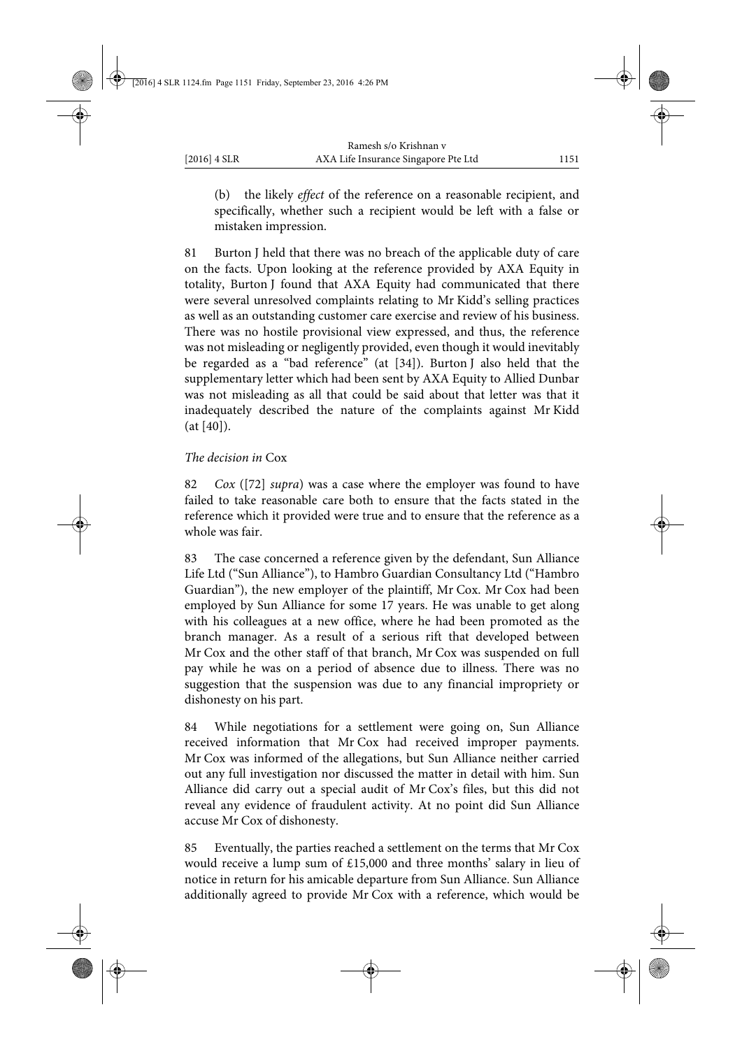(b) the likely *effect* of the reference on a reasonable recipient, and specifically, whether such a recipient would be left with a false or mistaken impression.

81 Burton J held that there was no breach of the applicable duty of care on the facts. Upon looking at the reference provided by AXA Equity in totality, Burton J found that AXA Equity had communicated that there were several unresolved complaints relating to Mr Kidd's selling practices as well as an outstanding customer care exercise and review of his business. There was no hostile provisional view expressed, and thus, the reference was not misleading or negligently provided, even though it would inevitably be regarded as a "bad reference" (at [34]). Burton J also held that the supplementary letter which had been sent by AXA Equity to Allied Dunbar was not misleading as all that could be said about that letter was that it inadequately described the nature of the complaints against Mr Kidd (at [40]).

*The decision in* Cox

82 *Cox* ([72] *supra*) was a case where the employer was found to have failed to take reasonable care both to ensure that the facts stated in the reference which it provided were true and to ensure that the reference as a whole was fair.

83 The case concerned a reference given by the defendant, Sun Alliance Life Ltd ("Sun Alliance"), to Hambro Guardian Consultancy Ltd ("Hambro Guardian"), the new employer of the plaintiff, Mr Cox. Mr Cox had been employed by Sun Alliance for some 17 years. He was unable to get along with his colleagues at a new office, where he had been promoted as the branch manager. As a result of a serious rift that developed between Mr Cox and the other staff of that branch, Mr Cox was suspended on full pay while he was on a period of absence due to illness. There was no suggestion that the suspension was due to any financial impropriety or dishonesty on his part.

84 While negotiations for a settlement were going on, Sun Alliance received information that Mr Cox had received improper payments. Mr Cox was informed of the allegations, but Sun Alliance neither carried out any full investigation nor discussed the matter in detail with him. Sun Alliance did carry out a special audit of Mr Cox's files, but this did not reveal any evidence of fraudulent activity. At no point did Sun Alliance accuse Mr Cox of dishonesty.

85 Eventually, the parties reached a settlement on the terms that Mr Cox would receive a lump sum of £15,000 and three months' salary in lieu of notice in return for his amicable departure from Sun Alliance. Sun Alliance additionally agreed to provide Mr Cox with a reference, which would be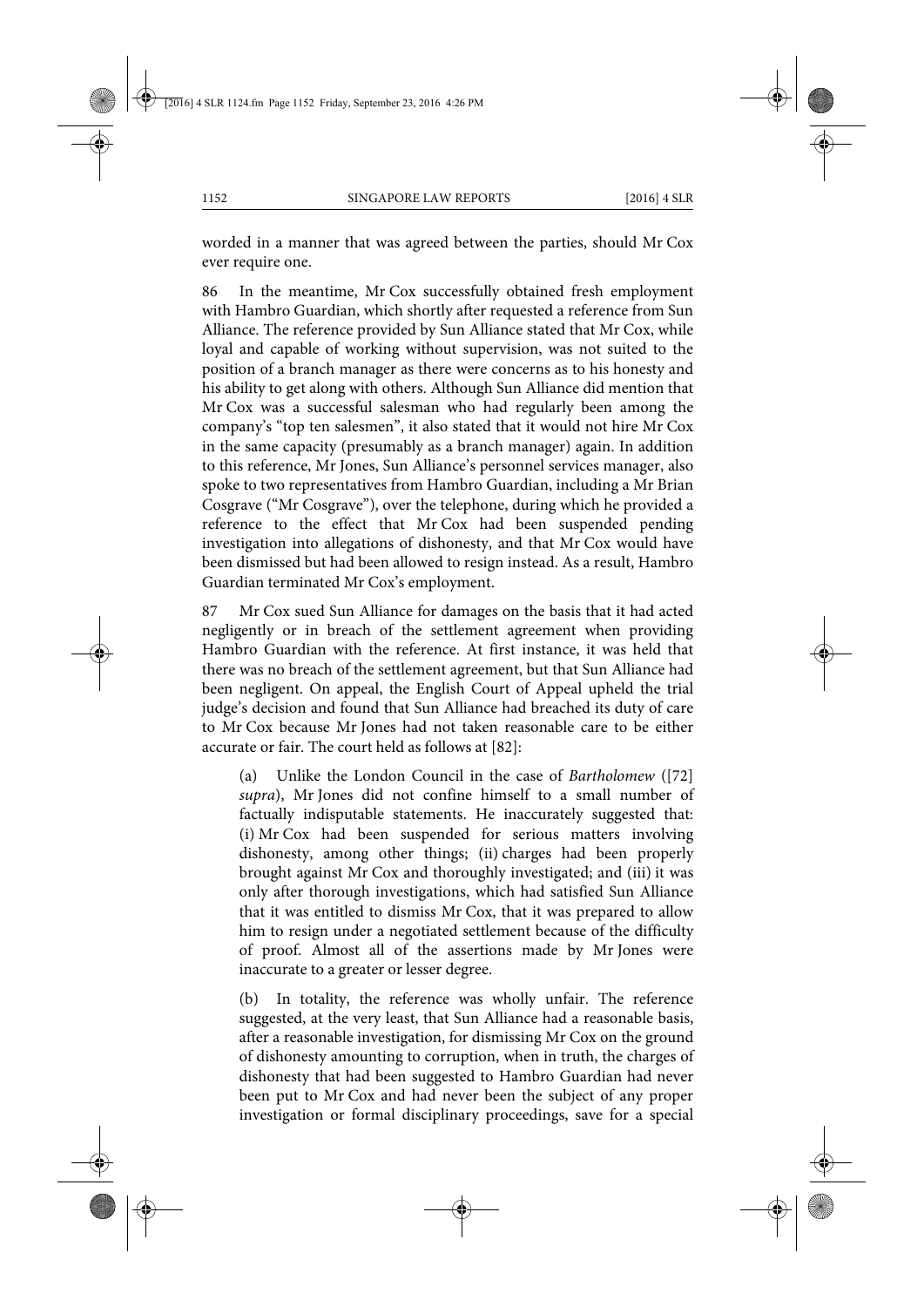worded in a manner that was agreed between the parties, should Mr Cox ever require one.

86 In the meantime, Mr Cox successfully obtained fresh employment with Hambro Guardian, which shortly after requested a reference from Sun Alliance. The reference provided by Sun Alliance stated that Mr Cox, while loyal and capable of working without supervision, was not suited to the position of a branch manager as there were concerns as to his honesty and his ability to get along with others. Although Sun Alliance did mention that Mr Cox was a successful salesman who had regularly been among the company's "top ten salesmen", it also stated that it would not hire Mr Cox in the same capacity (presumably as a branch manager) again. In addition to this reference, Mr Jones, Sun Alliance's personnel services manager, also spoke to two representatives from Hambro Guardian, including a Mr Brian Cosgrave ("Mr Cosgrave"), over the telephone, during which he provided a reference to the effect that Mr Cox had been suspended pending investigation into allegations of dishonesty, and that Mr Cox would have been dismissed but had been allowed to resign instead. As a result, Hambro Guardian terminated Mr Cox's employment.

87 Mr Cox sued Sun Alliance for damages on the basis that it had acted negligently or in breach of the settlement agreement when providing Hambro Guardian with the reference. At first instance, it was held that there was no breach of the settlement agreement, but that Sun Alliance had been negligent. On appeal, the English Court of Appeal upheld the trial judge's decision and found that Sun Alliance had breached its duty of care to Mr Cox because Mr Jones had not taken reasonable care to be either accurate or fair. The court held as follows at [82]:

> (a) Unlike the London Council in the case of *Bartholomew* ([72] *supra*), Mr Jones did not confine himself to a small number of factually indisputable statements. He inaccurately suggested that: (i) Mr Cox had been suspended for serious matters involving dishonesty, among other things; (ii) charges had been properly brought against Mr Cox and thoroughly investigated; and (iii) it was only after thorough investigations, which had satisfied Sun Alliance that it was entitled to dismiss Mr Cox, that it was prepared to allow him to resign under a negotiated settlement because of the difficulty of proof. Almost all of the assertions made by Mr Jones were inaccurate to a greater or lesser degree.
>
> (b) In totality, the reference was wholly unfair. The reference suggested, at the very least, that Sun Alliance had a reasonable basis, after a reasonable investigation, for dismissing Mr Cox on the ground of dishonesty amounting to corruption, when in truth, the charges of dishonesty that had been suggested to Hambro Guardian had never been put to Mr Cox and had never been the subject of any proper investigation or formal disciplinary proceedings, save for a special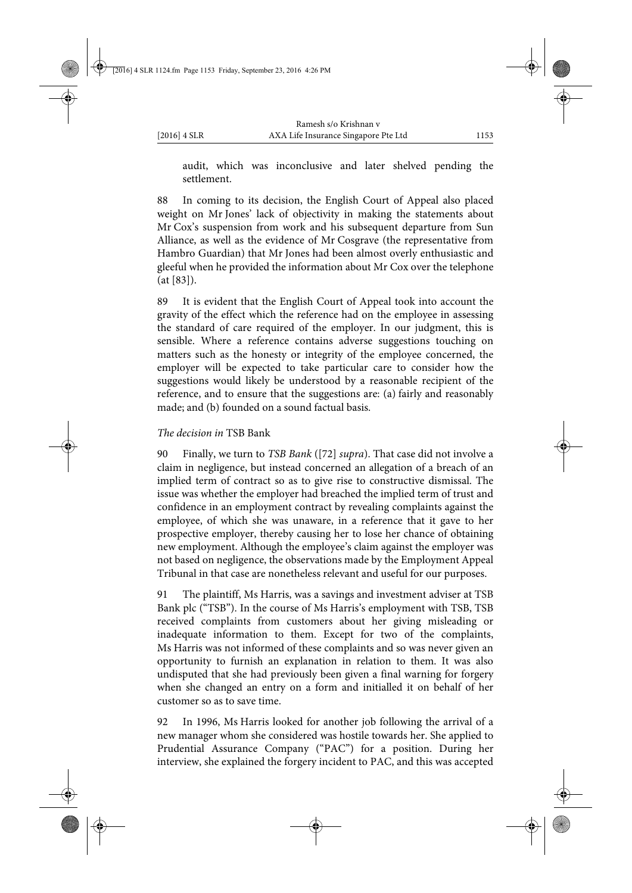audit, which was inconclusive and later shelved pending the settlement.

88 In coming to its decision, the English Court of Appeal also placed weight on Mr Jones' lack of objectivity in making the statements about Mr Cox's suspension from work and his subsequent departure from Sun Alliance, as well as the evidence of Mr Cosgrave (the representative from Hambro Guardian) that Mr Jones had been almost overly enthusiastic and gleeful when he provided the information about Mr Cox over the telephone (at [83]).

89 It is evident that the English Court of Appeal took into account the gravity of the effect which the reference had on the employee in assessing the standard of care required of the employer. In our judgment, this is sensible. Where a reference contains adverse suggestions touching on matters such as the honesty or integrity of the employee concerned, the employer will be expected to take particular care to consider how the suggestions would likely be understood by a reasonable recipient of the reference, and to ensure that the suggestions are: (a) fairly and reasonably made; and (b) founded on a sound factual basis.

*The decision in* TSB Bank

90 Finally, we turn to *TSB Bank* ([72] *supra*). That case did not involve a claim in negligence, but instead concerned an allegation of a breach of an implied term of contract so as to give rise to constructive dismissal. The issue was whether the employer had breached the implied term of trust and confidence in an employment contract by revealing complaints against the employee, of which she was unaware, in a reference that it gave to her prospective employer, thereby causing her to lose her chance of obtaining new employment. Although the employee's claim against the employer was not based on negligence, the observations made by the Employment Appeal Tribunal in that case are nonetheless relevant and useful for our purposes.

91 The plaintiff, Ms Harris, was a savings and investment adviser at TSB Bank plc ("TSB"). In the course of Ms Harris's employment with TSB, TSB received complaints from customers about her giving misleading or inadequate information to them. Except for two of the complaints, Ms Harris was not informed of these complaints and so was never given an opportunity to furnish an explanation in relation to them. It was also undisputed that she had previously been given a final warning for forgery when she changed an entry on a form and initialled it on behalf of her customer so as to save time.

92 In 1996, Ms Harris looked for another job following the arrival of a new manager whom she considered was hostile towards her. She applied to Prudential Assurance Company ("PAC") for a position. During her interview, she explained the forgery incident to PAC, and this was accepted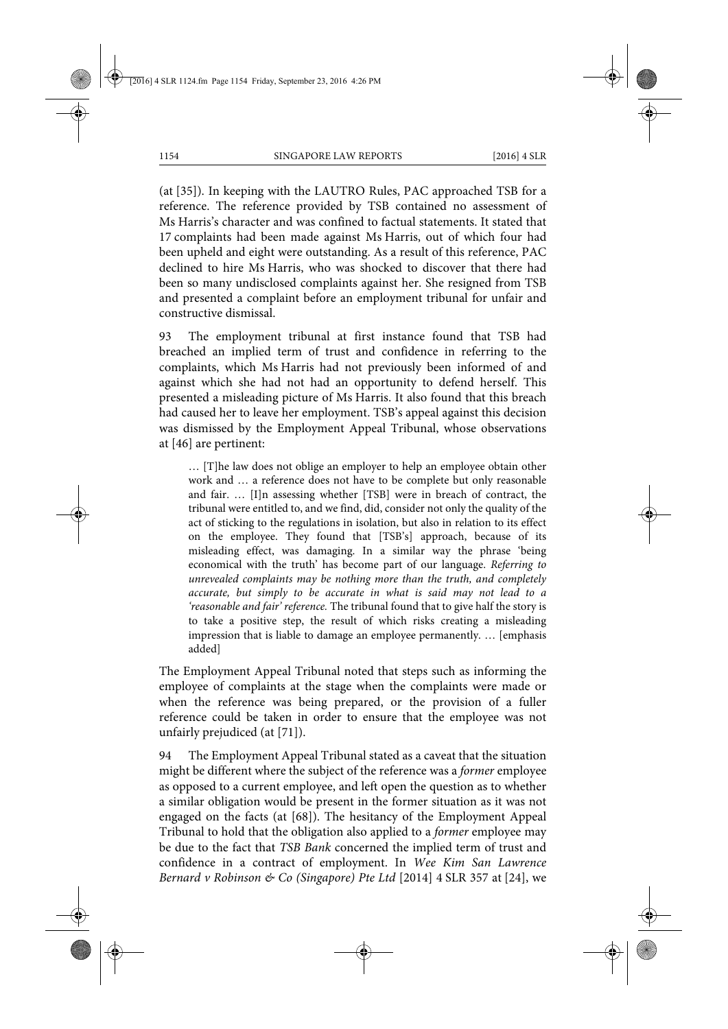(at [35]). In keeping with the LAUTRO Rules, PAC approached TSB for a reference. The reference provided by TSB contained no assessment of Ms Harris's character and was confined to factual statements. It stated that 17 complaints had been made against Ms Harris, out of which four had been upheld and eight were outstanding. As a result of this reference, PAC declined to hire Ms Harris, who was shocked to discover that there had been so many undisclosed complaints against her. She resigned from TSB and presented a complaint before an employment tribunal for unfair and constructive dismissal.

93 The employment tribunal at first instance found that TSB had breached an implied term of trust and confidence in referring to the complaints, which Ms Harris had not previously been informed of and against which she had not had an opportunity to defend herself. This presented a misleading picture of Ms Harris. It also found that this breach had caused her to leave her employment. TSB's appeal against this decision was dismissed by the Employment Appeal Tribunal, whose observations at [46] are pertinent:

> … [T]he law does not oblige an employer to help an employee obtain other work and … a reference does not have to be complete but only reasonable and fair. … [I]n assessing whether [TSB] were in breach of contract, the tribunal were entitled to, and we find, did, consider not only the quality of the act of sticking to the regulations in isolation, but also in relation to its effect on the employee. They found that [TSB's] approach, because of its misleading effect, was damaging. In a similar way the phrase 'being economical with the truth' has become part of our language. *Referring to unrevealed complaints may be nothing more than the truth, and completely accurate, but simply to be accurate in what is said may not lead to a 'reasonable and fair' reference.* The tribunal found that to give half the story is to take a positive step, the result of which risks creating a misleading impression that is liable to damage an employee permanently. … [emphasis added]

The Employment Appeal Tribunal noted that steps such as informing the employee of complaints at the stage when the complaints were made or when the reference was being prepared, or the provision of a fuller reference could be taken in order to ensure that the employee was not unfairly prejudiced (at [71]).

94 The Employment Appeal Tribunal stated as a caveat that the situation might be different where the subject of the reference was a *former* employee as opposed to a current employee, and left open the question as to whether a similar obligation would be present in the former situation as it was not engaged on the facts (at [68]). The hesitancy of the Employment Appeal Tribunal to hold that the obligation also applied to a *former* employee may be due to the fact that *TSB Bank* concerned the implied term of trust and confidence in a contract of employment. In *Wee Kim San Lawrence Bernard v Robinson & Co (Singapore) Pte Ltd* [2014] 4 SLR 357 at [24], we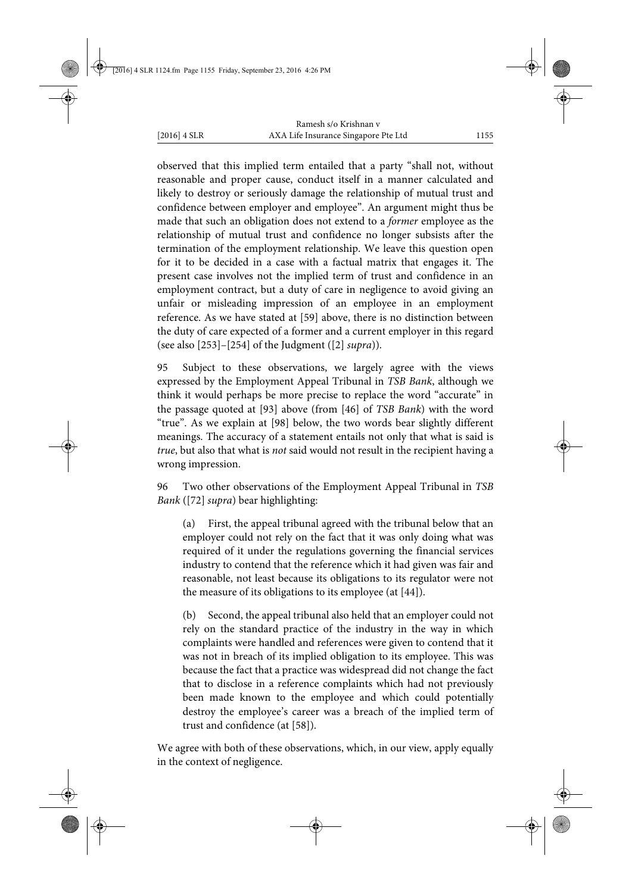observed that this implied term entailed that a party "shall not, without reasonable and proper cause, conduct itself in a manner calculated and likely to destroy or seriously damage the relationship of mutual trust and confidence between employer and employee". An argument might thus be made that such an obligation does not extend to a *former* employee as the relationship of mutual trust and confidence no longer subsists after the termination of the employment relationship. We leave this question open for it to be decided in a case with a factual matrix that engages it. The present case involves not the implied term of trust and confidence in an employment contract, but a duty of care in negligence to avoid giving an unfair or misleading impression of an employee in an employment reference. As we have stated at [59] above, there is no distinction between the duty of care expected of a former and a current employer in this regard (see also [253]–[254] of the Judgment ([2] *supra*)).

95 Subject to these observations, we largely agree with the views expressed by the Employment Appeal Tribunal in *TSB Bank*, although we think it would perhaps be more precise to replace the word "accurate" in the passage quoted at [93] above (from [46] of *TSB Bank*) with the word "true". As we explain at [98] below, the two words bear slightly different meanings. The accuracy of a statement entails not only that what is said is *true*, but also that what is *not* said would not result in the recipient having a wrong impression.

96 Two other observations of the Employment Appeal Tribunal in *TSB Bank* ([72] *supra*) bear highlighting:

> (a) First, the appeal tribunal agreed with the tribunal below that an employer could not rely on the fact that it was only doing what was required of it under the regulations governing the financial services industry to contend that the reference which it had given was fair and reasonable, not least because its obligations to its regulator were not the measure of its obligations to its employee (at [44]).
>
> (b) Second, the appeal tribunal also held that an employer could not rely on the standard practice of the industry in the way in which complaints were handled and references were given to contend that it was not in breach of its implied obligation to its employee. This was because the fact that a practice was widespread did not change the fact that to disclose in a reference complaints which had not previously been made known to the employee and which could potentially destroy the employee's career was a breach of the implied term of trust and confidence (at [58]).

We agree with both of these observations, which, in our view, apply equally in the context of negligence.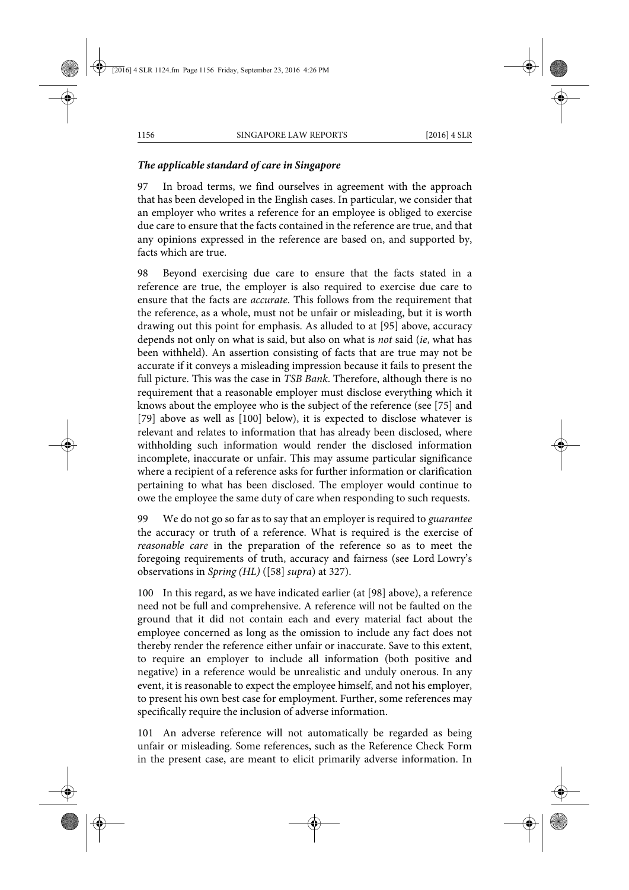### ***The applicable standard of care in Singapore***

97 In broad terms, we find ourselves in agreement with the approach that has been developed in the English cases. In particular, we consider that an employer who writes a reference for an employee is obliged to exercise due care to ensure that the facts contained in the reference are true, and that any opinions expressed in the reference are based on, and supported by, facts which are true.

98 Beyond exercising due care to ensure that the facts stated in a reference are true, the employer is also required to exercise due care to ensure that the facts are *accurate*. This follows from the requirement that the reference, as a whole, must not be unfair or misleading, but it is worth drawing out this point for emphasis. As alluded to at [95] above, accuracy depends not only on what is said, but also on what is *not* said (*ie*, what has been withheld). An assertion consisting of facts that are true may not be accurate if it conveys a misleading impression because it fails to present the full picture. This was the case in *TSB Bank*. Therefore, although there is no requirement that a reasonable employer must disclose everything which it knows about the employee who is the subject of the reference (see [75] and [79] above as well as [100] below), it is expected to disclose whatever is relevant and relates to information that has already been disclosed, where withholding such information would render the disclosed information incomplete, inaccurate or unfair. This may assume particular significance where a recipient of a reference asks for further information or clarification pertaining to what has been disclosed. The employer would continue to owe the employee the same duty of care when responding to such requests.

99 We do not go so far as to say that an employer is required to *guarantee* the accuracy or truth of a reference. What is required is the exercise of *reasonable care* in the preparation of the reference so as to meet the foregoing requirements of truth, accuracy and fairness (see Lord Lowry's observations in *Spring (HL)* ([58] *supra*) at 327).

100 In this regard, as we have indicated earlier (at [98] above), a reference need not be full and comprehensive. A reference will not be faulted on the ground that it did not contain each and every material fact about the employee concerned as long as the omission to include any fact does not thereby render the reference either unfair or inaccurate. Save to this extent, to require an employer to include all information (both positive and negative) in a reference would be unrealistic and unduly onerous. In any event, it is reasonable to expect the employee himself, and not his employer, to present his own best case for employment. Further, some references may specifically require the inclusion of adverse information.

101 An adverse reference will not automatically be regarded as being unfair or misleading. Some references, such as the Reference Check Form in the present case, are meant to elicit primarily adverse information. In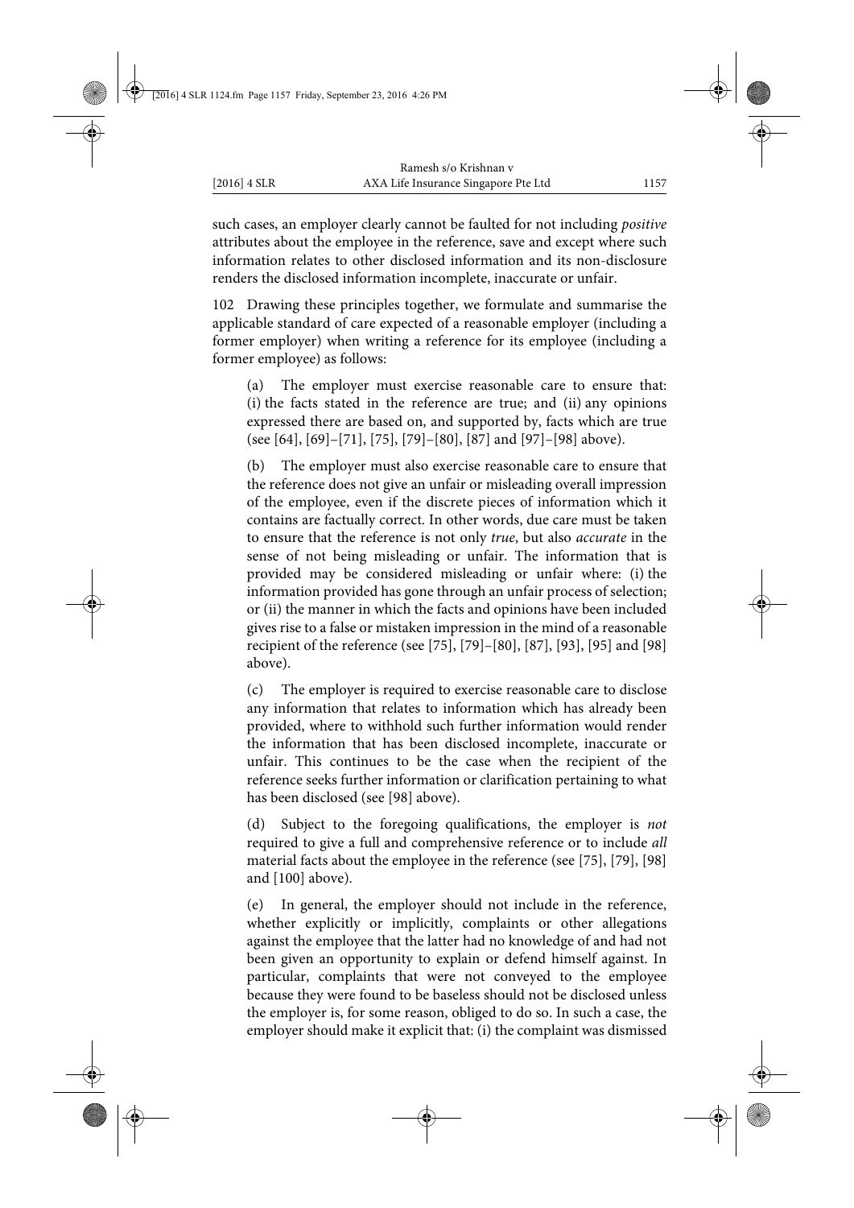such cases, an employer clearly cannot be faulted for not including *positive* attributes about the employee in the reference, save and except where such information relates to other disclosed information and its non-disclosure renders the disclosed information incomplete, inaccurate or unfair.

102 Drawing these principles together, we formulate and summarise the applicable standard of care expected of a reasonable employer (including a former employer) when writing a reference for its employee (including a former employee) as follows:

(a) The employer must exercise reasonable care to ensure that: (i) the facts stated in the reference are true; and (ii) any opinions expressed there are based on, and supported by, facts which are true (see [64], [69]–[71], [75], [79]–[80], [87] and [97]–[98] above).

(b) The employer must also exercise reasonable care to ensure that the reference does not give an unfair or misleading overall impression of the employee, even if the discrete pieces of information which it contains are factually correct. In other words, due care must be taken to ensure that the reference is not only *true*, but also *accurate* in the sense of not being misleading or unfair. The information that is provided may be considered misleading or unfair where: (i) the information provided has gone through an unfair process of selection; or (ii) the manner in which the facts and opinions have been included gives rise to a false or mistaken impression in the mind of a reasonable recipient of the reference (see [75], [79]–[80], [87], [93], [95] and [98] above).

(c) The employer is required to exercise reasonable care to disclose any information that relates to information which has already been provided, where to withhold such further information would render the information that has been disclosed incomplete, inaccurate or unfair. This continues to be the case when the recipient of the reference seeks further information or clarification pertaining to what has been disclosed (see [98] above).

(d) Subject to the foregoing qualifications, the employer is *not* required to give a full and comprehensive reference or to include *all* material facts about the employee in the reference (see [75], [79], [98] and [100] above).

(e) In general, the employer should not include in the reference, whether explicitly or implicitly, complaints or other allegations against the employee that the latter had no knowledge of and had not been given an opportunity to explain or defend himself against. In particular, complaints that were not conveyed to the employee because they were found to be baseless should not be disclosed unless the employer is, for some reason, obliged to do so. In such a case, the employer should make it explicit that: (i) the complaint was dismissed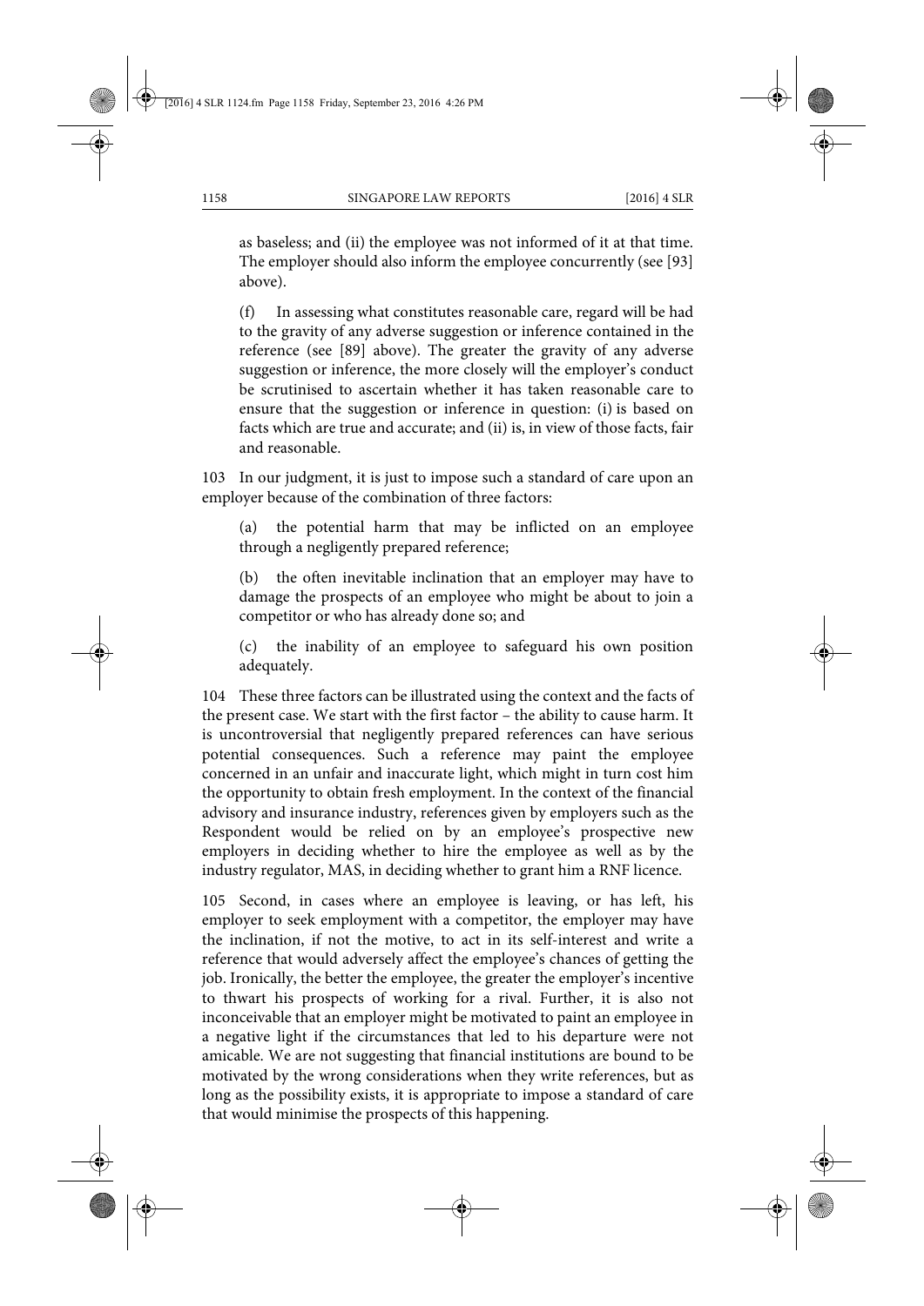as baseless; and (ii) the employee was not informed of it at that time. The employer should also inform the employee concurrently (see [93] above).

(f) In assessing what constitutes reasonable care, regard will be had to the gravity of any adverse suggestion or inference contained in the reference (see [89] above). The greater the gravity of any adverse suggestion or inference, the more closely will the employer's conduct be scrutinised to ascertain whether it has taken reasonable care to ensure that the suggestion or inference in question: (i) is based on facts which are true and accurate; and (ii) is, in view of those facts, fair and reasonable.

103 In our judgment, it is just to impose such a standard of care upon an employer because of the combination of three factors:

(a) the potential harm that may be inflicted on an employee through a negligently prepared reference;

(b) the often inevitable inclination that an employer may have to damage the prospects of an employee who might be about to join a competitor or who has already done so; and

(c) the inability of an employee to safeguard his own position adequately.

104 These three factors can be illustrated using the context and the facts of the present case. We start with the first factor – the ability to cause harm. It is uncontroversial that negligently prepared references can have serious potential consequences. Such a reference may paint the employee concerned in an unfair and inaccurate light, which might in turn cost him the opportunity to obtain fresh employment. In the context of the financial advisory and insurance industry, references given by employers such as the Respondent would be relied on by an employee's prospective new employers in deciding whether to hire the employee as well as by the industry regulator, MAS, in deciding whether to grant him a RNF licence.

105 Second, in cases where an employee is leaving, or has left, his employer to seek employment with a competitor, the employer may have the inclination, if not the motive, to act in its self-interest and write a reference that would adversely affect the employee's chances of getting the job. Ironically, the better the employee, the greater the employer's incentive to thwart his prospects of working for a rival. Further, it is also not inconceivable that an employer might be motivated to paint an employee in a negative light if the circumstances that led to his departure were not amicable. We are not suggesting that financial institutions are bound to be motivated by the wrong considerations when they write references, but as long as the possibility exists, it is appropriate to impose a standard of care that would minimise the prospects of this happening.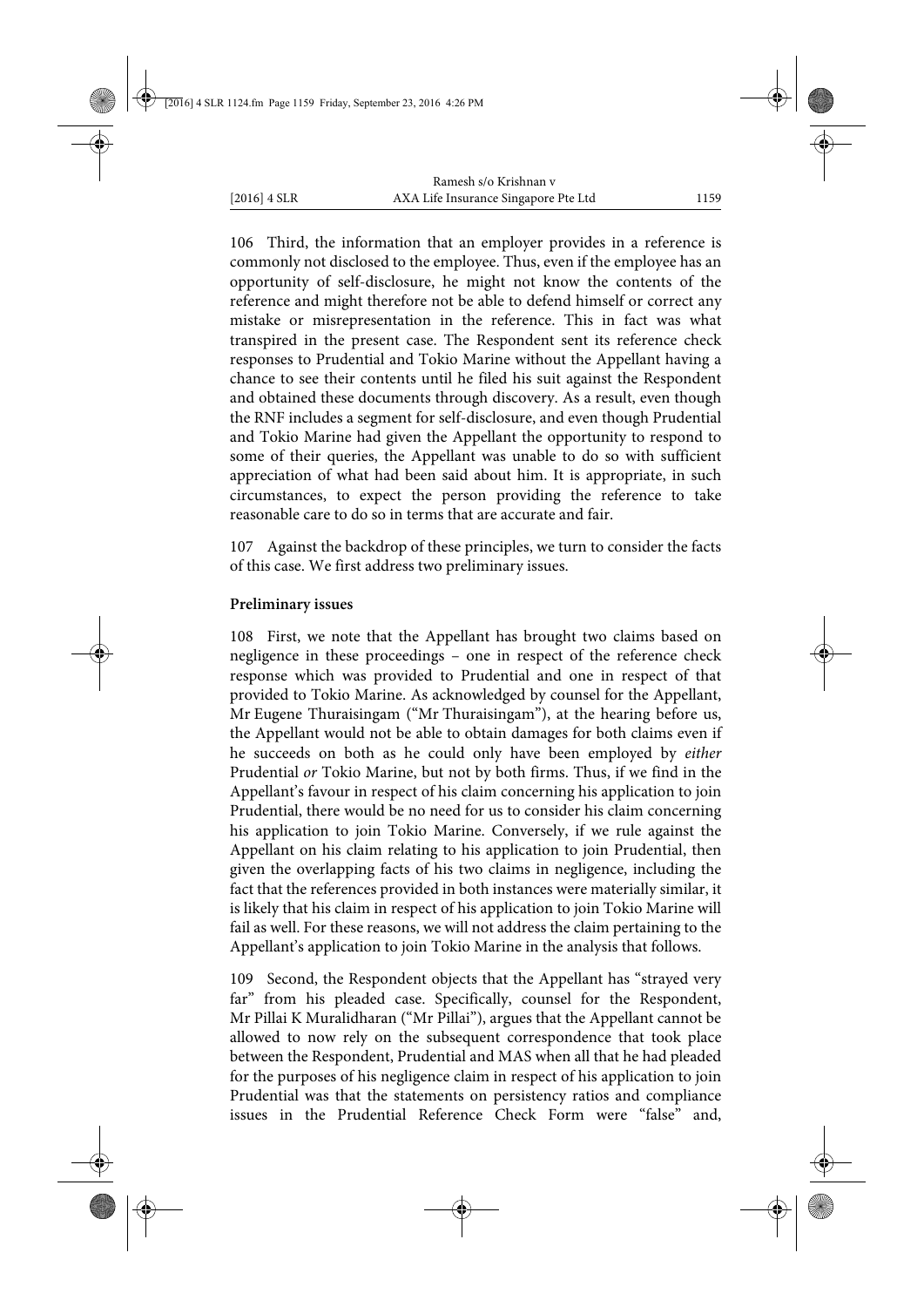106 Third, the information that an employer provides in a reference is commonly not disclosed to the employee. Thus, even if the employee has an opportunity of self-disclosure, he might not know the contents of the reference and might therefore not be able to defend himself or correct any mistake or misrepresentation in the reference. This in fact was what transpired in the present case. The Respondent sent its reference check responses to Prudential and Tokio Marine without the Appellant having a chance to see their contents until he filed his suit against the Respondent and obtained these documents through discovery. As a result, even though the RNF includes a segment for self-disclosure, and even though Prudential and Tokio Marine had given the Appellant the opportunity to respond to some of their queries, the Appellant was unable to do so with sufficient appreciation of what had been said about him. It is appropriate, in such circumstances, to expect the person providing the reference to take reasonable care to do so in terms that are accurate and fair.

107 Against the backdrop of these principles, we turn to consider the facts of this case. We first address two preliminary issues.

**Preliminary issues**

108 First, we note that the Appellant has brought two claims based on negligence in these proceedings – one in respect of the reference check response which was provided to Prudential and one in respect of that provided to Tokio Marine. As acknowledged by counsel for the Appellant, Mr Eugene Thuraisingam ("Mr Thuraisingam"), at the hearing before us, the Appellant would not be able to obtain damages for both claims even if he succeeds on both as he could only have been employed by *either* Prudential *or* Tokio Marine, but not by both firms. Thus, if we find in the Appellant's favour in respect of his claim concerning his application to join Prudential, there would be no need for us to consider his claim concerning his application to join Tokio Marine. Conversely, if we rule against the Appellant on his claim relating to his application to join Prudential, then given the overlapping facts of his two claims in negligence, including the fact that the references provided in both instances were materially similar, it is likely that his claim in respect of his application to join Tokio Marine will fail as well. For these reasons, we will not address the claim pertaining to the Appellant's application to join Tokio Marine in the analysis that follows.

109 Second, the Respondent objects that the Appellant has "strayed very far" from his pleaded case. Specifically, counsel for the Respondent, Mr Pillai K Muralidharan ("Mr Pillai"), argues that the Appellant cannot be allowed to now rely on the subsequent correspondence that took place between the Respondent, Prudential and MAS when all that he had pleaded for the purposes of his negligence claim in respect of his application to join Prudential was that the statements on persistency ratios and compliance issues in the Prudential Reference Check Form were "false" and,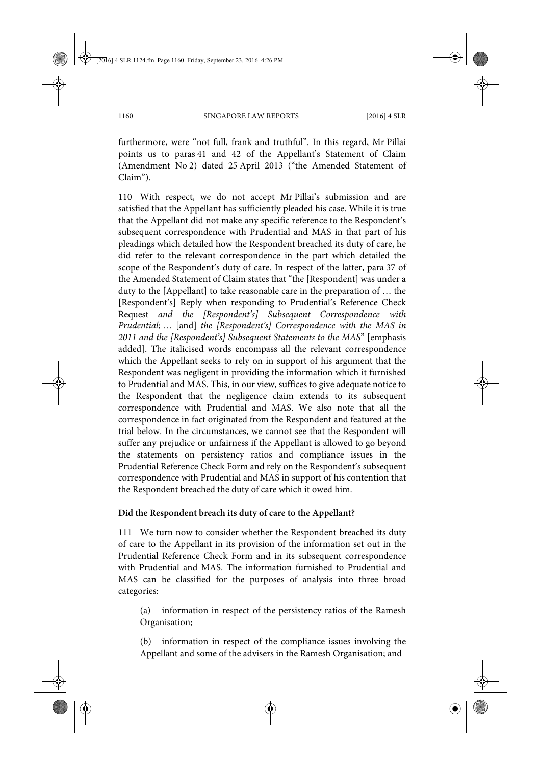furthermore, were "not full, frank and truthful". In this regard, Mr Pillai points us to paras 41 and 42 of the Appellant's Statement of Claim (Amendment No 2) dated 25 April 2013 ("the Amended Statement of Claim").

110 With respect, we do not accept Mr Pillai's submission and are satisfied that the Appellant has sufficiently pleaded his case. While it is true that the Appellant did not make any specific reference to the Respondent's subsequent correspondence with Prudential and MAS in that part of his pleadings which detailed how the Respondent breached its duty of care, he did refer to the relevant correspondence in the part which detailed the scope of the Respondent's duty of care. In respect of the latter, para 37 of the Amended Statement of Claim states that "the [Respondent] was under a duty to the [Appellant] to take reasonable care in the preparation of … the [Respondent's] Reply when responding to Prudential's Reference Check Request *and the [Respondent's] Subsequent Correspondence with Prudential*; … [and] *the [Respondent's] Correspondence with the MAS in 2011 and the [Respondent's] Subsequent Statements to the MAS*" [emphasis added]. The italicised words encompass all the relevant correspondence which the Appellant seeks to rely on in support of his argument that the Respondent was negligent in providing the information which it furnished to Prudential and MAS. This, in our view, suffices to give adequate notice to the Respondent that the negligence claim extends to its subsequent correspondence with Prudential and MAS. We also note that all the correspondence in fact originated from the Respondent and featured at the trial below. In the circumstances, we cannot see that the Respondent will suffer any prejudice or unfairness if the Appellant is allowed to go beyond the statements on persistency ratios and compliance issues in the Prudential Reference Check Form and rely on the Respondent's subsequent correspondence with Prudential and MAS in support of his contention that the Respondent breached the duty of care which it owed him.

**Did the Respondent breach its duty of care to the Appellant?**

111 We turn now to consider whether the Respondent breached its duty of care to the Appellant in its provision of the information set out in the Prudential Reference Check Form and in its subsequent correspondence with Prudential and MAS. The information furnished to Prudential and MAS can be classified for the purposes of analysis into three broad categories:

(a) information in respect of the persistency ratios of the Ramesh Organisation;

(b) information in respect of the compliance issues involving the Appellant and some of the advisers in the Ramesh Organisation; and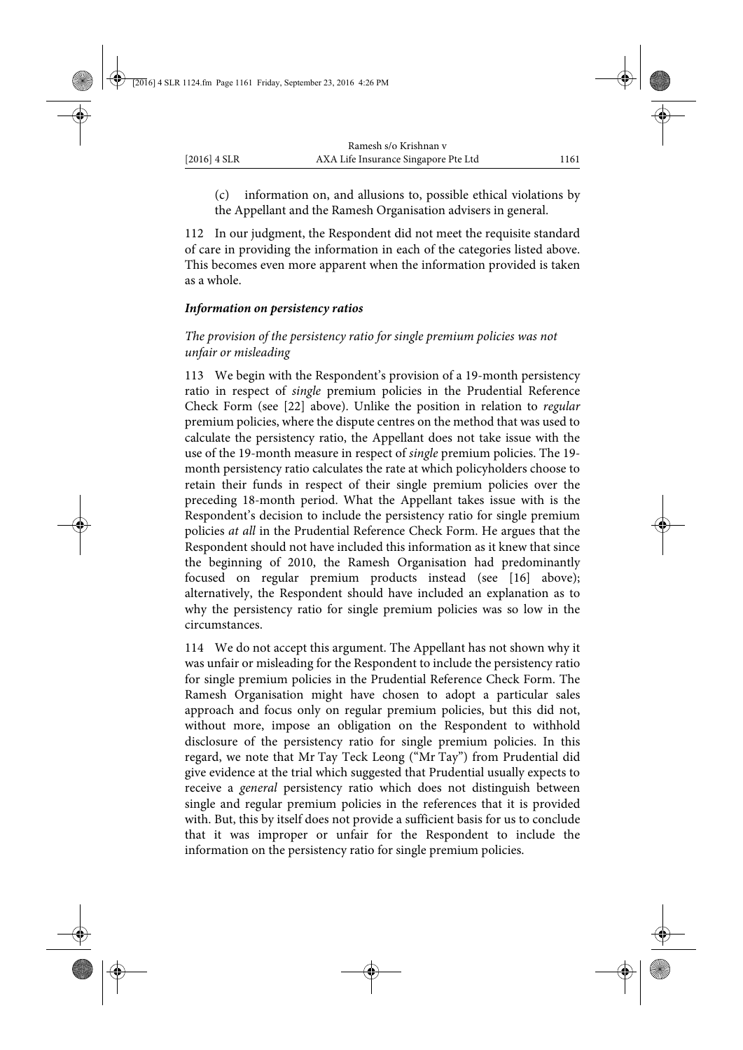(c) information on, and allusions to, possible ethical violations by the Appellant and the Ramesh Organisation advisers in general.

112 In our judgment, the Respondent did not meet the requisite standard of care in providing the information in each of the categories listed above. This becomes even more apparent when the information provided is taken as a whole.

***Information on persistency ratios***

*The provision of the persistency ratio for single premium policies was not unfair or misleading*

113 We begin with the Respondent's provision of a 19-month persistency ratio in respect of *single* premium policies in the Prudential Reference Check Form (see [22] above). Unlike the position in relation to *regular* premium policies, where the dispute centres on the method that was used to calculate the persistency ratio, the Appellant does not take issue with the use of the 19-month measure in respect of *single* premium policies. The 19-month persistency ratio calculates the rate at which policyholders choose to retain their funds in respect of their single premium policies over the preceding 18-month period. What the Appellant takes issue with is the Respondent's decision to include the persistency ratio for single premium policies *at all* in the Prudential Reference Check Form. He argues that the Respondent should not have included this information as it knew that since the beginning of 2010, the Ramesh Organisation had predominantly focused on regular premium products instead (see [16] above); alternatively, the Respondent should have included an explanation as to why the persistency ratio for single premium policies was so low in the circumstances.

114 We do not accept this argument. The Appellant has not shown why it was unfair or misleading for the Respondent to include the persistency ratio for single premium policies in the Prudential Reference Check Form. The Ramesh Organisation might have chosen to adopt a particular sales approach and focus only on regular premium policies, but this did not, without more, impose an obligation on the Respondent to withhold disclosure of the persistency ratio for single premium policies. In this regard, we note that Mr Tay Teck Leong ("Mr Tay") from Prudential did give evidence at the trial which suggested that Prudential usually expects to receive a *general* persistency ratio which does not distinguish between single and regular premium policies in the references that it is provided with. But, this by itself does not provide a sufficient basis for us to conclude that it was improper or unfair for the Respondent to include the information on the persistency ratio for single premium policies.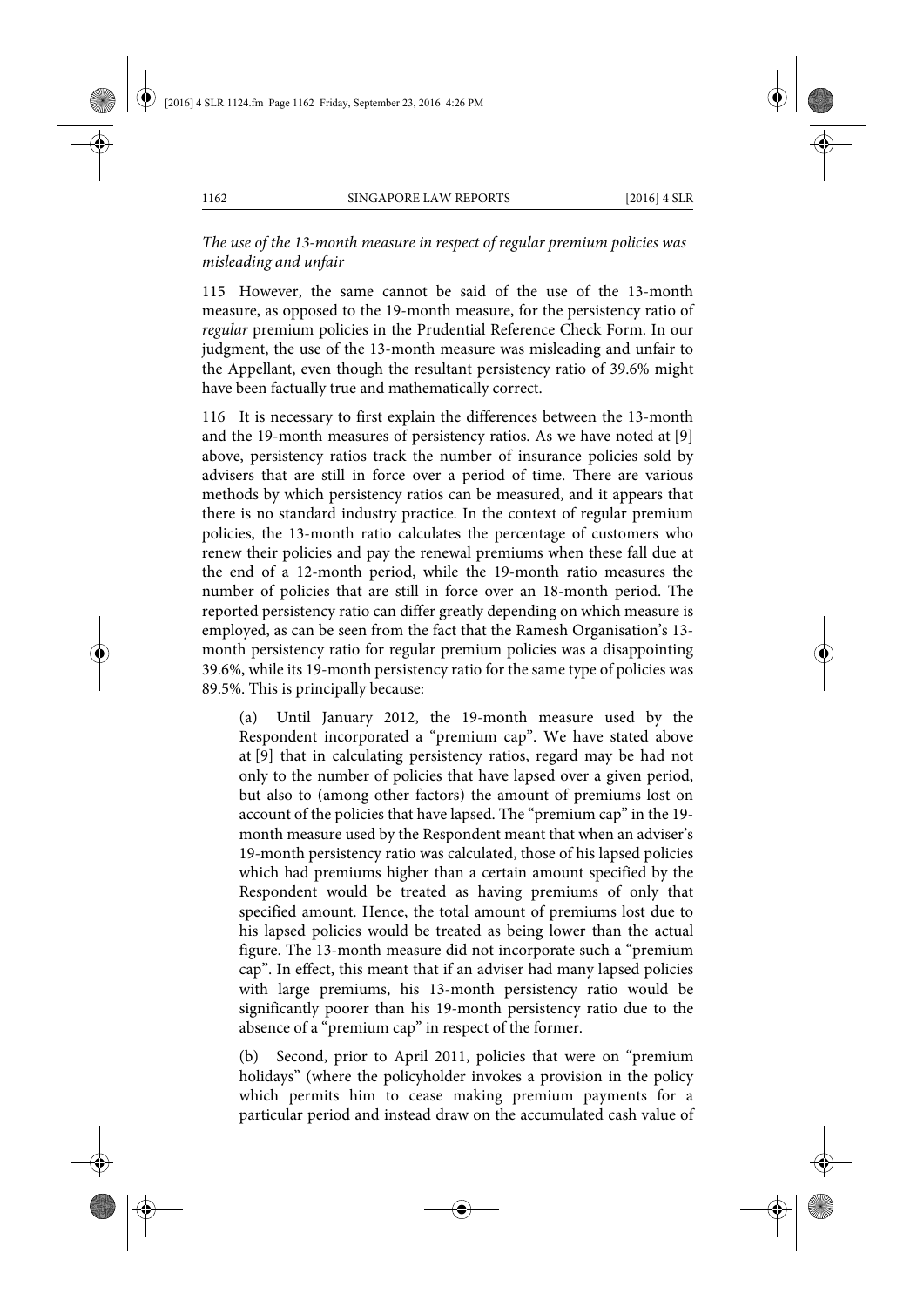*The use of the 13-month measure in respect of regular premium policies was misleading and unfair*

115 However, the same cannot be said of the use of the 13-month measure, as opposed to the 19-month measure, for the persistency ratio of *regular* premium policies in the Prudential Reference Check Form. In our judgment, the use of the 13-month measure was misleading and unfair to the Appellant, even though the resultant persistency ratio of 39.6% might have been factually true and mathematically correct.

116 It is necessary to first explain the differences between the 13-month and the 19-month measures of persistency ratios. As we have noted at [9] above, persistency ratios track the number of insurance policies sold by advisers that are still in force over a period of time. There are various methods by which persistency ratios can be measured, and it appears that there is no standard industry practice. In the context of regular premium policies, the 13-month ratio calculates the percentage of customers who renew their policies and pay the renewal premiums when these fall due at the end of a 12-month period, while the 19-month ratio measures the number of policies that are still in force over an 18-month period. The reported persistency ratio can differ greatly depending on which measure is employed, as can be seen from the fact that the Ramesh Organisation's 13-month persistency ratio for regular premium policies was a disappointing 39.6%, while its 19-month persistency ratio for the same type of policies was 89.5%. This is principally because:

(a) Until January 2012, the 19-month measure used by the Respondent incorporated a "premium cap". We have stated above at [9] that in calculating persistency ratios, regard may be had not only to the number of policies that have lapsed over a given period, but also to (among other factors) the amount of premiums lost on account of the policies that have lapsed. The "premium cap" in the 19-month measure used by the Respondent meant that when an adviser's 19-month persistency ratio was calculated, those of his lapsed policies which had premiums higher than a certain amount specified by the Respondent would be treated as having premiums of only that specified amount. Hence, the total amount of premiums lost due to his lapsed policies would be treated as being lower than the actual figure. The 13-month measure did not incorporate such a "premium cap". In effect, this meant that if an adviser had many lapsed policies with large premiums, his 13-month persistency ratio would be significantly poorer than his 19-month persistency ratio due to the absence of a "premium cap" in respect of the former.

(b) Second, prior to April 2011, policies that were on "premium holidays" (where the policyholder invokes a provision in the policy which permits him to cease making premium payments for a particular period and instead draw on the accumulated cash value of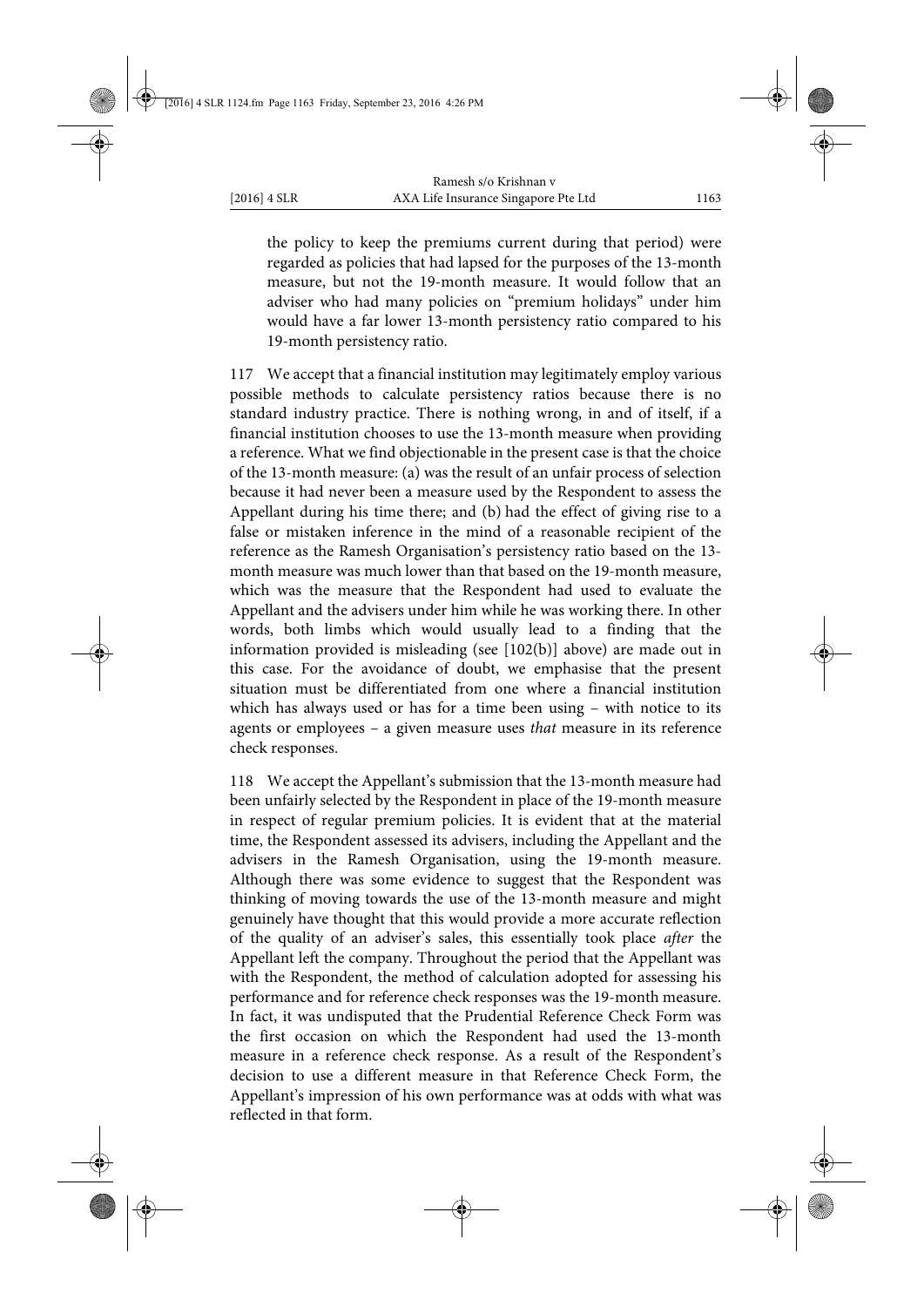the policy to keep the premiums current during that period) were regarded as policies that had lapsed for the purposes of the 13-month measure, but not the 19-month measure. It would follow that an adviser who had many policies on "premium holidays" under him would have a far lower 13-month persistency ratio compared to his 19-month persistency ratio.

117 We accept that a financial institution may legitimately employ various possible methods to calculate persistency ratios because there is no standard industry practice. There is nothing wrong, in and of itself, if a financial institution chooses to use the 13-month measure when providing a reference. What we find objectionable in the present case is that the choice of the 13-month measure: (a) was the result of an unfair process of selection because it had never been a measure used by the Respondent to assess the Appellant during his time there; and (b) had the effect of giving rise to a false or mistaken inference in the mind of a reasonable recipient of the reference as the Ramesh Organisation's persistency ratio based on the 13-month measure was much lower than that based on the 19-month measure, which was the measure that the Respondent had used to evaluate the Appellant and the advisers under him while he was working there. In other words, both limbs which would usually lead to a finding that the information provided is misleading (see [102(b)] above) are made out in this case. For the avoidance of doubt, we emphasise that the present situation must be differentiated from one where a financial institution which has always used or has for a time been using – with notice to its agents or employees – a given measure uses *that* measure in its reference check responses.

118 We accept the Appellant's submission that the 13-month measure had been unfairly selected by the Respondent in place of the 19-month measure in respect of regular premium policies. It is evident that at the material time, the Respondent assessed its advisers, including the Appellant and the advisers in the Ramesh Organisation, using the 19-month measure. Although there was some evidence to suggest that the Respondent was thinking of moving towards the use of the 13-month measure and might genuinely have thought that this would provide a more accurate reflection of the quality of an adviser's sales, this essentially took place *after* the Appellant left the company. Throughout the period that the Appellant was with the Respondent, the method of calculation adopted for assessing his performance and for reference check responses was the 19-month measure. In fact, it was undisputed that the Prudential Reference Check Form was the first occasion on which the Respondent had used the 13-month measure in a reference check response. As a result of the Respondent's decision to use a different measure in that Reference Check Form, the Appellant's impression of his own performance was at odds with what was reflected in that form.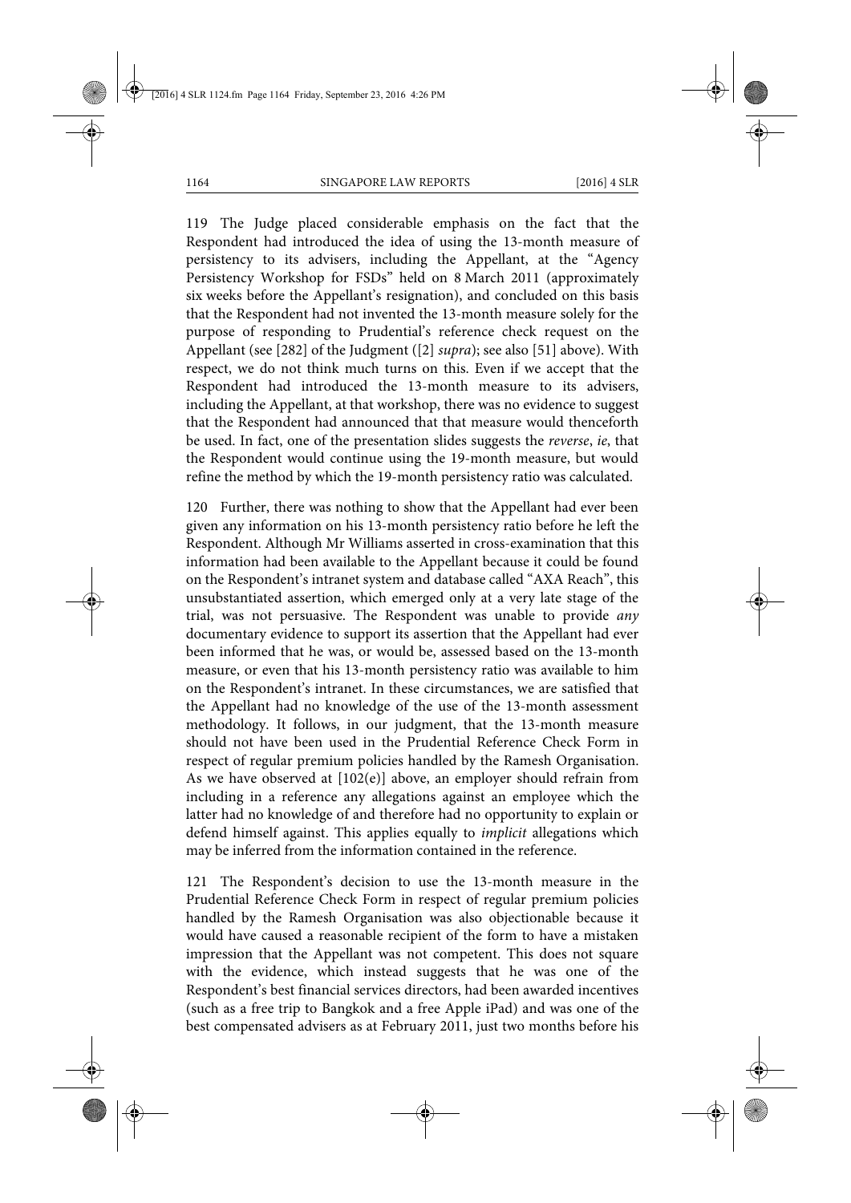119 The Judge placed considerable emphasis on the fact that the Respondent had introduced the idea of using the 13-month measure of persistency to its advisers, including the Appellant, at the "Agency Persistency Workshop for FSDs" held on 8 March 2011 (approximately six weeks before the Appellant's resignation), and concluded on this basis that the Respondent had not invented the 13-month measure solely for the purpose of responding to Prudential's reference check request on the Appellant (see [282] of the Judgment ([2] *supra*); see also [51] above). With respect, we do not think much turns on this. Even if we accept that the Respondent had introduced the 13-month measure to its advisers, including the Appellant, at that workshop, there was no evidence to suggest that the Respondent had announced that that measure would thenceforth be used. In fact, one of the presentation slides suggests the *reverse*, *ie*, that the Respondent would continue using the 19-month measure, but would refine the method by which the 19-month persistency ratio was calculated.

120 Further, there was nothing to show that the Appellant had ever been given any information on his 13-month persistency ratio before he left the Respondent. Although Mr Williams asserted in cross-examination that this information had been available to the Appellant because it could be found on the Respondent's intranet system and database called "AXA Reach", this unsubstantiated assertion, which emerged only at a very late stage of the trial, was not persuasive. The Respondent was unable to provide *any* documentary evidence to support its assertion that the Appellant had ever been informed that he was, or would be, assessed based on the 13-month measure, or even that his 13-month persistency ratio was available to him on the Respondent's intranet. In these circumstances, we are satisfied that the Appellant had no knowledge of the use of the 13-month assessment methodology. It follows, in our judgment, that the 13-month measure should not have been used in the Prudential Reference Check Form in respect of regular premium policies handled by the Ramesh Organisation. As we have observed at [102(e)] above, an employer should refrain from including in a reference any allegations against an employee which the latter had no knowledge of and therefore had no opportunity to explain or defend himself against. This applies equally to *implicit* allegations which may be inferred from the information contained in the reference.

121 The Respondent's decision to use the 13-month measure in the Prudential Reference Check Form in respect of regular premium policies handled by the Ramesh Organisation was also objectionable because it would have caused a reasonable recipient of the form to have a mistaken impression that the Appellant was not competent. This does not square with the evidence, which instead suggests that he was one of the Respondent's best financial services directors, had been awarded incentives (such as a free trip to Bangkok and a free Apple iPad) and was one of the best compensated advisers as at February 2011, just two months before his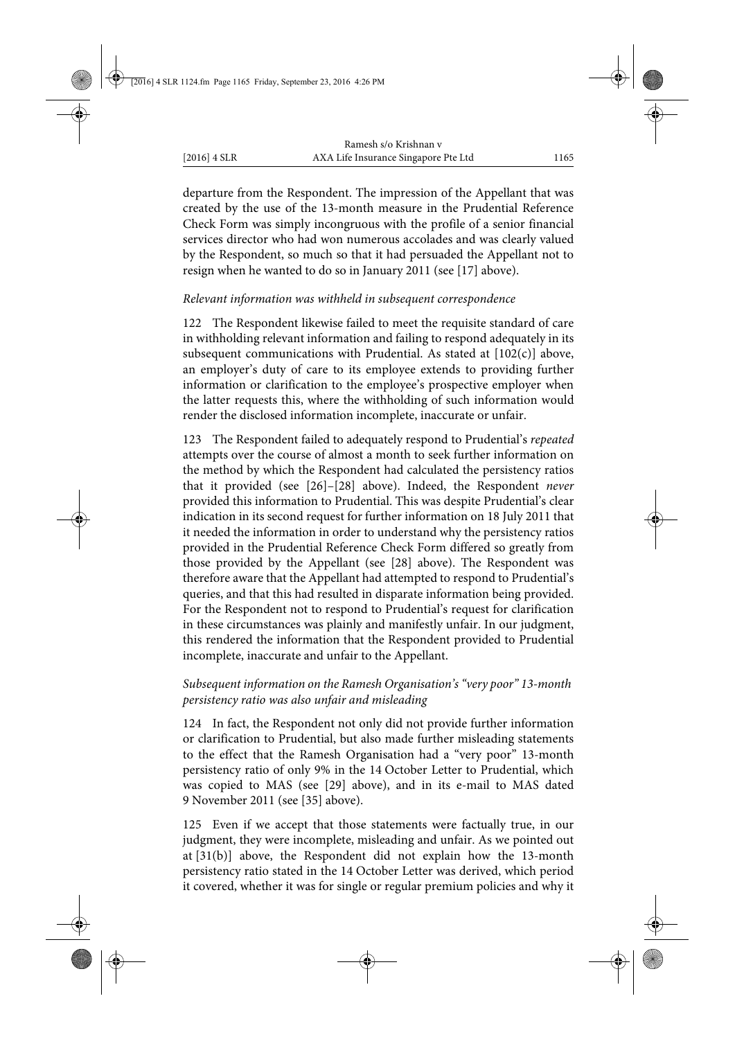departure from the Respondent. The impression of the Appellant that was created by the use of the 13-month measure in the Prudential Reference Check Form was simply incongruous with the profile of a senior financial services director who had won numerous accolades and was clearly valued by the Respondent, so much so that it had persuaded the Appellant not to resign when he wanted to do so in January 2011 (see [17] above).

*Relevant information was withheld in subsequent correspondence*

122 The Respondent likewise failed to meet the requisite standard of care in withholding relevant information and failing to respond adequately in its subsequent communications with Prudential. As stated at [102(c)] above, an employer's duty of care to its employee extends to providing further information or clarification to the employee's prospective employer when the latter requests this, where the withholding of such information would render the disclosed information incomplete, inaccurate or unfair.

123 The Respondent failed to adequately respond to Prudential's *repeated* attempts over the course of almost a month to seek further information on the method by which the Respondent had calculated the persistency ratios that it provided (see [26]–[28] above). Indeed, the Respondent *never* provided this information to Prudential. This was despite Prudential's clear indication in its second request for further information on 18 July 2011 that it needed the information in order to understand why the persistency ratios provided in the Prudential Reference Check Form differed so greatly from those provided by the Appellant (see [28] above). The Respondent was therefore aware that the Appellant had attempted to respond to Prudential's queries, and that this had resulted in disparate information being provided. For the Respondent not to respond to Prudential's request for clarification in these circumstances was plainly and manifestly unfair. In our judgment, this rendered the information that the Respondent provided to Prudential incomplete, inaccurate and unfair to the Appellant.

*Subsequent information on the Ramesh Organisation's "very poor" 13-month persistency ratio was also unfair and misleading*

124 In fact, the Respondent not only did not provide further information or clarification to Prudential, but also made further misleading statements to the effect that the Ramesh Organisation had a "very poor" 13-month persistency ratio of only 9% in the 14 October Letter to Prudential, which was copied to MAS (see [29] above), and in its e-mail to MAS dated 9 November 2011 (see [35] above).

125 Even if we accept that those statements were factually true, in our judgment, they were incomplete, misleading and unfair. As we pointed out at [31(b)] above, the Respondent did not explain how the 13-month persistency ratio stated in the 14 October Letter was derived, which period it covered, whether it was for single or regular premium policies and why it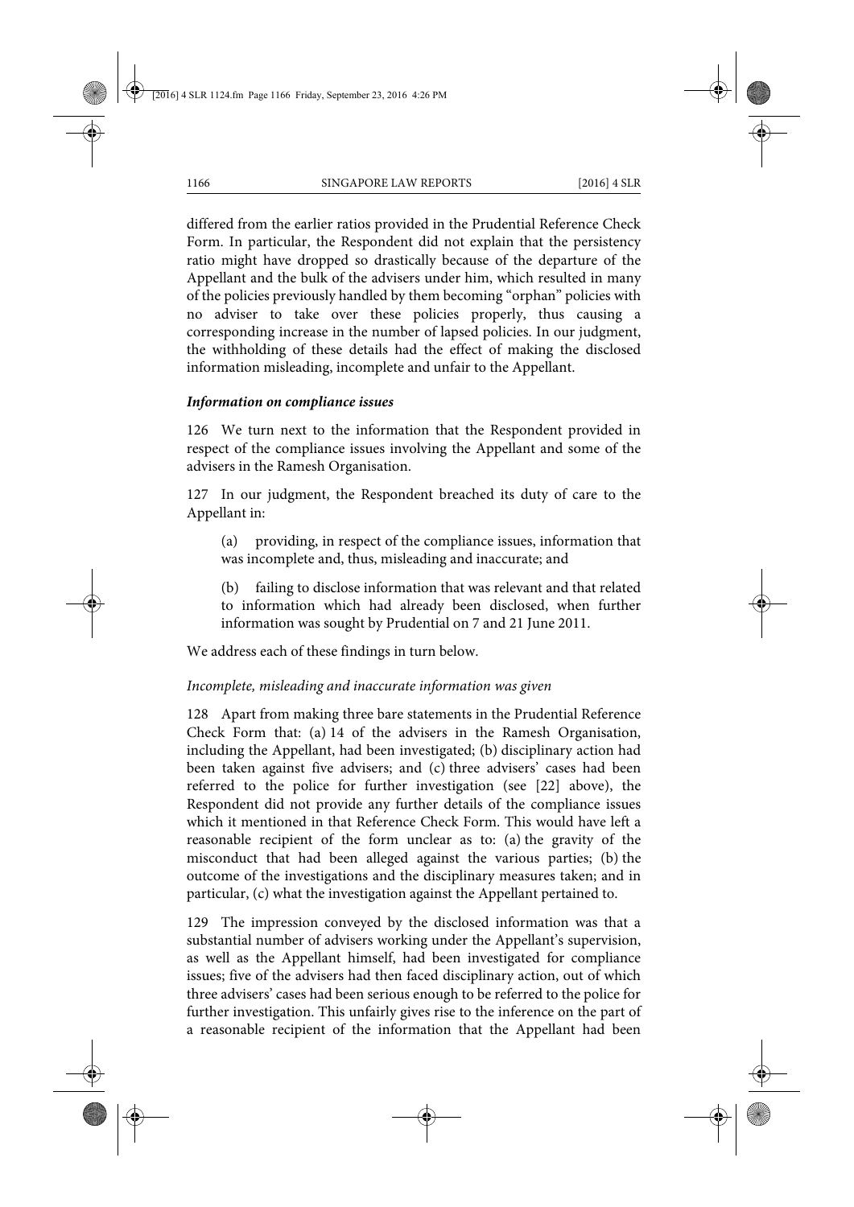differed from the earlier ratios provided in the Prudential Reference Check Form. In particular, the Respondent did not explain that the persistency ratio might have dropped so drastically because of the departure of the Appellant and the bulk of the advisers under him, which resulted in many of the policies previously handled by them becoming "orphan" policies with no adviser to take over these policies properly, thus causing a corresponding increase in the number of lapsed policies. In our judgment, the withholding of these details had the effect of making the disclosed information misleading, incomplete and unfair to the Appellant.

***Information on compliance issues***

126 We turn next to the information that the Respondent provided in respect of the compliance issues involving the Appellant and some of the advisers in the Ramesh Organisation.

127 In our judgment, the Respondent breached its duty of care to the Appellant in:

> (a) providing, in respect of the compliance issues, information that was incomplete and, thus, misleading and inaccurate; and
>
> (b) failing to disclose information that was relevant and that related to information which had already been disclosed, when further information was sought by Prudential on 7 and 21 June 2011.

We address each of these findings in turn below.

*Incomplete, misleading and inaccurate information was given*

128 Apart from making three bare statements in the Prudential Reference Check Form that: (a) 14 of the advisers in the Ramesh Organisation, including the Appellant, had been investigated; (b) disciplinary action had been taken against five advisers; and (c) three advisers' cases had been referred to the police for further investigation (see [22] above), the Respondent did not provide any further details of the compliance issues which it mentioned in that Reference Check Form. This would have left a reasonable recipient of the form unclear as to: (a) the gravity of the misconduct that had been alleged against the various parties; (b) the outcome of the investigations and the disciplinary measures taken; and in particular, (c) what the investigation against the Appellant pertained to.

129 The impression conveyed by the disclosed information was that a substantial number of advisers working under the Appellant's supervision, as well as the Appellant himself, had been investigated for compliance issues; five of the advisers had then faced disciplinary action, out of which three advisers' cases had been serious enough to be referred to the police for further investigation. This unfairly gives rise to the inference on the part of a reasonable recipient of the information that the Appellant had been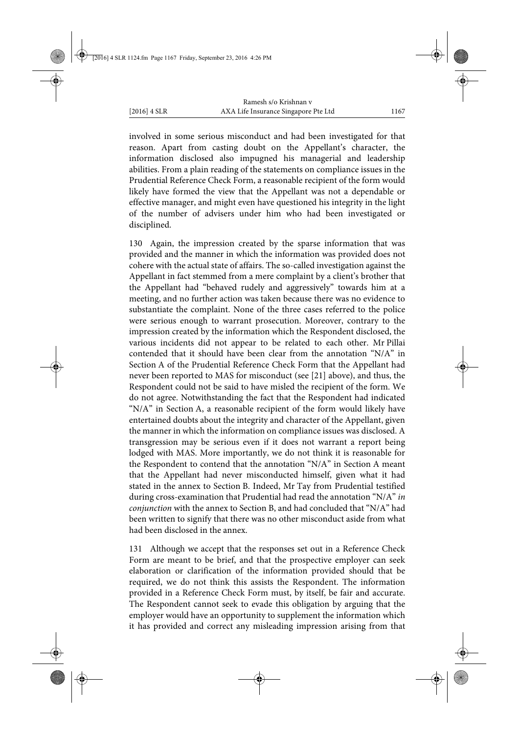involved in some serious misconduct and had been investigated for that reason. Apart from casting doubt on the Appellant's character, the information disclosed also impugned his managerial and leadership abilities. From a plain reading of the statements on compliance issues in the Prudential Reference Check Form, a reasonable recipient of the form would likely have formed the view that the Appellant was not a dependable or effective manager, and might even have questioned his integrity in the light of the number of advisers under him who had been investigated or disciplined.

130 Again, the impression created by the sparse information that was provided and the manner in which the information was provided does not cohere with the actual state of affairs. The so-called investigation against the Appellant in fact stemmed from a mere complaint by a client's brother that the Appellant had "behaved rudely and aggressively" towards him at a meeting, and no further action was taken because there was no evidence to substantiate the complaint. None of the three cases referred to the police were serious enough to warrant prosecution. Moreover, contrary to the impression created by the information which the Respondent disclosed, the various incidents did not appear to be related to each other. Mr Pillai contended that it should have been clear from the annotation "N/A" in Section A of the Prudential Reference Check Form that the Appellant had never been reported to MAS for misconduct (see [21] above), and thus, the Respondent could not be said to have misled the recipient of the form. We do not agree. Notwithstanding the fact that the Respondent had indicated "N/A" in Section A, a reasonable recipient of the form would likely have entertained doubts about the integrity and character of the Appellant, given the manner in which the information on compliance issues was disclosed. A transgression may be serious even if it does not warrant a report being lodged with MAS. More importantly, we do not think it is reasonable for the Respondent to contend that the annotation "N/A" in Section A meant that the Appellant had never misconducted himself, given what it had stated in the annex to Section B. Indeed, Mr Tay from Prudential testified during cross-examination that Prudential had read the annotation "N/A" *in conjunction* with the annex to Section B, and had concluded that "N/A" had been written to signify that there was no other misconduct aside from what had been disclosed in the annex.

131 Although we accept that the responses set out in a Reference Check Form are meant to be brief, and that the prospective employer can seek elaboration or clarification of the information provided should that be required, we do not think this assists the Respondent. The information provided in a Reference Check Form must, by itself, be fair and accurate. The Respondent cannot seek to evade this obligation by arguing that the employer would have an opportunity to supplement the information which it has provided and correct any misleading impression arising from that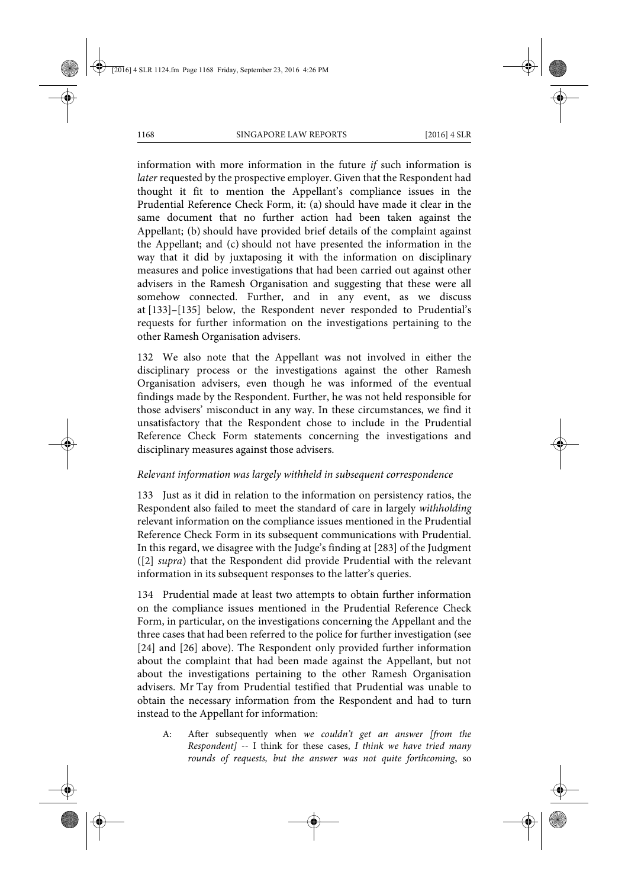information with more information in the future *if* such information is *later* requested by the prospective employer. Given that the Respondent had thought it fit to mention the Appellant's compliance issues in the Prudential Reference Check Form, it: (a) should have made it clear in the same document that no further action had been taken against the Appellant; (b) should have provided brief details of the complaint against the Appellant; and (c) should not have presented the information in the way that it did by juxtaposing it with the information on disciplinary measures and police investigations that had been carried out against other advisers in the Ramesh Organisation and suggesting that these were all somehow connected. Further, and in any event, as we discuss at [133]–[135] below, the Respondent never responded to Prudential's requests for further information on the investigations pertaining to the other Ramesh Organisation advisers.

132 We also note that the Appellant was not involved in either the disciplinary process or the investigations against the other Ramesh Organisation advisers, even though he was informed of the eventual findings made by the Respondent. Further, he was not held responsible for those advisers' misconduct in any way. In these circumstances, we find it unsatisfactory that the Respondent chose to include in the Prudential Reference Check Form statements concerning the investigations and disciplinary measures against those advisers.

*Relevant information was largely withheld in subsequent correspondence*

133 Just as it did in relation to the information on persistency ratios, the Respondent also failed to meet the standard of care in largely *withholding* relevant information on the compliance issues mentioned in the Prudential Reference Check Form in its subsequent communications with Prudential. In this regard, we disagree with the Judge's finding at [283] of the Judgment ([2] *supra*) that the Respondent did provide Prudential with the relevant information in its subsequent responses to the latter's queries.

134 Prudential made at least two attempts to obtain further information on the compliance issues mentioned in the Prudential Reference Check Form, in particular, on the investigations concerning the Appellant and the three cases that had been referred to the police for further investigation (see [24] and [26] above). The Respondent only provided further information about the complaint that had been made against the Appellant, but not about the investigations pertaining to the other Ramesh Organisation advisers. Mr Tay from Prudential testified that Prudential was unable to obtain the necessary information from the Respondent and had to turn instead to the Appellant for information:

> A: After subsequently when *we couldn't get an answer [from the Respondent]* -- I think for these cases, *I think we have tried many rounds of requests, but the answer was not quite forthcoming*, so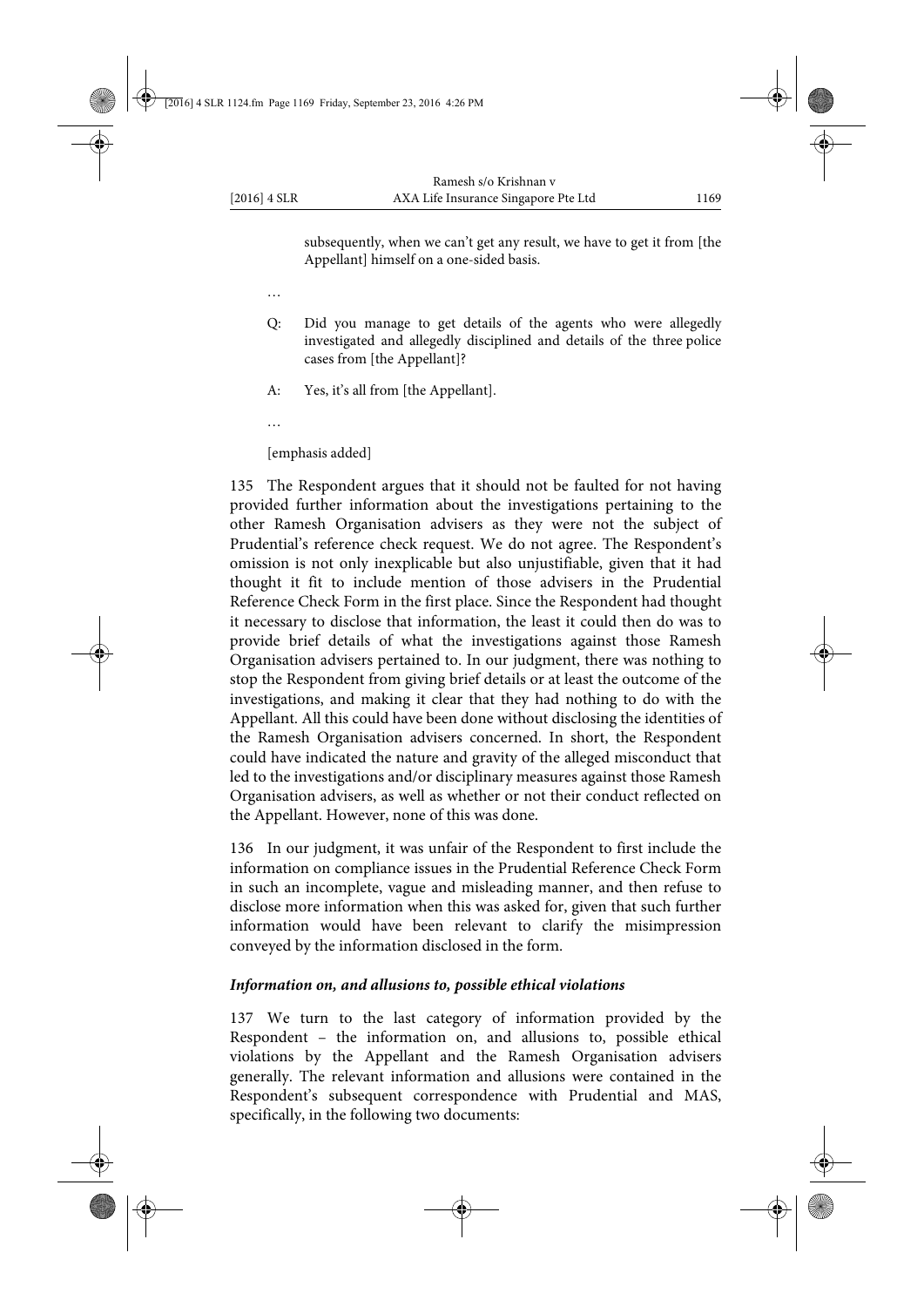> subsequently, when we can't get any result, we have to get it from [the Appellant] himself on a one-sided basis.
>
> …
>
> Q: Did you manage to get details of the agents who were allegedly investigated and allegedly disciplined and details of the three police cases from [the Appellant]?
>
> A: Yes, it's all from [the Appellant].
>
> …
>
> [emphasis added]

135 The Respondent argues that it should not be faulted for not having provided further information about the investigations pertaining to the other Ramesh Organisation advisers as they were not the subject of Prudential's reference check request. We do not agree. The Respondent's omission is not only inexplicable but also unjustifiable, given that it had thought it fit to include mention of those advisers in the Prudential Reference Check Form in the first place. Since the Respondent had thought it necessary to disclose that information, the least it could then do was to provide brief details of what the investigations against those Ramesh Organisation advisers pertained to. In our judgment, there was nothing to stop the Respondent from giving brief details or at least the outcome of the investigations, and making it clear that they had nothing to do with the Appellant. All this could have been done without disclosing the identities of the Ramesh Organisation advisers concerned. In short, the Respondent could have indicated the nature and gravity of the alleged misconduct that led to the investigations and/or disciplinary measures against those Ramesh Organisation advisers, as well as whether or not their conduct reflected on the Appellant. However, none of this was done.

136 In our judgment, it was unfair of the Respondent to first include the information on compliance issues in the Prudential Reference Check Form in such an incomplete, vague and misleading manner, and then refuse to disclose more information when this was asked for, given that such further information would have been relevant to clarify the misimpression conveyed by the information disclosed in the form.

***Information on, and allusions to, possible ethical violations***

137 We turn to the last category of information provided by the Respondent – the information on, and allusions to, possible ethical violations by the Appellant and the Ramesh Organisation advisers generally. The relevant information and allusions were contained in the Respondent's subsequent correspondence with Prudential and MAS, specifically, in the following two documents: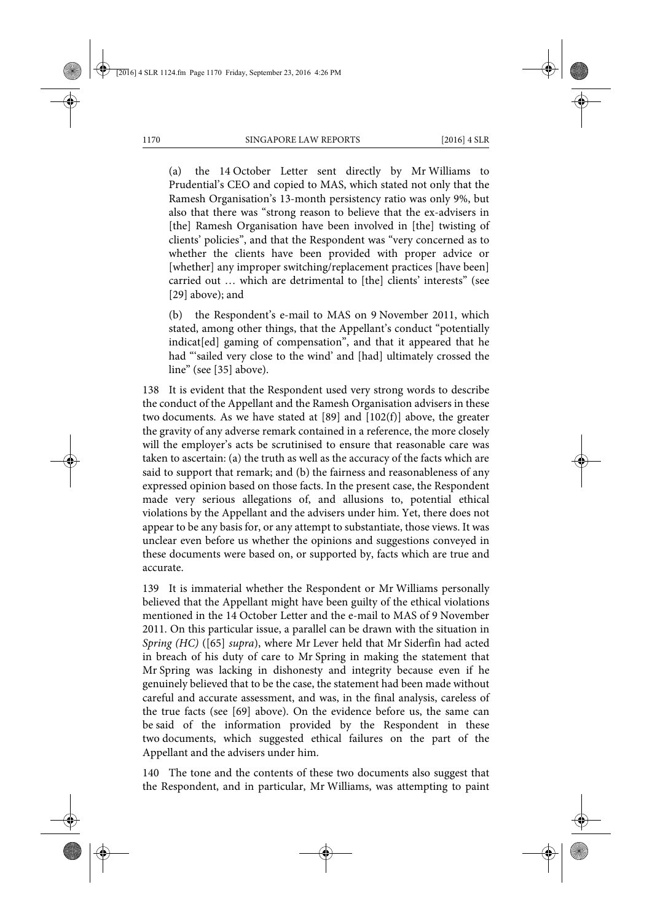(a) the 14 October Letter sent directly by Mr Williams to Prudential's CEO and copied to MAS, which stated not only that the Ramesh Organisation's 13-month persistency ratio was only 9%, but also that there was "strong reason to believe that the ex-advisers in [the] Ramesh Organisation have been involved in [the] twisting of clients' policies", and that the Respondent was "very concerned as to whether the clients have been provided with proper advice or [whether] any improper switching/replacement practices [have been] carried out … which are detrimental to [the] clients' interests" (see [29] above); and

(b) the Respondent's e-mail to MAS on 9 November 2011, which stated, among other things, that the Appellant's conduct "potentially indicat[ed] gaming of compensation", and that it appeared that he had "'sailed very close to the wind' and [had] ultimately crossed the line" (see [35] above).

138 It is evident that the Respondent used very strong words to describe the conduct of the Appellant and the Ramesh Organisation advisers in these two documents. As we have stated at [89] and [102(f)] above, the greater the gravity of any adverse remark contained in a reference, the more closely will the employer's acts be scrutinised to ensure that reasonable care was taken to ascertain: (a) the truth as well as the accuracy of the facts which are said to support that remark; and (b) the fairness and reasonableness of any expressed opinion based on those facts. In the present case, the Respondent made very serious allegations of, and allusions to, potential ethical violations by the Appellant and the advisers under him. Yet, there does not appear to be any basis for, or any attempt to substantiate, those views. It was unclear even before us whether the opinions and suggestions conveyed in these documents were based on, or supported by, facts which are true and accurate.

139 It is immaterial whether the Respondent or Mr Williams personally believed that the Appellant might have been guilty of the ethical violations mentioned in the 14 October Letter and the e-mail to MAS of 9 November 2011. On this particular issue, a parallel can be drawn with the situation in *Spring (HC)* ([65] *supra*), where Mr Lever held that Mr Siderfin had acted in breach of his duty of care to Mr Spring in making the statement that Mr Spring was lacking in dishonesty and integrity because even if he genuinely believed that to be the case, the statement had been made without careful and accurate assessment, and was, in the final analysis, careless of the true facts (see [69] above). On the evidence before us, the same can be said of the information provided by the Respondent in these two documents, which suggested ethical failures on the part of the Appellant and the advisers under him.

140 The tone and the contents of these two documents also suggest that the Respondent, and in particular, Mr Williams, was attempting to paint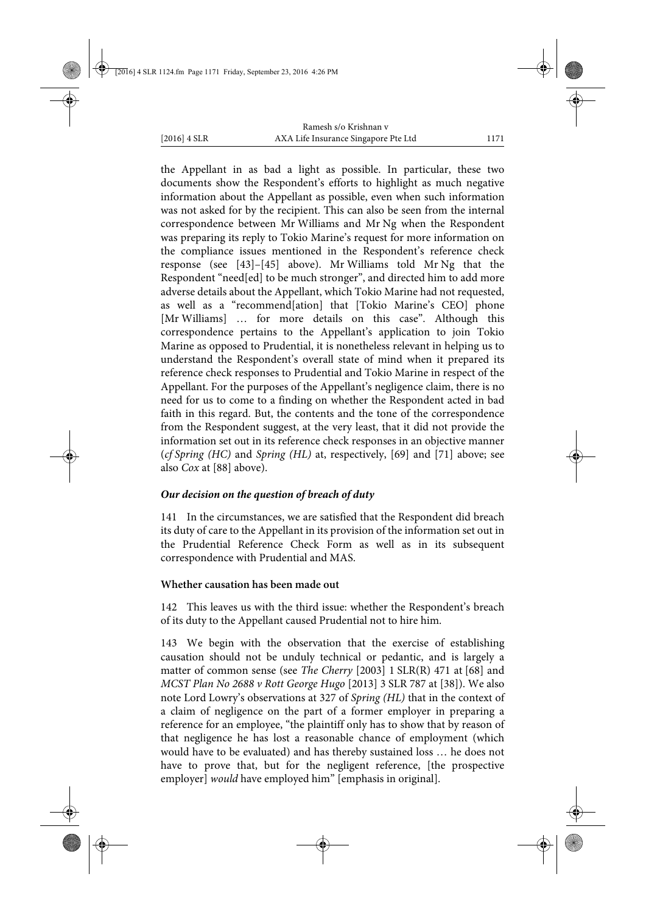the Appellant in as bad a light as possible. In particular, these two documents show the Respondent's efforts to highlight as much negative information about the Appellant as possible, even when such information was not asked for by the recipient. This can also be seen from the internal correspondence between Mr Williams and Mr Ng when the Respondent was preparing its reply to Tokio Marine's request for more information on the compliance issues mentioned in the Respondent's reference check response (see [43]–[45] above). Mr Williams told Mr Ng that the Respondent "need[ed] to be much stronger", and directed him to add more adverse details about the Appellant, which Tokio Marine had not requested, as well as a "recommend[ation] that [Tokio Marine's CEO] phone [Mr Williams] … for more details on this case". Although this correspondence pertains to the Appellant's application to join Tokio Marine as opposed to Prudential, it is nonetheless relevant in helping us to understand the Respondent's overall state of mind when it prepared its reference check responses to Prudential and Tokio Marine in respect of the Appellant. For the purposes of the Appellant's negligence claim, there is no need for us to come to a finding on whether the Respondent acted in bad faith in this regard. But, the contents and the tone of the correspondence from the Respondent suggest, at the very least, that it did not provide the information set out in its reference check responses in an objective manner (*cf Spring (HC)* and *Spring (HL)* at, respectively, [69] and [71] above; see also *Cox* at [88] above).

***Our decision on the question of breach of duty***

141 In the circumstances, we are satisfied that the Respondent did breach its duty of care to the Appellant in its provision of the information set out in the Prudential Reference Check Form as well as in its subsequent correspondence with Prudential and MAS.

**Whether causation has been made out**

142 This leaves us with the third issue: whether the Respondent's breach of its duty to the Appellant caused Prudential not to hire him.

143 We begin with the observation that the exercise of establishing causation should not be unduly technical or pedantic, and is largely a matter of common sense (see *The Cherry* [2003] 1 SLR(R) 471 at [68] and *MCST Plan No 2688 v Rott George Hugo* [2013] 3 SLR 787 at [38]). We also note Lord Lowry's observations at 327 of *Spring (HL)* that in the context of a claim of negligence on the part of a former employer in preparing a reference for an employee, "the plaintiff only has to show that by reason of that negligence he has lost a reasonable chance of employment (which would have to be evaluated) and has thereby sustained loss … he does not have to prove that, but for the negligent reference, [the prospective employer] *would* have employed him" [emphasis in original].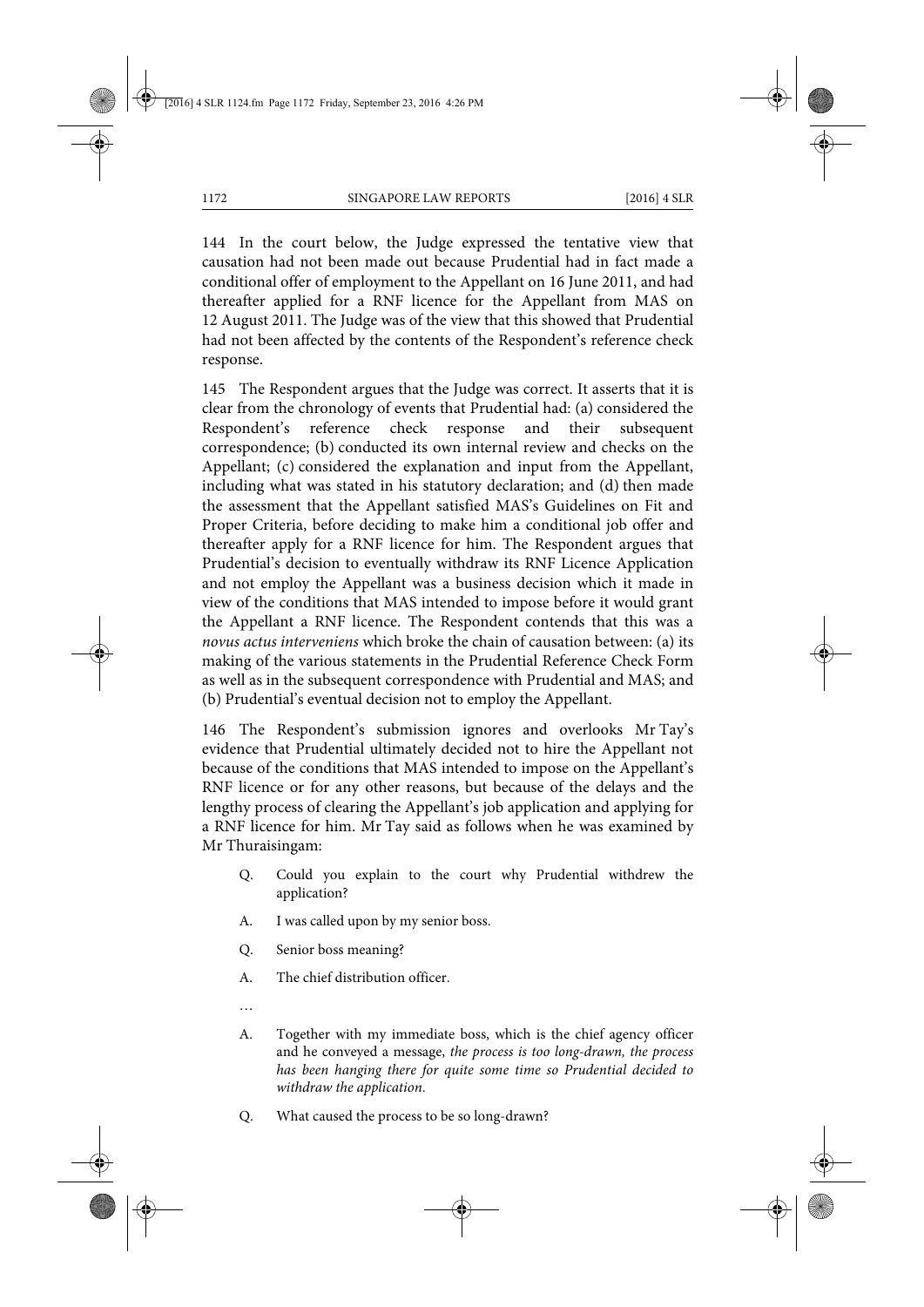144 In the court below, the Judge expressed the tentative view that causation had not been made out because Prudential had in fact made a conditional offer of employment to the Appellant on 16 June 2011, and had thereafter applied for a RNF licence for the Appellant from MAS on 12 August 2011. The Judge was of the view that this showed that Prudential had not been affected by the contents of the Respondent's reference check response.

145 The Respondent argues that the Judge was correct. It asserts that it is clear from the chronology of events that Prudential had: (a) considered the Respondent's reference check response and their subsequent correspondence; (b) conducted its own internal review and checks on the Appellant; (c) considered the explanation and input from the Appellant, including what was stated in his statutory declaration; and (d) then made the assessment that the Appellant satisfied MAS's Guidelines on Fit and Proper Criteria, before deciding to make him a conditional job offer and thereafter apply for a RNF licence for him. The Respondent argues that Prudential's decision to eventually withdraw its RNF Licence Application and not employ the Appellant was a business decision which it made in view of the conditions that MAS intended to impose before it would grant the Appellant a RNF licence. The Respondent contends that this was a *novus actus interveniens* which broke the chain of causation between: (a) its making of the various statements in the Prudential Reference Check Form as well as in the subsequent correspondence with Prudential and MAS; and (b) Prudential's eventual decision not to employ the Appellant.

146 The Respondent's submission ignores and overlooks Mr Tay's evidence that Prudential ultimately decided not to hire the Appellant not because of the conditions that MAS intended to impose on the Appellant's RNF licence or for any other reasons, but because of the delays and the lengthy process of clearing the Appellant's job application and applying for a RNF licence for him. Mr Tay said as follows when he was examined by Mr Thuraisingam:

> Q. Could you explain to the court why Prudential withdrew the application?
>
> A. I was called upon by my senior boss.
>
> Q. Senior boss meaning?
>
> A. The chief distribution officer.
>
> …
>
> A. Together with my immediate boss, which is the chief agency officer and he conveyed a message, *the process is too long-drawn, the process has been hanging there for quite some time so Prudential decided to withdraw the application*.
>
> Q. What caused the process to be so long-drawn?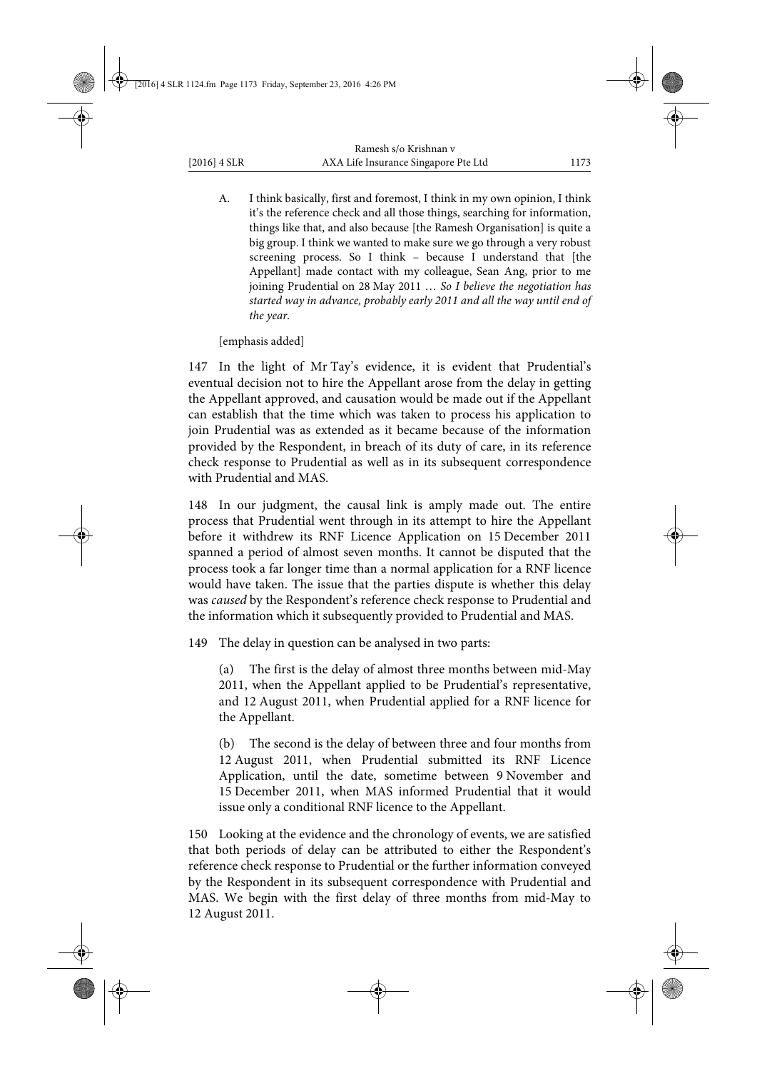> A. I think basically, first and foremost, I think in my own opinion, I think it's the reference check and all those things, searching for information, things like that, and also because [the Ramesh Organisation] is quite a big group. I think we wanted to make sure we go through a very robust screening process. So I think – because I understand that [the Appellant] made contact with my colleague, Sean Ang, prior to me joining Prudential on 28 May 2011 … *So I believe the negotiation has started way in advance, probably early 2011 and all the way until end of the year.*
>
> [emphasis added]

147 In the light of Mr Tay's evidence, it is evident that Prudential's eventual decision not to hire the Appellant arose from the delay in getting the Appellant approved, and causation would be made out if the Appellant can establish that the time which was taken to process his application to join Prudential was as extended as it became because of the information provided by the Respondent, in breach of its duty of care, in its reference check response to Prudential as well as in its subsequent correspondence with Prudential and MAS.

148 In our judgment, the causal link is amply made out. The entire process that Prudential went through in its attempt to hire the Appellant before it withdrew its RNF Licence Application on 15 December 2011 spanned a period of almost seven months. It cannot be disputed that the process took a far longer time than a normal application for a RNF licence would have taken. The issue that the parties dispute is whether this delay was *caused* by the Respondent's reference check response to Prudential and the information which it subsequently provided to Prudential and MAS.

149 The delay in question can be analysed in two parts:

> (a) The first is the delay of almost three months between mid-May 2011, when the Appellant applied to be Prudential's representative, and 12 August 2011, when Prudential applied for a RNF licence for the Appellant.
>
> (b) The second is the delay of between three and four months from 12 August 2011, when Prudential submitted its RNF Licence Application, until the date, sometime between 9 November and 15 December 2011, when MAS informed Prudential that it would issue only a conditional RNF licence to the Appellant.

150 Looking at the evidence and the chronology of events, we are satisfied that both periods of delay can be attributed to either the Respondent's reference check response to Prudential or the further information conveyed by the Respondent in its subsequent correspondence with Prudential and MAS. We begin with the first delay of three months from mid-May to 12 August 2011.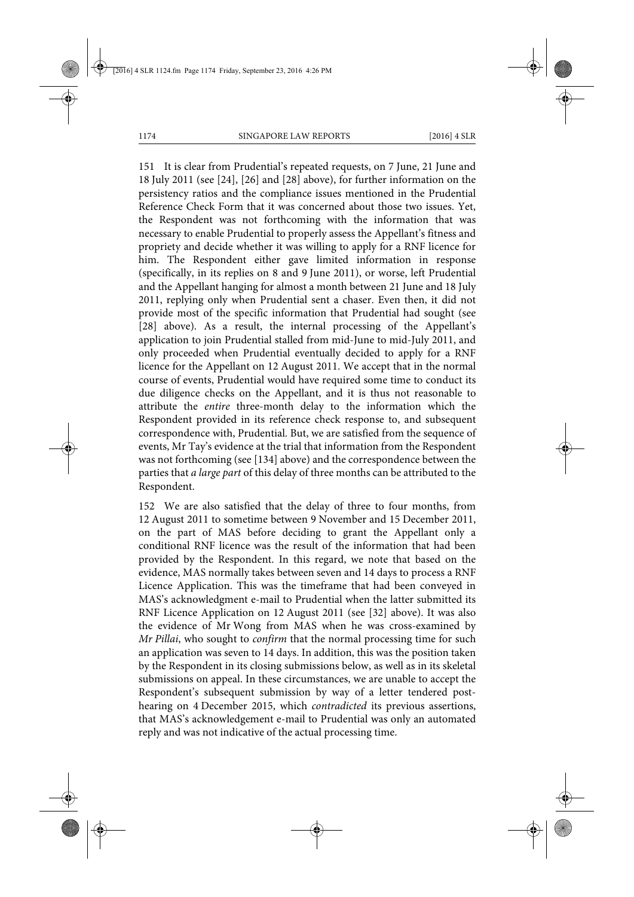151 It is clear from Prudential's repeated requests, on 7 June, 21 June and 18 July 2011 (see [24], [26] and [28] above), for further information on the persistency ratios and the compliance issues mentioned in the Prudential Reference Check Form that it was concerned about those two issues. Yet, the Respondent was not forthcoming with the information that was necessary to enable Prudential to properly assess the Appellant's fitness and propriety and decide whether it was willing to apply for a RNF licence for him. The Respondent either gave limited information in response (specifically, in its replies on 8 and 9 June 2011), or worse, left Prudential and the Appellant hanging for almost a month between 21 June and 18 July 2011, replying only when Prudential sent a chaser. Even then, it did not provide most of the specific information that Prudential had sought (see [28] above). As a result, the internal processing of the Appellant's application to join Prudential stalled from mid-June to mid-July 2011, and only proceeded when Prudential eventually decided to apply for a RNF licence for the Appellant on 12 August 2011. We accept that in the normal course of events, Prudential would have required some time to conduct its due diligence checks on the Appellant, and it is thus not reasonable to attribute the *entire* three-month delay to the information which the Respondent provided in its reference check response to, and subsequent correspondence with, Prudential. But, we are satisfied from the sequence of events, Mr Tay's evidence at the trial that information from the Respondent was not forthcoming (see [134] above) and the correspondence between the parties that *a large part* of this delay of three months can be attributed to the Respondent.

152 We are also satisfied that the delay of three to four months, from 12 August 2011 to sometime between 9 November and 15 December 2011, on the part of MAS before deciding to grant the Appellant only a conditional RNF licence was the result of the information that had been provided by the Respondent. In this regard, we note that based on the evidence, MAS normally takes between seven and 14 days to process a RNF Licence Application. This was the timeframe that had been conveyed in MAS's acknowledgment e-mail to Prudential when the latter submitted its RNF Licence Application on 12 August 2011 (see [32] above). It was also the evidence of Mr Wong from MAS when he was cross-examined by *Mr Pillai*, who sought to *confirm* that the normal processing time for such an application was seven to 14 days. In addition, this was the position taken by the Respondent in its closing submissions below, as well as in its skeletal submissions on appeal. In these circumstances, we are unable to accept the Respondent's subsequent submission by way of a letter tendered post-hearing on 4 December 2015, which *contradicted* its previous assertions, that MAS's acknowledgement e-mail to Prudential was only an automated reply and was not indicative of the actual processing time.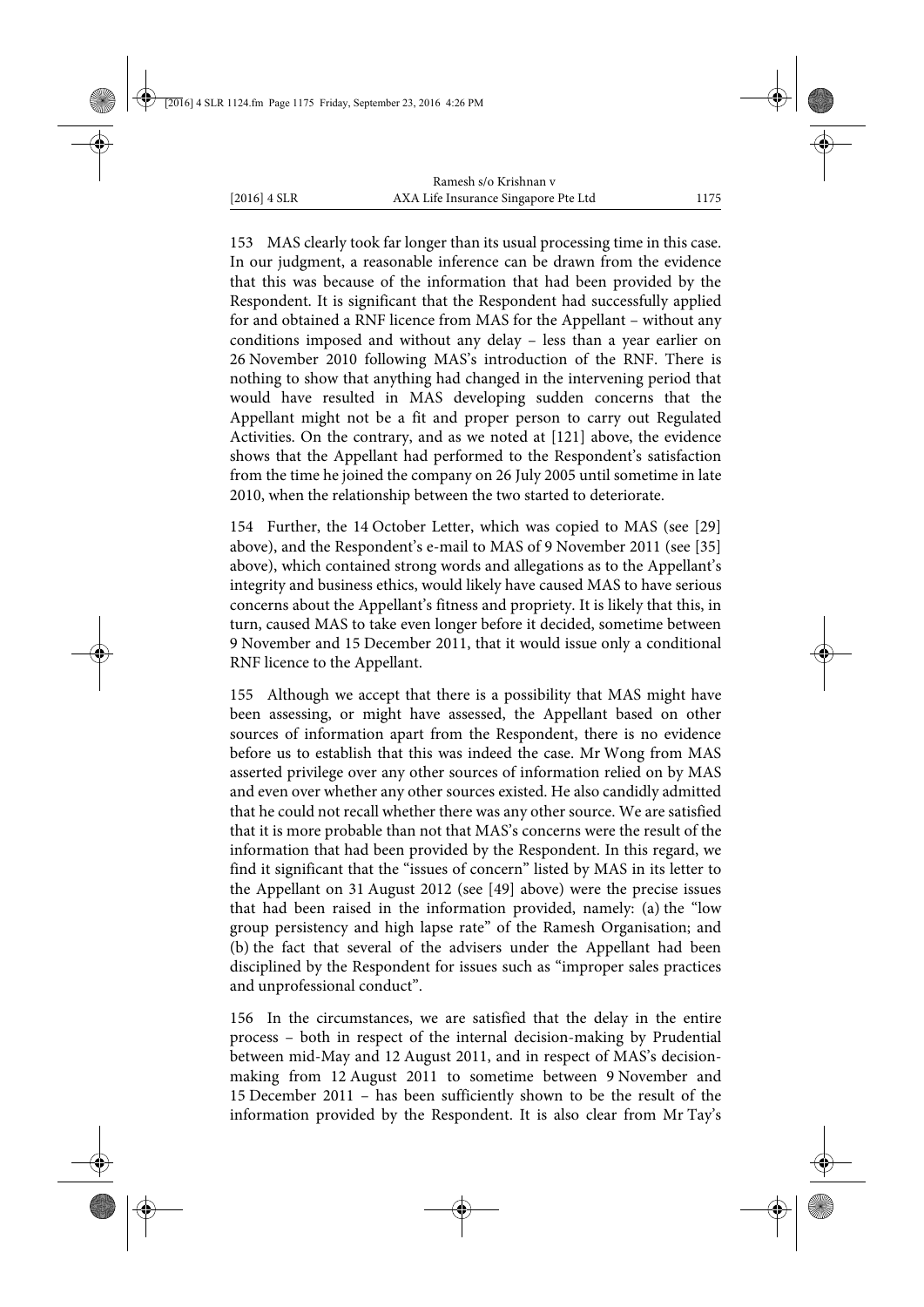153 MAS clearly took far longer than its usual processing time in this case. In our judgment, a reasonable inference can be drawn from the evidence that this was because of the information that had been provided by the Respondent. It is significant that the Respondent had successfully applied for and obtained a RNF licence from MAS for the Appellant – without any conditions imposed and without any delay – less than a year earlier on 26 November 2010 following MAS's introduction of the RNF. There is nothing to show that anything had changed in the intervening period that would have resulted in MAS developing sudden concerns that the Appellant might not be a fit and proper person to carry out Regulated Activities. On the contrary, and as we noted at [121] above, the evidence shows that the Appellant had performed to the Respondent's satisfaction from the time he joined the company on 26 July 2005 until sometime in late 2010, when the relationship between the two started to deteriorate.

154 Further, the 14 October Letter, which was copied to MAS (see [29] above), and the Respondent's e-mail to MAS of 9 November 2011 (see [35] above), which contained strong words and allegations as to the Appellant's integrity and business ethics, would likely have caused MAS to have serious concerns about the Appellant's fitness and propriety. It is likely that this, in turn, caused MAS to take even longer before it decided, sometime between 9 November and 15 December 2011, that it would issue only a conditional RNF licence to the Appellant.

155 Although we accept that there is a possibility that MAS might have been assessing, or might have assessed, the Appellant based on other sources of information apart from the Respondent, there is no evidence before us to establish that this was indeed the case. Mr Wong from MAS asserted privilege over any other sources of information relied on by MAS and even over whether any other sources existed. He also candidly admitted that he could not recall whether there was any other source. We are satisfied that it is more probable than not that MAS's concerns were the result of the information that had been provided by the Respondent. In this regard, we find it significant that the "issues of concern" listed by MAS in its letter to the Appellant on 31 August 2012 (see [49] above) were the precise issues that had been raised in the information provided, namely: (a) the "low group persistency and high lapse rate" of the Ramesh Organisation; and (b) the fact that several of the advisers under the Appellant had been disciplined by the Respondent for issues such as "improper sales practices and unprofessional conduct".

156 In the circumstances, we are satisfied that the delay in the entire process – both in respect of the internal decision-making by Prudential between mid-May and 12 August 2011, and in respect of MAS's decision-making from 12 August 2011 to sometime between 9 November and 15 December 2011 – has been sufficiently shown to be the result of the information provided by the Respondent. It is also clear from Mr Tay's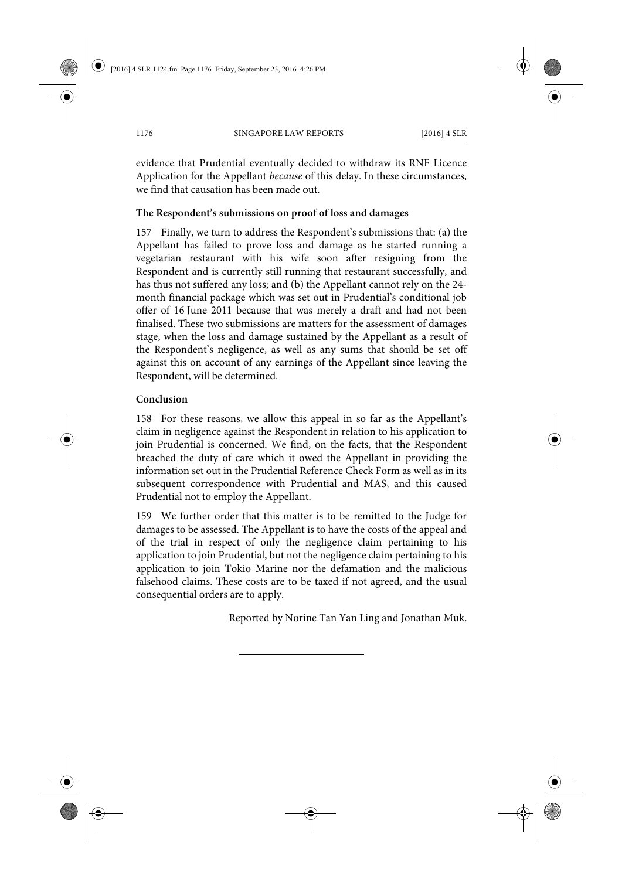evidence that Prudential eventually decided to withdraw its RNF Licence Application for the Appellant *because* of this delay. In these circumstances, we find that causation has been made out.

**The Respondent's submissions on proof of loss and damages**

157 Finally, we turn to address the Respondent's submissions that: (a) the Appellant has failed to prove loss and damage as he started running a vegetarian restaurant with his wife soon after resigning from the Respondent and is currently still running that restaurant successfully, and has thus not suffered any loss; and (b) the Appellant cannot rely on the 24-month financial package which was set out in Prudential's conditional job offer of 16 June 2011 because that was merely a draft and had not been finalised. These two submissions are matters for the assessment of damages stage, when the loss and damage sustained by the Appellant as a result of the Respondent's negligence, as well as any sums that should be set off against this on account of any earnings of the Appellant since leaving the Respondent, will be determined.

**Conclusion**

158 For these reasons, we allow this appeal in so far as the Appellant's claim in negligence against the Respondent in relation to his application to join Prudential is concerned. We find, on the facts, that the Respondent breached the duty of care which it owed the Appellant in providing the information set out in the Prudential Reference Check Form as well as in its subsequent correspondence with Prudential and MAS, and this caused Prudential not to employ the Appellant.

159 We further order that this matter is to be remitted to the Judge for damages to be assessed. The Appellant is to have the costs of the appeal and of the trial in respect of only the negligence claim pertaining to his application to join Prudential, but not the negligence claim pertaining to his application to join Tokio Marine nor the defamation and the malicious falsehood claims. These costs are to be taxed if not agreed, and the usual consequential orders are to apply.

Reported by Norine Tan Yan Ling and Jonathan Muk.